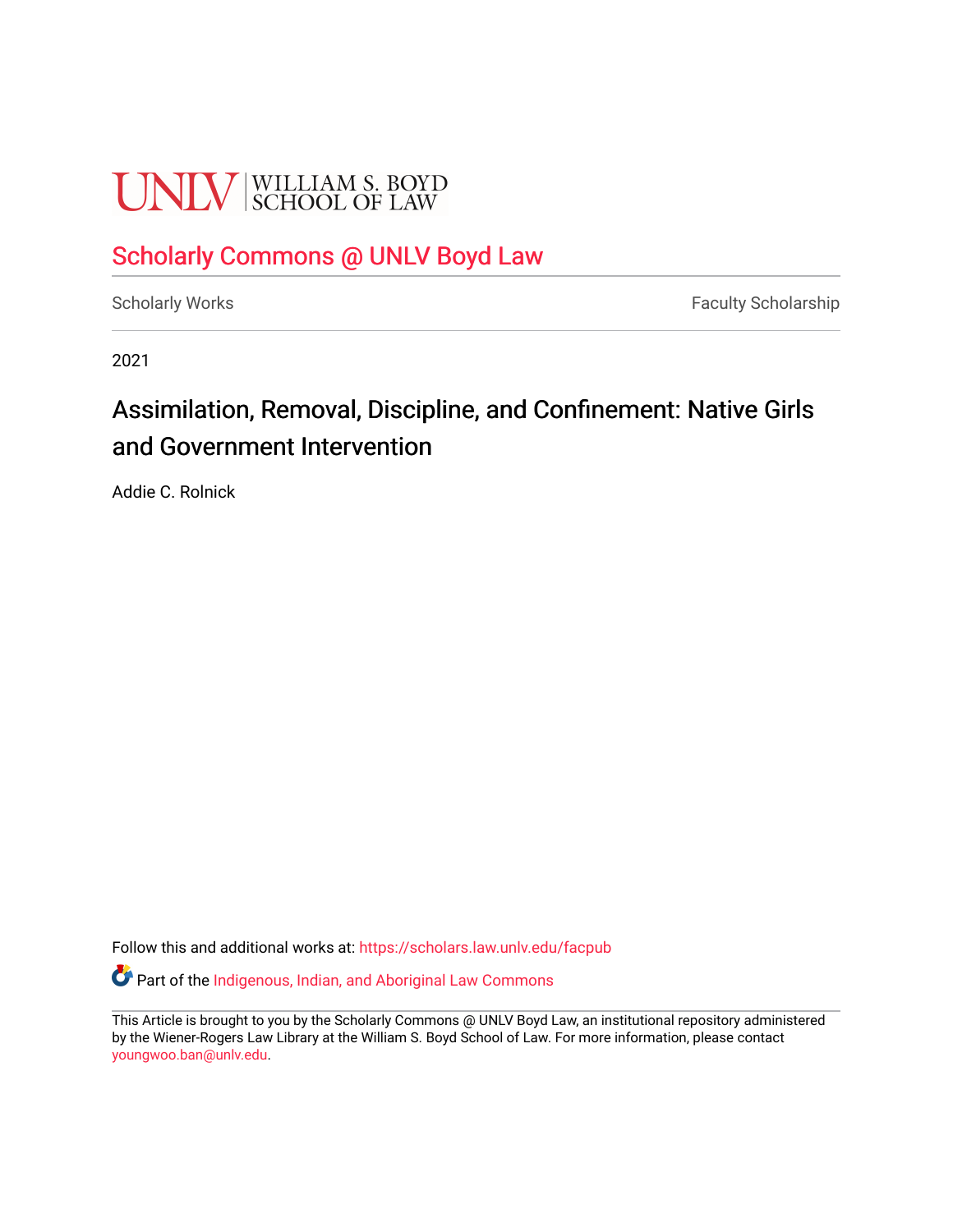UNLV | WILLIAM S. BOYD SCHOOL OF LAW

Scholarly Commons @ UNLV Boyd Law

Scholarly Works | Faculty Scholarship

2021

# Assimilation, Removal, Discipline, and Confinement: Native Girls and Government Intervention

Addie C. Rolnick

Follow this and additional works at: https://scholars.law.unlv.edu/facpub

Part of the Indigenous, Indian, and Aboriginal Law Commons

This Article is brought to you by the Scholarly Commons @ UNLV Boyd Law, an institutional repository administered by the Wiener-Rogers Law Library at the William S. Boyd School of Law. For more information, please contact youngwoo.ban@unlv.edu.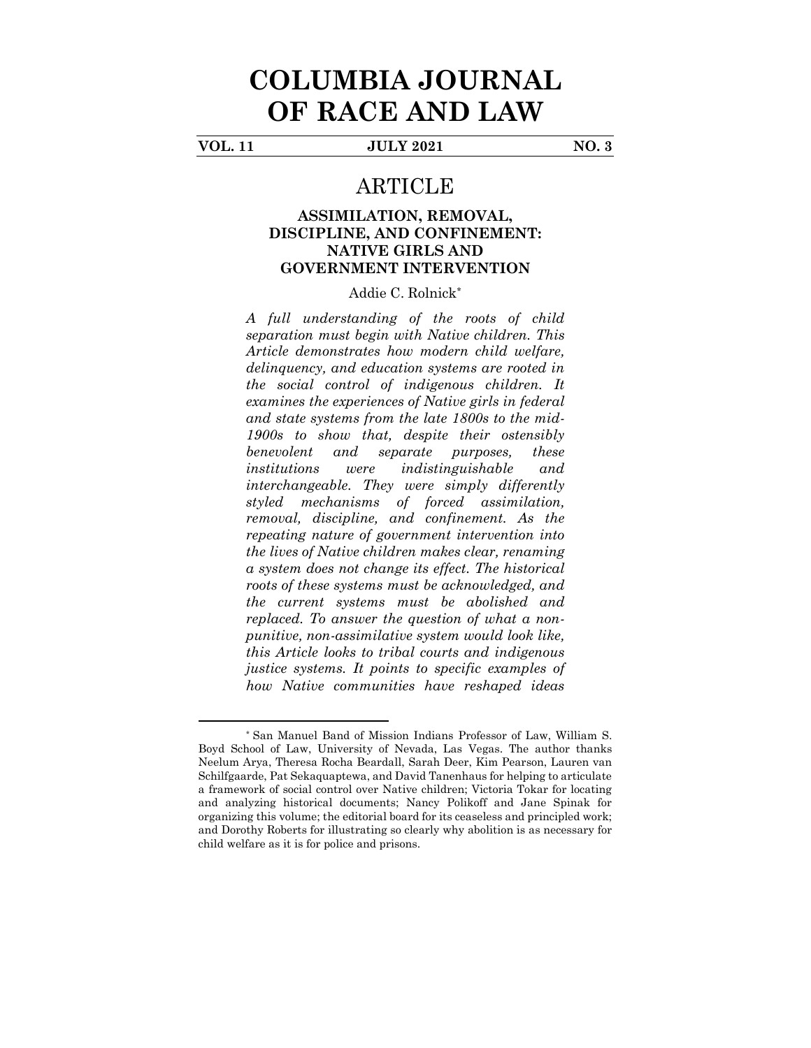# COLUMBIA JOURNAL OF RACE AND LAW

**VOL. 11** **JULY 2021** **NO. 3**

## ARTICLE

### ASSIMILATION, REMOVAL, DISCIPLINE, AND CONFINEMENT: NATIVE GIRLS AND GOVERNMENT INTERVENTION

Addie C. Rolnick*

*A full understanding of the roots of child separation must begin with Native children. This Article demonstrates how modern child welfare, delinquency, and education systems are rooted in the social control of indigenous children. It examines the experiences of Native girls in federal and state systems from the late 1800s to the mid-1900s to show that, despite their ostensibly benevolent and separate purposes, these institutions were indistinguishable and interchangeable. They were simply differently styled mechanisms of forced assimilation, removal, discipline, and confinement. As the repeating nature of government intervention into the lives of Native children makes clear, renaming a system does not change its effect. The historical roots of these systems must be acknowledged, and the current systems must be abolished and replaced. To answer the question of what a non-punitive, non-assimilative system would look like, this Article looks to tribal courts and indigenous justice systems. It points to specific examples of how Native communities have reshaped ideas*

---

* San Manuel Band of Mission Indians Professor of Law, William S. Boyd School of Law, University of Nevada, Las Vegas. The author thanks Neelum Arya, Theresa Rocha Beardall, Sarah Deer, Kim Pearson, Lauren van Schilfgaarde, Pat Sekaquaptewa, and David Tanenhaus for helping to articulate a framework of social control over Native children; Victoria Tokar for locating and analyzing historical documents; Nancy Polikoff and Jane Spinak for organizing this volume; the editorial board for its ceaseless and principled work; and Dorothy Roberts for illustrating so clearly why abolition is as necessary for child welfare as it is for police and prisons.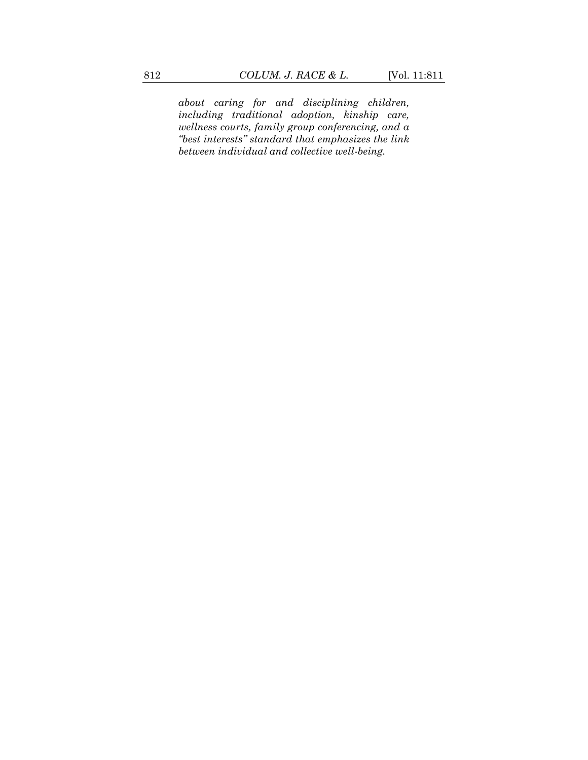*about caring for and disciplining children, including traditional adoption, kinship care, wellness courts, family group conferencing, and a "best interests" standard that emphasizes the link between individual and collective well-being.*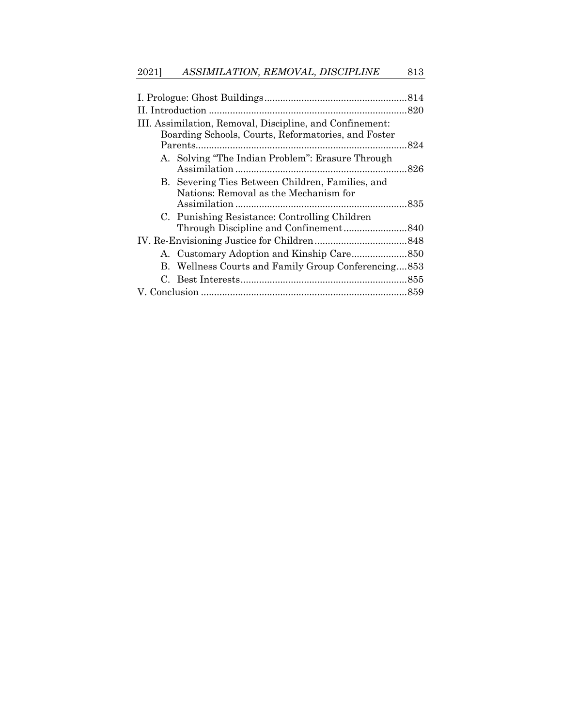I. Prologue: Ghost Buildings ......................................................814

II. Introduction ...........................................................................820

III. Assimilation, Removal, Discipline, and Confinement: Boarding Schools, Courts, Reformatories, and Foster Parents................................................................................824

- A. Solving "The Indian Problem": Erasure Through Assimilation .................................................................826
- B. Severing Ties Between Children, Families, and Nations: Removal as the Mechanism for Assimilation .................................................................835
- C. Punishing Resistance: Controlling Children Through Discipline and Confinement........................840

IV. Re-Envisioning Justice for Children...................................848

- A. Customary Adoption and Kinship Care.....................850
- B. Wellness Courts and Family Group Conferencing....853
- C. Best Interests...............................................................855

V. Conclusion .............................................................................859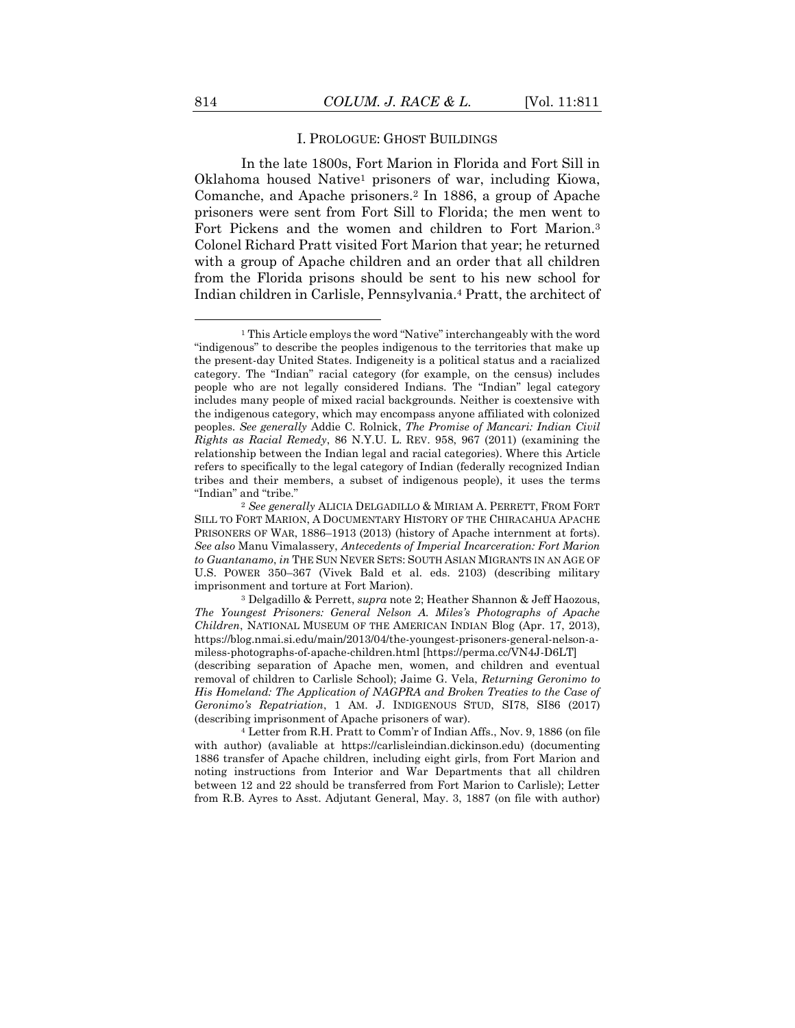## I. PROLOGUE: GHOST BUILDINGS

In the late 1800s, Fort Marion in Florida and Fort Sill in Oklahoma housed Native[1] prisoners of war, including Kiowa, Comanche, and Apache prisoners.[2] In 1886, a group of Apache prisoners were sent from Fort Sill to Florida; the men went to Fort Pickens and the women and children to Fort Marion.[3] Colonel Richard Pratt visited Fort Marion that year; he returned with a group of Apache children and an order that all children from the Florida prisons should be sent to his new school for Indian children in Carlisle, Pennsylvania.[4] Pratt, the architect of

---

[1] This Article employs the word "Native" interchangeably with the word "indigenous" to describe the peoples indigenous to the territories that make up the present-day United States. Indigeneity is a political status and a racialized category. The "Indian" racial category (for example, on the census) includes people who are not legally considered Indians. The "Indian" legal category includes many people of mixed racial backgrounds. Neither is coextensive with the indigenous category, which may encompass anyone affiliated with colonized peoples. *See generally* Addie C. Rolnick, *The Promise of Mancari: Indian Civil Rights as Racial Remedy*, 86 N.Y.U. L. REV. 958, 967 (2011) (examining the relationship between the Indian legal and racial categories). Where this Article refers to specifically to the legal category of Indian (federally recognized Indian tribes and their members, a subset of indigenous people), it uses the terms "Indian" and "tribe."

[2] *See generally* ALICIA DELGADILLO & MIRIAM A. PERRETT, FROM FORT SILL TO FORT MARION, A DOCUMENTARY HISTORY OF THE CHIRACAHUA APACHE PRISONERS OF WAR, 1886–1913 (2013) (history of Apache internment at forts). *See also* Manu Vimalassery, *Antecedents of Imperial Incarceration: Fort Marion to Guantanamo*, *in* THE SUN NEVER SETS: SOUTH ASIAN MIGRANTS IN AN AGE OF U.S. POWER 350–367 (Vivek Bald et al. eds. 2103) (describing military imprisonment and torture at Fort Marion).

[3] Delgadillo & Perrett, *supra* note 2; Heather Shannon & Jeff Haozous, *The Youngest Prisoners: General Nelson A. Miles's Photographs of Apache Children*, NATIONAL MUSEUM OF THE AMERICAN INDIAN Blog (Apr. 17, 2013), https://blog.nmai.si.edu/main/2013/04/the-youngest-prisoners-general-nelson-a-miless-photographs-of-apache-children.html [https://perma.cc/VN4J-D6LT] (describing separation of Apache men, women, and children and eventual removal of children to Carlisle School); Jaime G. Vela, *Returning Geronimo to His Homeland: The Application of NAGPRA and Broken Treaties to the Case of Geronimo's Repatriation*, 1 AM. J. INDIGENOUS STUD, SI78, SI86 (2017) (describing imprisonment of Apache prisoners of war).

[4] Letter from R.H. Pratt to Comm'r of Indian Affs., Nov. 9, 1886 (on file with author) (avaliable at https://carlisleindian.dickinson.edu) (documenting 1886 transfer of Apache children, including eight girls, from Fort Marion and noting instructions from Interior and War Departments that all children between 12 and 22 should be transferred from Fort Marion to Carlisle); Letter from R.B. Ayres to Asst. Adjutant General, May. 3, 1887 (on file with author)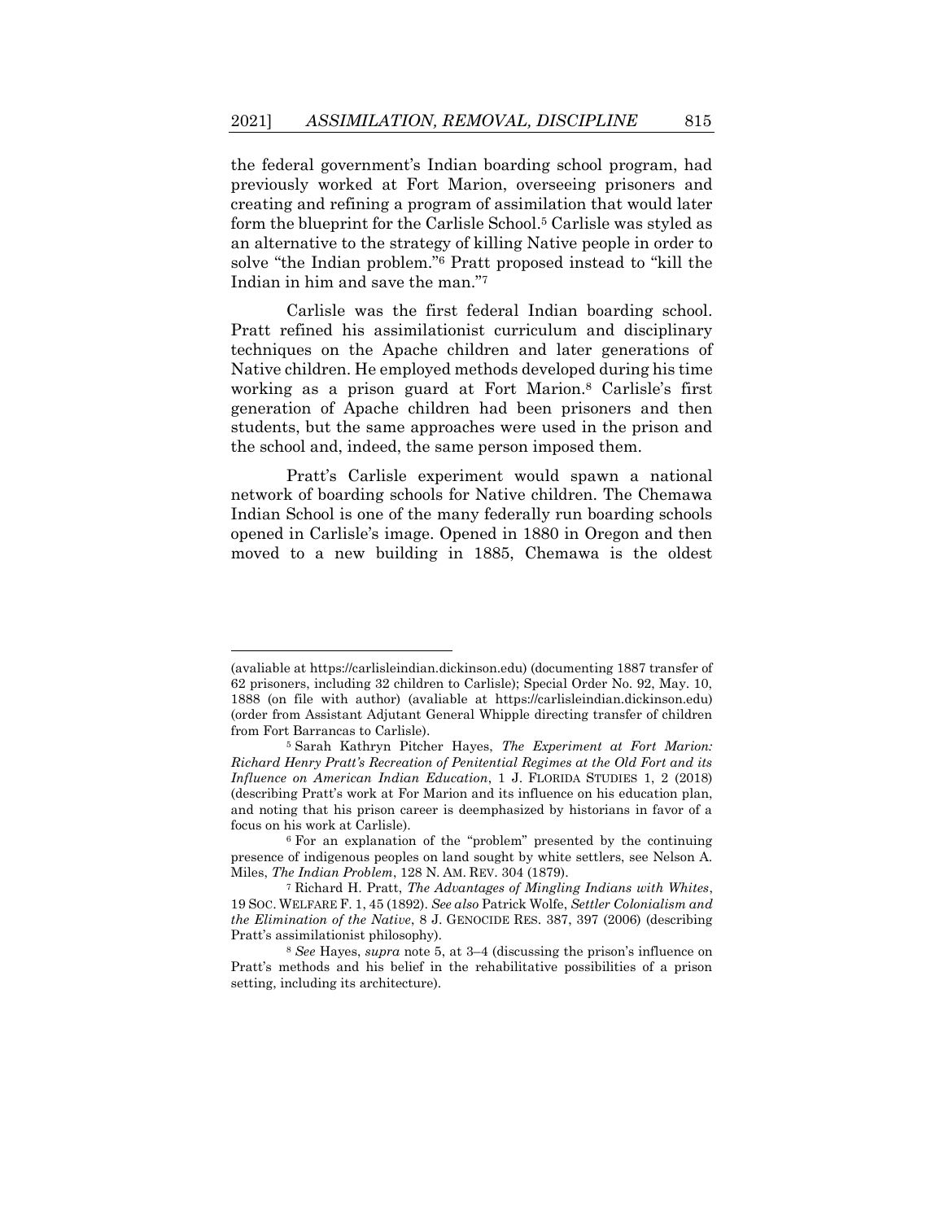the federal government's Indian boarding school program, had previously worked at Fort Marion, overseeing prisoners and creating and refining a program of assimilation that would later form the blueprint for the Carlisle School.[5] Carlisle was styled as an alternative to the strategy of killing Native people in order to solve "the Indian problem."[6] Pratt proposed instead to "kill the Indian in him and save the man."[7]

Carlisle was the first federal Indian boarding school. Pratt refined his assimilationist curriculum and disciplinary techniques on the Apache children and later generations of Native children. He employed methods developed during his time working as a prison guard at Fort Marion.[8] Carlisle's first generation of Apache children had been prisoners and then students, but the same approaches were used in the prison and the school and, indeed, the same person imposed them.

Pratt's Carlisle experiment would spawn a national network of boarding schools for Native children. The Chemawa Indian School is one of the many federally run boarding schools opened in Carlisle's image. Opened in 1880 in Oregon and then moved to a new building in 1885, Chemawa is the oldest

---

(avaliable at https://carlisleindian.dickinson.edu) (documenting 1887 transfer of 62 prisoners, including 32 children to Carlisle); Special Order No. 92, May. 10, 1888 (on file with author) (avaliable at https://carlisleindian.dickinson.edu) (order from Assistant Adjutant General Whipple directing transfer of children from Fort Barrancas to Carlisle).

[5] Sarah Kathryn Pitcher Hayes, *The Experiment at Fort Marion: Richard Henry Pratt's Recreation of Penitential Regimes at the Old Fort and its Influence on American Indian Education*, 1 J. FLORIDA STUDIES 1, 2 (2018) (describing Pratt's work at For Marion and its influence on his education plan, and noting that his prison career is deemphasized by historians in favor of a focus on his work at Carlisle).

[6] For an explanation of the "problem" presented by the continuing presence of indigenous peoples on land sought by white settlers, see Nelson A. Miles, *The Indian Problem*, 128 N. AM. REV. 304 (1879).

[7] Richard H. Pratt, *The Advantages of Mingling Indians with Whites*, 19 SOC. WELFARE F. 1, 45 (1892). *See also* Patrick Wolfe, *Settler Colonialism and the Elimination of the Native*, 8 J. GENOCIDE RES. 387, 397 (2006) (describing Pratt's assimilationist philosophy).

[8] *See* Hayes, *supra* note 5, at 3–4 (discussing the prison's influence on Pratt's methods and his belief in the rehabilitative possibilities of a prison setting, including its architecture).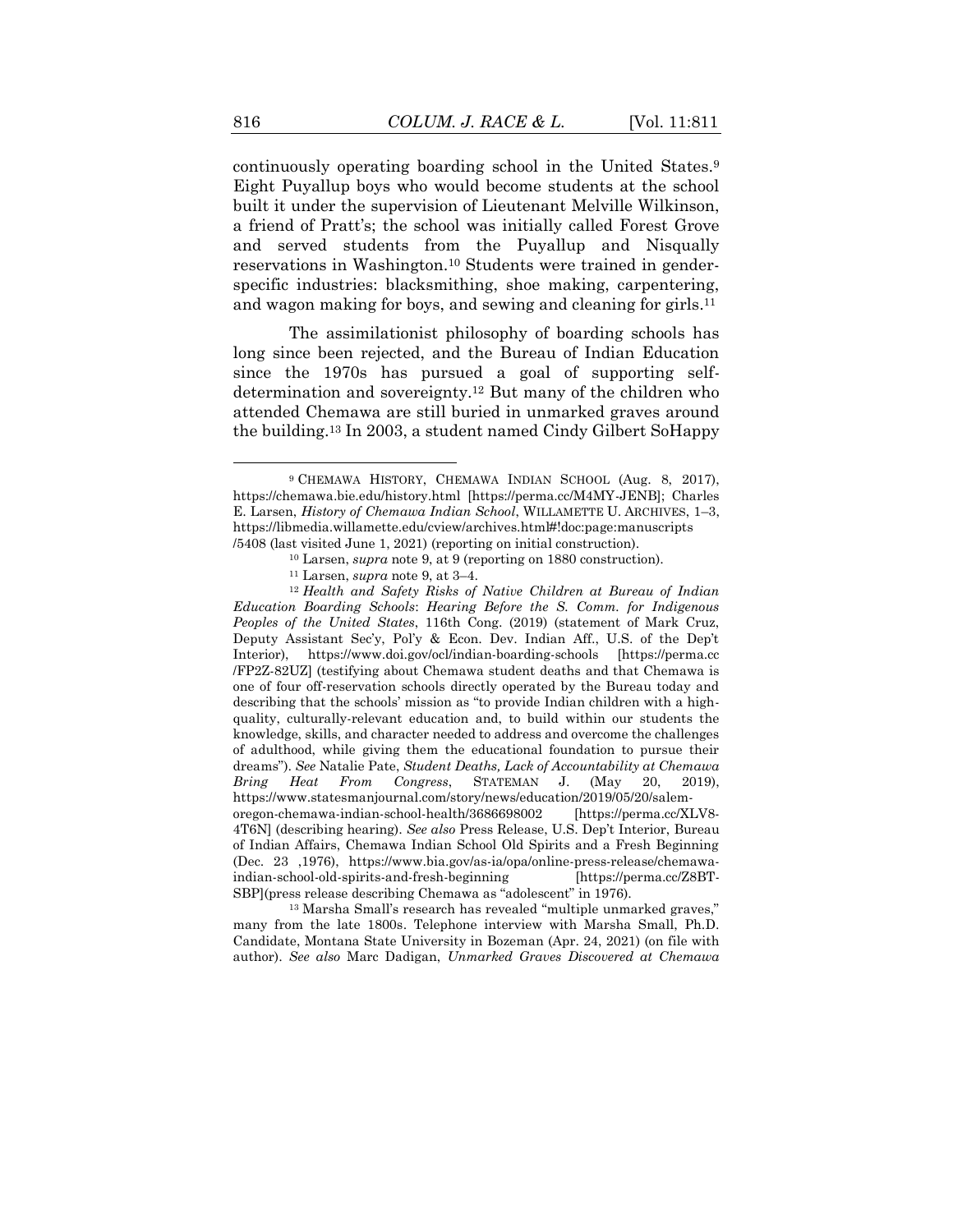continuously operating boarding school in the United States.[9] Eight Puyallup boys who would become students at the school built it under the supervision of Lieutenant Melville Wilkinson, a friend of Pratt's; the school was initially called Forest Grove and served students from the Puyallup and Nisqually reservations in Washington.[10] Students were trained in gender-specific industries: blacksmithing, shoe making, carpentering, and wagon making for boys, and sewing and cleaning for girls.[11]

The assimilationist philosophy of boarding schools has long since been rejected, and the Bureau of Indian Education since the 1970s has pursued a goal of supporting self-determination and sovereignty.[12] But many of the children who attended Chemawa are still buried in unmarked graves around the building.[13] In 2003, a student named Cindy Gilbert SoHappy

---

[9] CHEMAWA HISTORY, CHEMAWA INDIAN SCHOOL (Aug. 8, 2017), https://chemawa.bie.edu/history.html [https://perma.cc/M4MY-JENB]; Charles E. Larsen, *History of Chemawa Indian School*, WILLAMETTE U. ARCHIVES, 1–3, https://libmedia.willamette.edu/cview/archives.html#!doc:page:manuscripts/5408 (last visited June 1, 2021) (reporting on initial construction).

[10] Larsen, *supra* note 9, at 9 (reporting on 1880 construction).

[11] Larsen, *supra* note 9, at 3–4.

[12] *Health and Safety Risks of Native Children at Bureau of Indian Education Boarding Schools*: *Hearing Before the S. Comm. for Indigenous Peoples of the United States*, 116th Cong. (2019) (statement of Mark Cruz, Deputy Assistant Sec'y, Pol'y & Econ. Dev. Indian Aff., U.S. of the Dep't Interior), https://www.doi.gov/ocl/indian-boarding-schools [https://perma.cc/FP2Z-82UZ] (testifying about Chemawa student deaths and that Chemawa is one of four off-reservation schools directly operated by the Bureau today and describing that the schools' mission as "to provide Indian children with a high-quality, culturally-relevant education and, to build within our students the knowledge, skills, and character needed to address and overcome the challenges of adulthood, while giving them the educational foundation to pursue their dreams"). *See* Natalie Pate, *Student Deaths, Lack of Accountability at Chemawa Bring Heat From Congress*, STATEMAN J. (May 20, 2019), https://www.statesmanjournal.com/story/news/education/2019/05/20/salem-oregon-chemawa-indian-school-health/3686698002 [https://perma.cc/XLV8-4T6N] (describing hearing). *See also* Press Release, U.S. Dep't Interior, Bureau of Indian Affairs, Chemawa Indian School Old Spirits and a Fresh Beginning (Dec. 23 ,1976), https://www.bia.gov/as-ia/opa/online-press-release/chemawa-indian-school-old-spirits-and-fresh-beginning [https://perma.cc/Z8BT-SBP](press release describing Chemawa as "adolescent" in 1976).

[13] Marsha Small's research has revealed "multiple unmarked graves," many from the late 1800s. Telephone interview with Marsha Small, Ph.D. Candidate, Montana State University in Bozeman (Apr. 24, 2021) (on file with author). *See also* Marc Dadigan, *Unmarked Graves Discovered at Chemawa*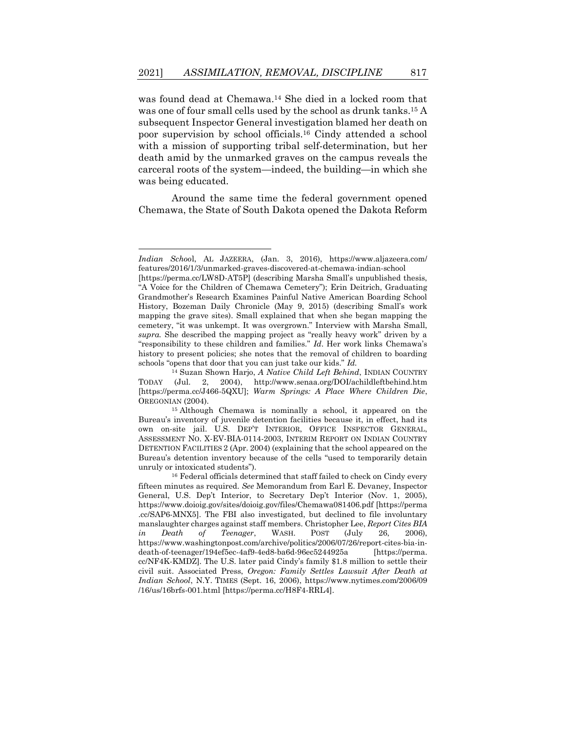was found dead at Chemawa.[14] She died in a locked room that was one of four small cells used by the school as drunk tanks.[15] A subsequent Inspector General investigation blamed her death on poor supervision by school officials.[16] Cindy attended a school with a mission of supporting tribal self-determination, but her death amid by the unmarked graves on the campus reveals the carceral roots of the system—indeed, the building—in which she was being educated.

Around the same time the federal government opened Chemawa, the State of South Dakota opened the Dakota Reform

---

*Indian School*, AL JAZEERA, (Jan. 3, 2016), https://www.aljazeera.com/features/2016/1/3/unmarked-graves-discovered-at-chemawa-indian-school [https://perma.cc/LW8D-AT5P] (describing Marsha Small's unpublished thesis, "A Voice for the Children of Chemawa Cemetery"); Erin Deitrich, Graduating Grandmother's Research Examines Painful Native American Boarding School History, Bozeman Daily Chronicle (May 9, 2015) (describing Small's work mapping the grave sites). Small explained that when she began mapping the cemetery, "it was unkempt. It was overgrown." Interview with Marsha Small, *supra*. She described the mapping project as "really heavy work" driven by a "responsibility to these children and families." *Id*. Her work links Chemawa's history to present policies; she notes that the removal of children to boarding schools "opens that door that you can just take our kids." *Id.*

[14] Suzan Shown Harjo, *A Native Child Left Behind*, INDIAN COUNTRY TODAY (Jul. 2, 2004), http://www.senaa.org/DOI/achildleftbehind.htm [https://perma.cc/J466-5QXU]; *Warm Springs: A Place Where Children Die*, OREGONIAN (2004).

[15] Although Chemawa is nominally a school, it appeared on the Bureau's inventory of juvenile detention facilities because it, in effect, had its own on-site jail. U.S. DEP'T INTERIOR, OFFICE INSPECTOR GENERAL, ASSESSMENT NO. X-EV-BIA-0114-2003, INTERIM REPORT ON INDIAN COUNTRY DETENTION FACILITIES 2 (Apr. 2004) (explaining that the school appeared on the Bureau's detention inventory because of the cells "used to temporarily detain unruly or intoxicated students").

[16] Federal officials determined that staff failed to check on Cindy every fifteen minutes as required. *See* Memorandum from Earl E. Devaney, Inspector General, U.S. Dep't Interior, to Secretary Dep't Interior (Nov. 1, 2005), https://www.doioig.gov/sites/doioig.gov/files/Chemawa081406.pdf [https://perma.cc/SAP6-MNX5]. The FBI also investigated, but declined to file involuntary manslaughter charges against staff members. Christopher Lee, *Report Cites BIA in Death of Teenager*, WASH. POST (July 26, 2006), https://www.washingtonpost.com/archive/politics/2006/07/26/report-cites-bia-in-death-of-teenager/194ef5ec-4af9-4ed8-ba6d-96ec5244925a [https://perma.cc/NF4K-KMDZ]. The U.S. later paid Cindy's family $1.8 million to settle their civil suit. Associated Press, *Oregon: Family Settles Lawsuit After Death at Indian School*, N.Y. TIMES (Sept. 16, 2006), https://www.nytimes.com/2006/09/16/us/16brfs-001.html [https://perma.cc/H8F4-RRL4].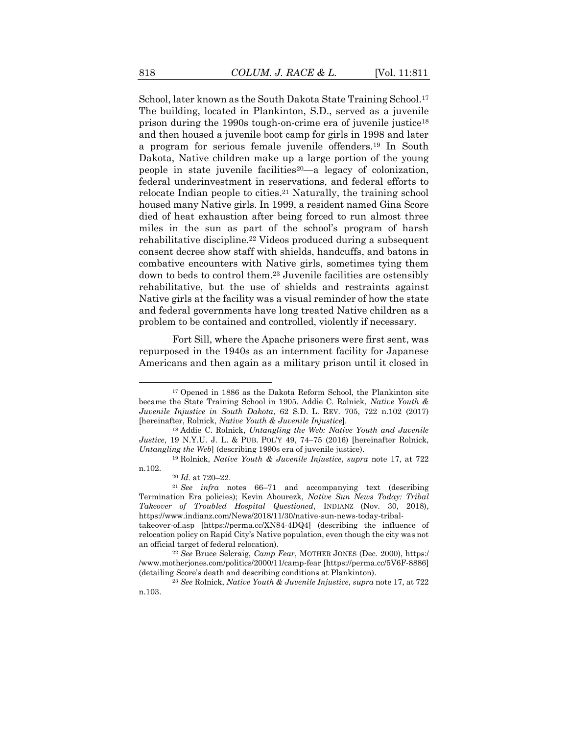School, later known as the South Dakota State Training School.[17] The building, located in Plankinton, S.D., served as a juvenile prison during the 1990s tough-on-crime era of juvenile justice[18] and then housed a juvenile boot camp for girls in 1998 and later a program for serious female juvenile offenders.[19] In South Dakota, Native children make up a large portion of the young people in state juvenile facilities[20]—a legacy of colonization, federal underinvestment in reservations, and federal efforts to relocate Indian people to cities.[21] Naturally, the training school housed many Native girls. In 1999, a resident named Gina Score died of heat exhaustion after being forced to run almost three miles in the sun as part of the school's program of harsh rehabilitative discipline.[22] Videos produced during a subsequent consent decree show staff with shields, handcuffs, and batons in combative encounters with Native girls, sometimes tying them down to beds to control them.[23] Juvenile facilities are ostensibly rehabilitative, but the use of shields and restraints against Native girls at the facility was a visual reminder of how the state and federal governments have long treated Native children as a problem to be contained and controlled, violently if necessary.

Fort Sill, where the Apache prisoners were first sent, was repurposed in the 1940s as an internment facility for Japanese Americans and then again as a military prison until it closed in

---

[17] Opened in 1886 as the Dakota Reform School, the Plankinton site became the State Training School in 1905. Addie C. Rolnick, *Native Youth & Juvenile Injustice in South Dakota*, 62 S.D. L. REV. 705, 722 n.102 (2017) [hereinafter, Rolnick, *Native Youth & Juvenile Injustice*].

[18] Addie C. Rolnick, *Untangling the Web: Native Youth and Juvenile Justice*, 19 N.Y.U. J. L. & PUB. POL'Y 49, 74–75 (2016) [hereinafter Rolnick, *Untangling the Web*] (describing 1990s era of juvenile justice).

[19] Rolnick, *Native Youth & Juvenile Injustice*, *supra* note 17, at 722 n.102.

[20] *Id.* at 720–22.

[21] *See infra* notes 66–71 and accompanying text (describing Termination Era policies); Kevin Abourezk, *Native Sun News Today: Tribal Takeover of Troubled Hospital Questioned*, INDIANZ (Nov. 30, 2018), https://www.indianz.com/News/2018/11/30/native-sun-news-today-tribal-takeover-of.asp [https://perma.cc/XN84-4DQ4] (describing the influence of relocation policy on Rapid City's Native population, even though the city was not an official target of federal relocation).

[22] *See* Bruce Selcraig, *Camp Fear*, MOTHER JONES (Dec. 2000), https://www.motherjones.com/politics/2000/11/camp-fear [https://perma.cc/5V6F-8886] (detailing Score's death and describing conditions at Plankinton).

[23] *See* Rolnick, *Native Youth & Juvenile Injustice*, *supra* note 17, at 722 n.103.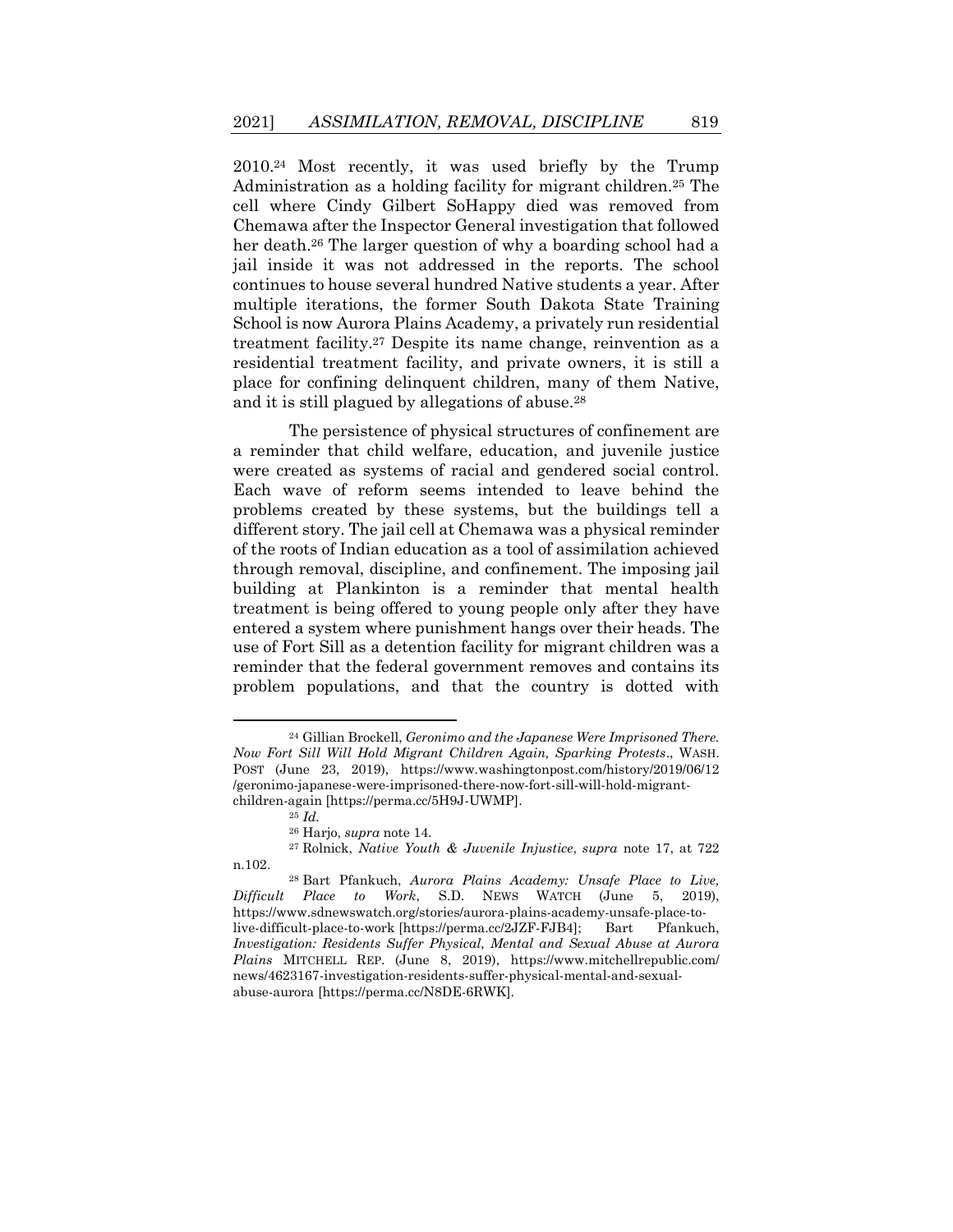2010.[24] Most recently, it was used briefly by the Trump Administration as a holding facility for migrant children.[25] The cell where Cindy Gilbert SoHappy died was removed from Chemawa after the Inspector General investigation that followed her death.[26] The larger question of why a boarding school had a jail inside it was not addressed in the reports. The school continues to house several hundred Native students a year. After multiple iterations, the former South Dakota State Training School is now Aurora Plains Academy, a privately run residential treatment facility.[27] Despite its name change, reinvention as a residential treatment facility, and private owners, it is still a place for confining delinquent children, many of them Native, and it is still plagued by allegations of abuse.[28]

The persistence of physical structures of confinement are a reminder that child welfare, education, and juvenile justice were created as systems of racial and gendered social control. Each wave of reform seems intended to leave behind the problems created by these systems, but the buildings tell a different story. The jail cell at Chemawa was a physical reminder of the roots of Indian education as a tool of assimilation achieved through removal, discipline, and confinement. The imposing jail building at Plankinton is a reminder that mental health treatment is being offered to young people only after they have entered a system where punishment hangs over their heads. The use of Fort Sill as a detention facility for migrant children was a reminder that the federal government removes and contains its problem populations, and that the country is dotted with

---

[24] Gillian Brockell, *Geronimo and the Japanese Were Imprisoned There. Now Fort Sill Will Hold Migrant Children Again, Sparking Protests*., WASH. POST (June 23, 2019), https://www.washingtonpost.com/history/2019/06/12/geronimo-japanese-were-imprisoned-there-now-fort-sill-will-hold-migrant-children-again [https://perma.cc/5H9J-UWMP].

[25] *Id.*

[26] Harjo, *supra* note 14.

[27] Rolnick, *Native Youth & Juvenile Injustice*, *supra* note 17, at 722 n.102.

[28] Bart Pfankuch, *Aurora Plains Academy: Unsafe Place to Live, Difficult Place to Work*, S.D. NEWS WATCH (June 5, 2019), https://www.sdnewswatch.org/stories/aurora-plains-academy-unsafe-place-to-live-difficult-place-to-work [https://perma.cc/2JZF-FJB4]; Bart Pfankuch, *Investigation: Residents Suffer Physical, Mental and Sexual Abuse at Aurora Plains* MITCHELL REP. (June 8, 2019), https://www.mitchellrepublic.com/news/4623167-investigation-residents-suffer-physical-mental-and-sexual-abuse-aurora [https://perma.cc/N8DE-6RWK].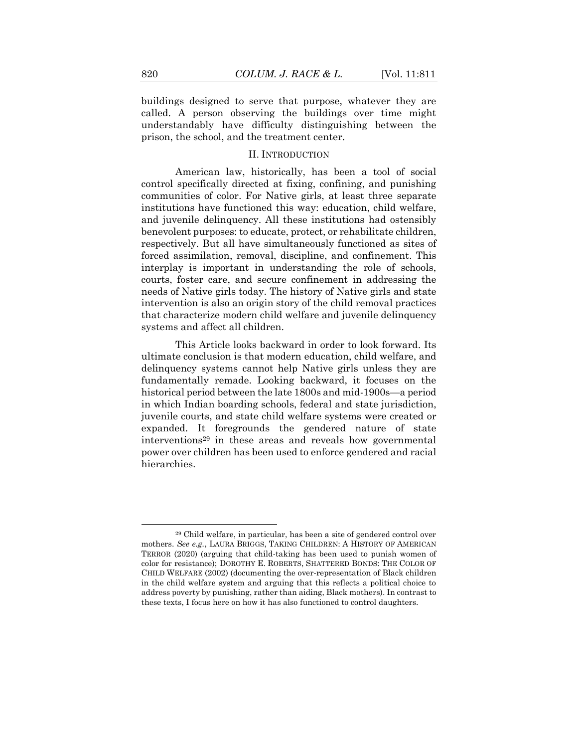buildings designed to serve that purpose, whatever they are called. A person observing the buildings over time might understandably have difficulty distinguishing between the prison, the school, and the treatment center.

## II. Introduction

American law, historically, has been a tool of social control specifically directed at fixing, confining, and punishing communities of color. For Native girls, at least three separate institutions have functioned this way: education, child welfare, and juvenile delinquency. All these institutions had ostensibly benevolent purposes: to educate, protect, or rehabilitate children, respectively. But all have simultaneously functioned as sites of forced assimilation, removal, discipline, and confinement. This interplay is important in understanding the role of schools, courts, foster care, and secure confinement in addressing the needs of Native girls today. The history of Native girls and state intervention is also an origin story of the child removal practices that characterize modern child welfare and juvenile delinquency systems and affect all children.

This Article looks backward in order to look forward. Its ultimate conclusion is that modern education, child welfare, and delinquency systems cannot help Native girls unless they are fundamentally remade. Looking backward, it focuses on the historical period between the late 1800s and mid-1900s—a period in which Indian boarding schools, federal and state jurisdiction, juvenile courts, and state child welfare systems were created or expanded. It foregrounds the gendered nature of state interventions[29] in these areas and reveals how governmental power over children has been used to enforce gendered and racial hierarchies.

---

[29] Child welfare, in particular, has been a site of gendered control over mothers. *See e.g.*, LAURA BRIGGS, TAKING CHILDREN: A HISTORY OF AMERICAN TERROR (2020) (arguing that child-taking has been used to punish women of color for resistance); DOROTHY E. ROBERTS, SHATTERED BONDS: THE COLOR OF CHILD WELFARE (2002) (documenting the over-representation of Black children in the child welfare system and arguing that this reflects a political choice to address poverty by punishing, rather than aiding, Black mothers). In contrast to these texts, I focus here on how it has also functioned to control daughters.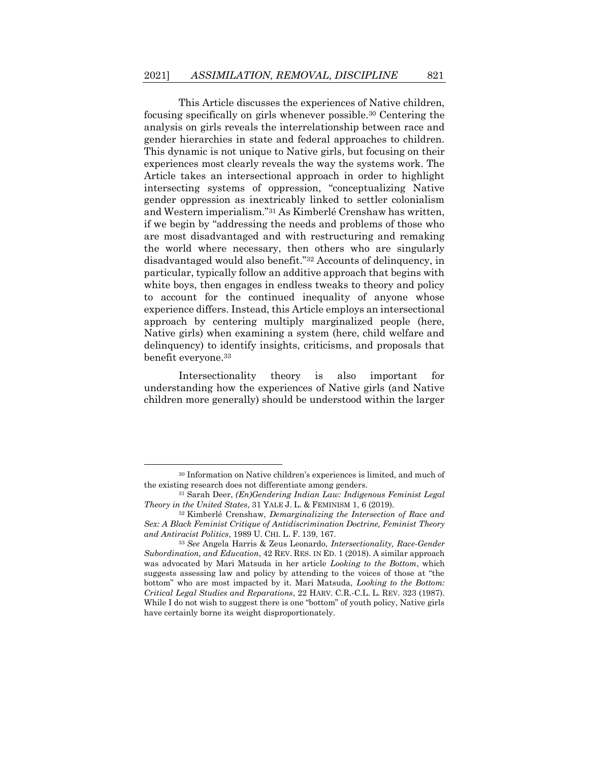This Article discusses the experiences of Native children, focusing specifically on girls whenever possible.[30] Centering the analysis on girls reveals the interrelationship between race and gender hierarchies in state and federal approaches to children. This dynamic is not unique to Native girls, but focusing on their experiences most clearly reveals the way the systems work. The Article takes an intersectional approach in order to highlight intersecting systems of oppression, "conceptualizing Native gender oppression as inextricably linked to settler colonialism and Western imperialism."[31] As Kimberlé Crenshaw has written, if we begin by "addressing the needs and problems of those who are most disadvantaged and with restructuring and remaking the world where necessary, then others who are singularly disadvantaged would also benefit."[32] Accounts of delinquency, in particular, typically follow an additive approach that begins with white boys, then engages in endless tweaks to theory and policy to account for the continued inequality of anyone whose experience differs. Instead, this Article employs an intersectional approach by centering multiply marginalized people (here, Native girls) when examining a system (here, child welfare and delinquency) to identify insights, criticisms, and proposals that benefit everyone.[33]

Intersectionality theory is also important for understanding how the experiences of Native girls (and Native children more generally) should be understood within the larger

---

[30] Information on Native children's experiences is limited, and much of the existing research does not differentiate among genders.

[31] Sarah Deer, *(En)Gendering Indian Law: Indigenous Feminist Legal Theory in the United States*, 31 YALE J. L. & FEMINISM 1, 6 (2019).

[32] Kimberlé Crenshaw, *Demarginalizing the Intersection of Race and Sex: A Black Feminist Critique of Antidiscrimination Doctrine, Feminist Theory and Antiracist Politics*, 1989 U. CHI. L. F. 139, 167.

[33] *See* Angela Harris & Zeus Leonardo, *Intersectionality, Race-Gender Subordination, and Education*, 42 REV. RES. IN ED. 1 (2018). A similar approach was advocated by Mari Matsuda in her article *Looking to the Bottom*, which suggests assessing law and policy by attending to the voices of those at "the bottom" who are most impacted by it. Mari Matsuda, *Looking to the Bottom: Critical Legal Studies and Reparations*, 22 HARV. C.R.-C.L. L. REV. 323 (1987). While I do not wish to suggest there is one "bottom" of youth policy, Native girls have certainly borne its weight disproportionately.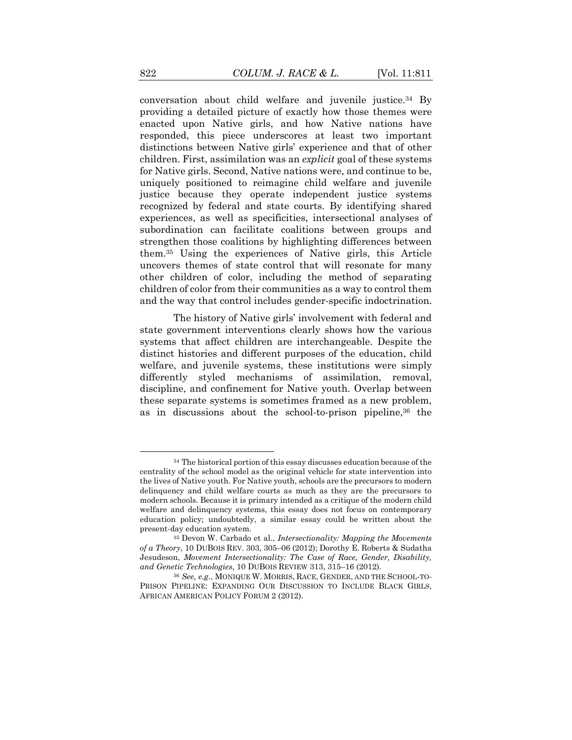conversation about child welfare and juvenile justice.[34] By providing a detailed picture of exactly how those themes were enacted upon Native girls, and how Native nations have responded, this piece underscores at least two important distinctions between Native girls' experience and that of other children. First, assimilation was an *explicit* goal of these systems for Native girls. Second, Native nations were, and continue to be, uniquely positioned to reimagine child welfare and juvenile justice because they operate independent justice systems recognized by federal and state courts. By identifying shared experiences, as well as specificities, intersectional analyses of subordination can facilitate coalitions between groups and strengthen those coalitions by highlighting differences between them.[35] Using the experiences of Native girls, this Article uncovers themes of state control that will resonate for many other children of color, including the method of separating children of color from their communities as a way to control them and the way that control includes gender-specific indoctrination.

The history of Native girls' involvement with federal and state government interventions clearly shows how the various systems that affect children are interchangeable. Despite the distinct histories and different purposes of the education, child welfare, and juvenile systems, these institutions were simply differently styled mechanisms of assimilation, removal, discipline, and confinement for Native youth. Overlap between these separate systems is sometimes framed as a new problem, as in discussions about the school-to-prison pipeline,[36] the

---

[34] The historical portion of this essay discusses education because of the centrality of the school model as the original vehicle for state intervention into the lives of Native youth. For Native youth, schools are the precursors to modern delinquency and child welfare courts as much as they are the precursors to modern schools. Because it is primary intended as a critique of the modern child welfare and delinquency systems, this essay does not focus on contemporary education policy; undoubtedly, a similar essay could be written about the present-day education system.

[35] Devon W. Carbado et al., *Intersectionality: Mapping the Movements of a Theory*, 10 DUBOIS REV. 303, 305–06 (2012); Dorothy E. Roberts & Sudatha Jesudeson, *Movement Intersectionality: The Case of Race, Gender, Disability, and Genetic Technologies*, 10 DUBOIS REVIEW 313, 315–16 (2012).

[36] *See, e.g.*, MONIQUE W. MORRIS, RACE, GENDER, AND THE SCHOOL-TO-PRISON PIPELINE: EXPANDING OUR DISCUSSION TO INCLUDE BLACK GIRLS, AFRICAN AMERICAN POLICY FORUM 2 (2012).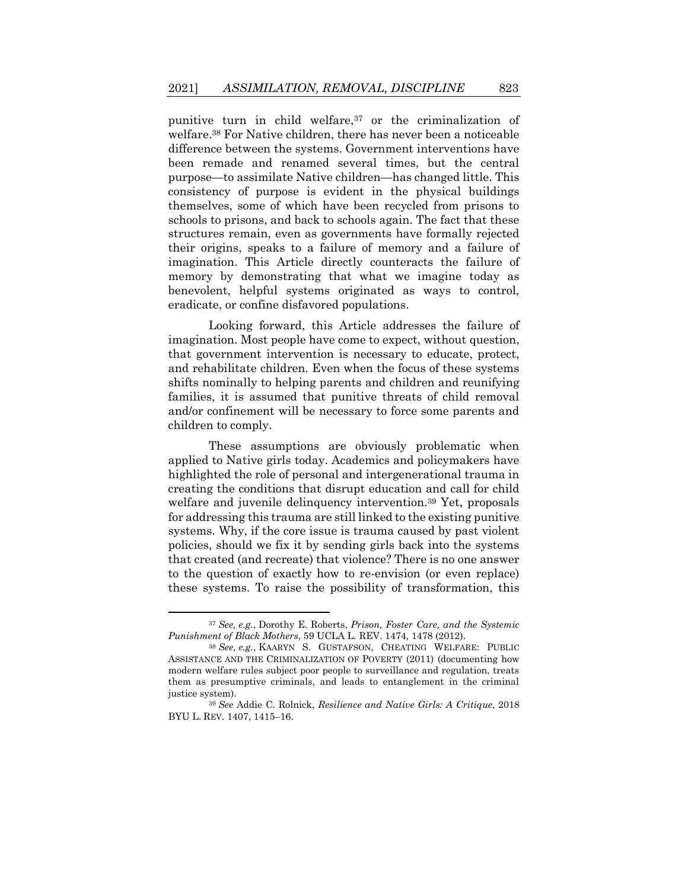punitive turn in child welfare,[37] or the criminalization of welfare.[38] For Native children, there has never been a noticeable difference between the systems. Government interventions have been remade and renamed several times, but the central purpose—to assimilate Native children—has changed little. This consistency of purpose is evident in the physical buildings themselves, some of which have been recycled from prisons to schools to prisons, and back to schools again. The fact that these structures remain, even as governments have formally rejected their origins, speaks to a failure of memory and a failure of imagination. This Article directly counteracts the failure of memory by demonstrating that what we imagine today as benevolent, helpful systems originated as ways to control, eradicate, or confine disfavored populations.

Looking forward, this Article addresses the failure of imagination. Most people have come to expect, without question, that government intervention is necessary to educate, protect, and rehabilitate children. Even when the focus of these systems shifts nominally to helping parents and children and reunifying families, it is assumed that punitive threats of child removal and/or confinement will be necessary to force some parents and children to comply.

These assumptions are obviously problematic when applied to Native girls today. Academics and policymakers have highlighted the role of personal and intergenerational trauma in creating the conditions that disrupt education and call for child welfare and juvenile delinquency intervention.[39] Yet, proposals for addressing this trauma are still linked to the existing punitive systems. Why, if the core issue is trauma caused by past violent policies, should we fix it by sending girls back into the systems that created (and recreate) that violence? There is no one answer to the question of exactly how to re-envision (or even replace) these systems. To raise the possibility of transformation, this

---

[37] *See, e.g.*, Dorothy E. Roberts, *Prison, Foster Care, and the Systemic Punishment of Black Mothers*, 59 UCLA L. REV. 1474, 1478 (2012).

[38] *See, e.g.*, KAARYN S. GUSTAFSON, CHEATING WELFARE: PUBLIC ASSISTANCE AND THE CRIMINALIZATION OF POVERTY (2011) (documenting how modern welfare rules subject poor people to surveillance and regulation, treats them as presumptive criminals, and leads to entanglement in the criminal justice system).

[39] *See* Addie C. Rolnick, *Resilience and Native Girls: A Critique*, 2018 BYU L. REV. 1407, 1415–16.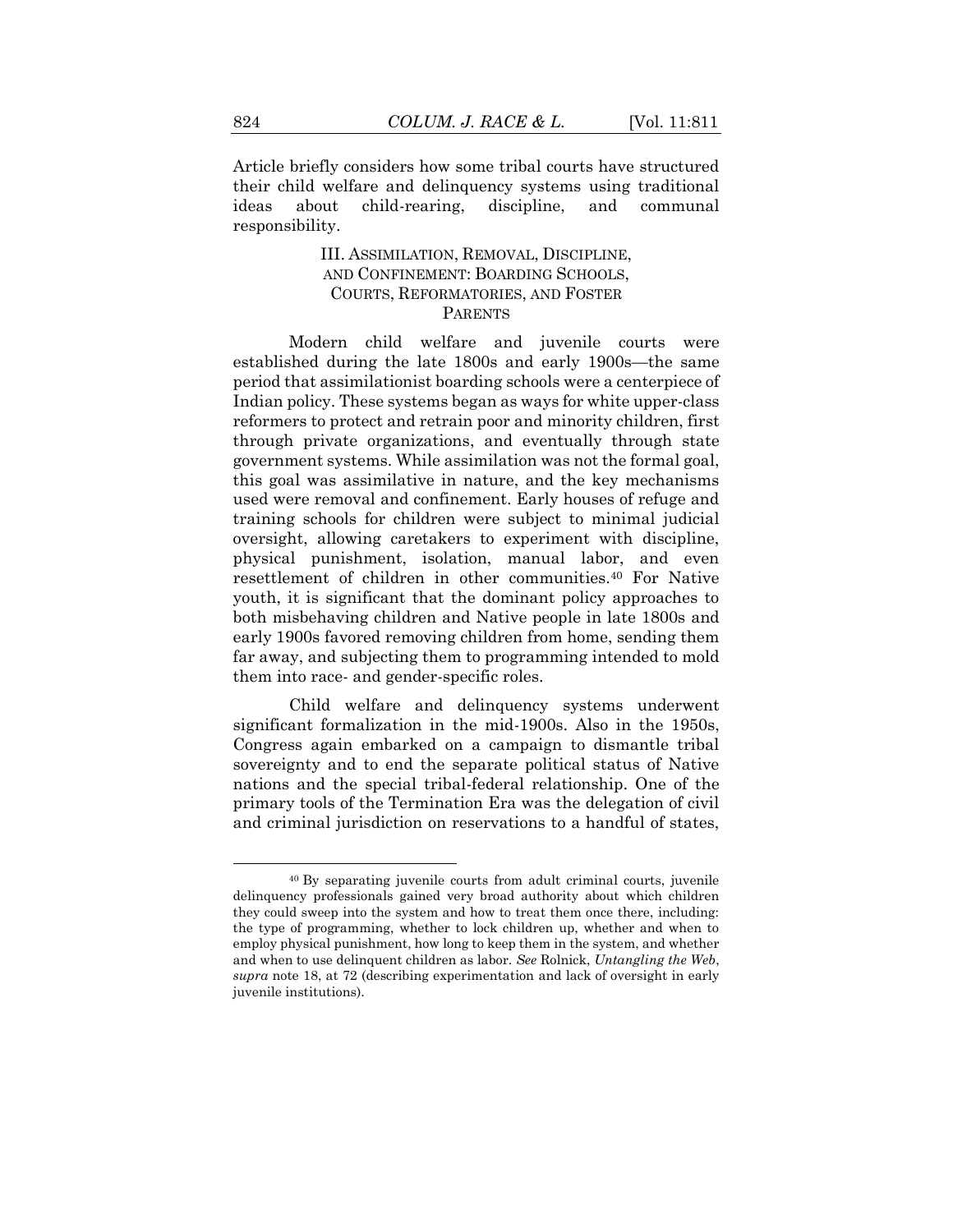Article briefly considers how some tribal courts have structured their child welfare and delinquency systems using traditional ideas about child-rearing, discipline, and communal responsibility.

## III. ASSIMILATION, REMOVAL, DISCIPLINE, AND CONFINEMENT: BOARDING SCHOOLS, COURTS, REFORMATORIES, AND FOSTER PARENTS

Modern child welfare and juvenile courts were established during the late 1800s and early 1900s—the same period that assimilationist boarding schools were a centerpiece of Indian policy. These systems began as ways for white upper-class reformers to protect and retrain poor and minority children, first through private organizations, and eventually through state government systems. While assimilation was not the formal goal, this goal was assimilative in nature, and the key mechanisms used were removal and confinement. Early houses of refuge and training schools for children were subject to minimal judicial oversight, allowing caretakers to experiment with discipline, physical punishment, isolation, manual labor, and even resettlement of children in other communities.[40] For Native youth, it is significant that the dominant policy approaches to both misbehaving children and Native people in late 1800s and early 1900s favored removing children from home, sending them far away, and subjecting them to programming intended to mold them into race- and gender-specific roles.

Child welfare and delinquency systems underwent significant formalization in the mid-1900s. Also in the 1950s, Congress again embarked on a campaign to dismantle tribal sovereignty and to end the separate political status of Native nations and the special tribal-federal relationship. One of the primary tools of the Termination Era was the delegation of civil and criminal jurisdiction on reservations to a handful of states,

---

[40] By separating juvenile courts from adult criminal courts, juvenile delinquency professionals gained very broad authority about which children they could sweep into the system and how to treat them once there, including: the type of programming, whether to lock children up, whether and when to employ physical punishment, how long to keep them in the system, and whether and when to use delinquent children as labor. *See* Rolnick, *Untangling the Web*, *supra* note 18, at 72 (describing experimentation and lack of oversight in early juvenile institutions).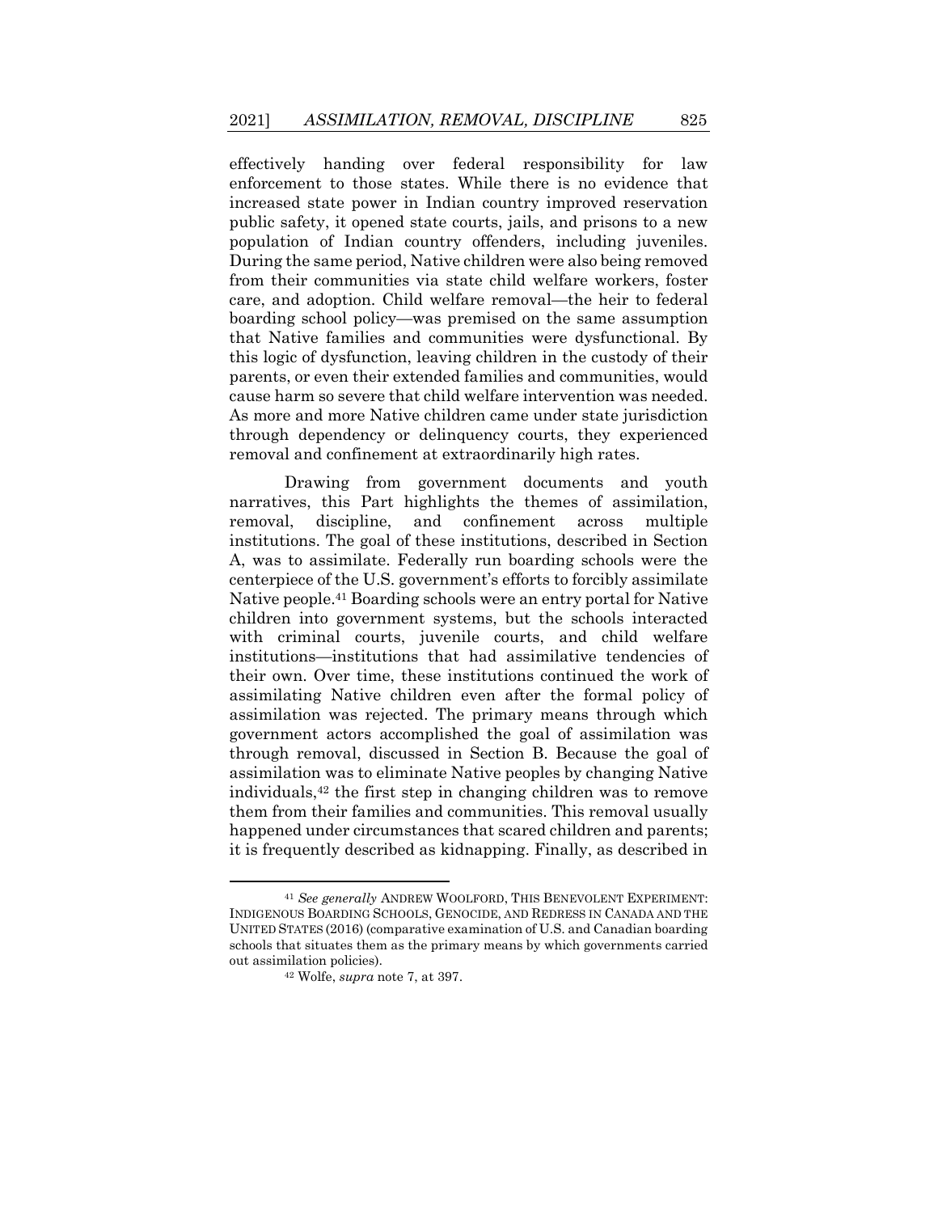effectively handing over federal responsibility for law enforcement to those states. While there is no evidence that increased state power in Indian country improved reservation public safety, it opened state courts, jails, and prisons to a new population of Indian country offenders, including juveniles. During the same period, Native children were also being removed from their communities via state child welfare workers, foster care, and adoption. Child welfare removal—the heir to federal boarding school policy—was premised on the same assumption that Native families and communities were dysfunctional. By this logic of dysfunction, leaving children in the custody of their parents, or even their extended families and communities, would cause harm so severe that child welfare intervention was needed. As more and more Native children came under state jurisdiction through dependency or delinquency courts, they experienced removal and confinement at extraordinarily high rates.

Drawing from government documents and youth narratives, this Part highlights the themes of assimilation, removal, discipline, and confinement across multiple institutions. The goal of these institutions, described in Section A, was to assimilate. Federally run boarding schools were the centerpiece of the U.S. government's efforts to forcibly assimilate Native people.[41] Boarding schools were an entry portal for Native children into government systems, but the schools interacted with criminal courts, juvenile courts, and child welfare institutions—institutions that had assimilative tendencies of their own. Over time, these institutions continued the work of assimilating Native children even after the formal policy of assimilation was rejected. The primary means through which government actors accomplished the goal of assimilation was through removal, discussed in Section B. Because the goal of assimilation was to eliminate Native peoples by changing Native individuals,[42] the first step in changing children was to remove them from their families and communities. This removal usually happened under circumstances that scared children and parents; it is frequently described as kidnapping. Finally, as described in

---

[41] *See generally* ANDREW WOOLFORD, THIS BENEVOLENT EXPERIMENT: INDIGENOUS BOARDING SCHOOLS, GENOCIDE, AND REDRESS IN CANADA AND THE UNITED STATES (2016) (comparative examination of U.S. and Canadian boarding schools that situates them as the primary means by which governments carried out assimilation policies).

[42] Wolfe, *supra* note 7, at 397.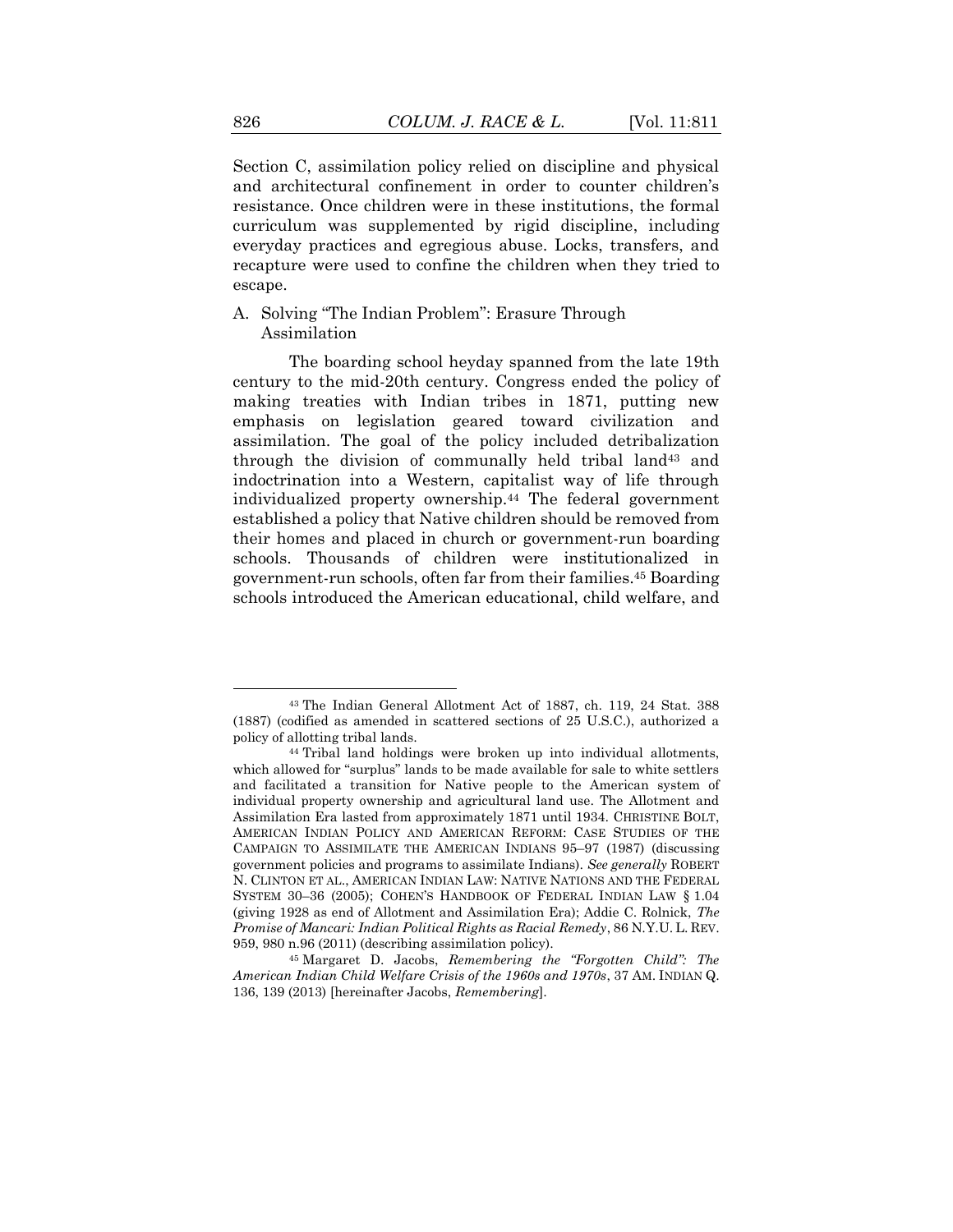Section C, assimilation policy relied on discipline and physical and architectural confinement in order to counter children's resistance. Once children were in these institutions, the formal curriculum was supplemented by rigid discipline, including everyday practices and egregious abuse. Locks, transfers, and recapture were used to confine the children when they tried to escape.

## A. Solving "The Indian Problem": Erasure Through Assimilation

The boarding school heyday spanned from the late 19th century to the mid-20th century. Congress ended the policy of making treaties with Indian tribes in 1871, putting new emphasis on legislation geared toward civilization and assimilation. The goal of the policy included detribalization through the division of communally held tribal land[43] and indoctrination into a Western, capitalist way of life through individualized property ownership.[44] The federal government established a policy that Native children should be removed from their homes and placed in church or government-run boarding schools. Thousands of children were institutionalized in government-run schools, often far from their families.[45] Boarding schools introduced the American educational, child welfare, and

---

[43] The Indian General Allotment Act of 1887, ch. 119, 24 Stat. 388 (1887) (codified as amended in scattered sections of 25 U.S.C.), authorized a policy of allotting tribal lands.

[44] Tribal land holdings were broken up into individual allotments, which allowed for "surplus" lands to be made available for sale to white settlers and facilitated a transition for Native people to the American system of individual property ownership and agricultural land use. The Allotment and Assimilation Era lasted from approximately 1871 until 1934. CHRISTINE BOLT, AMERICAN INDIAN POLICY AND AMERICAN REFORM: CASE STUDIES OF THE CAMPAIGN TO ASSIMILATE THE AMERICAN INDIANS 95–97 (1987) (discussing government policies and programs to assimilate Indians). *See generally* ROBERT N. CLINTON ET AL., AMERICAN INDIAN LAW: NATIVE NATIONS AND THE FEDERAL SYSTEM 30–36 (2005); COHEN'S HANDBOOK OF FEDERAL INDIAN LAW § 1.04 (giving 1928 as end of Allotment and Assimilation Era); Addie C. Rolnick, *The Promise of Mancari: Indian Political Rights as Racial Remedy*, 86 N.Y.U. L. REV. 959, 980 n.96 (2011) (describing assimilation policy).

[45] Margaret D. Jacobs, *Remembering the "Forgotten Child": The American Indian Child Welfare Crisis of the 1960s and 1970s*, 37 AM. INDIAN Q. 136, 139 (2013) [hereinafter Jacobs, *Remembering*].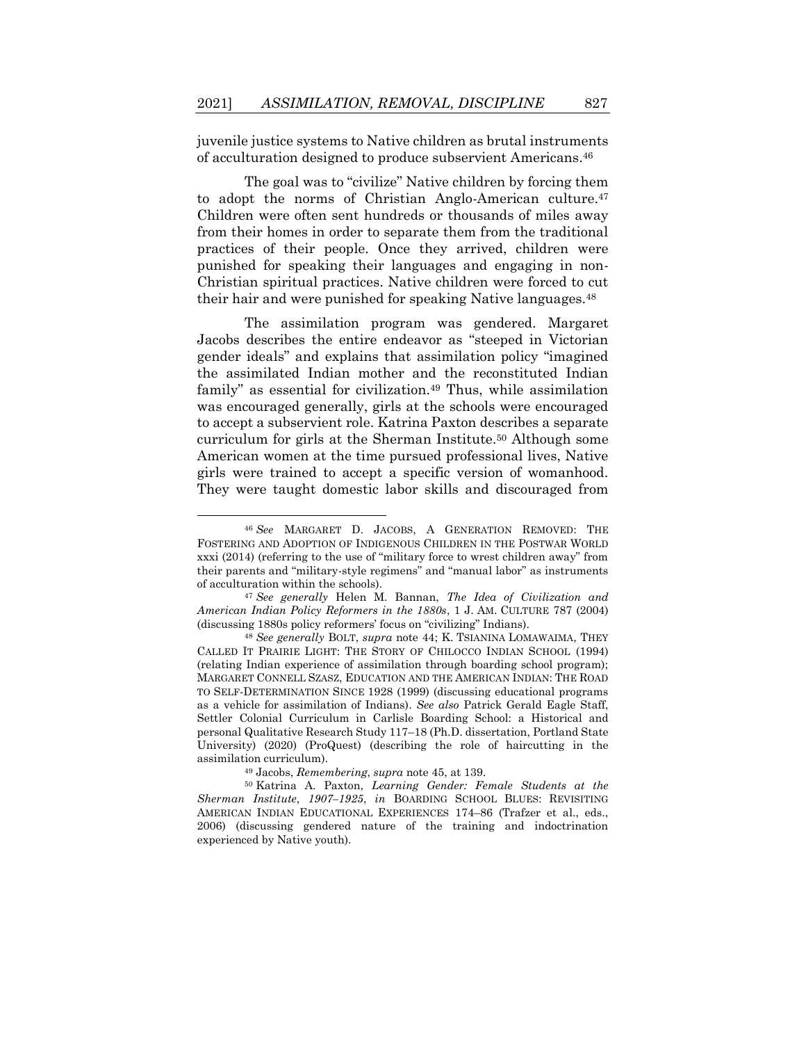juvenile justice systems to Native children as brutal instruments of acculturation designed to produce subservient Americans.[46]

The goal was to "civilize" Native children by forcing them to adopt the norms of Christian Anglo-American culture.[47] Children were often sent hundreds or thousands of miles away from their homes in order to separate them from the traditional practices of their people. Once they arrived, children were punished for speaking their languages and engaging in non-Christian spiritual practices. Native children were forced to cut their hair and were punished for speaking Native languages.[48]

The assimilation program was gendered. Margaret Jacobs describes the entire endeavor as "steeped in Victorian gender ideals" and explains that assimilation policy "imagined the assimilated Indian mother and the reconstituted Indian family" as essential for civilization.[49] Thus, while assimilation was encouraged generally, girls at the schools were encouraged to accept a subservient role. Katrina Paxton describes a separate curriculum for girls at the Sherman Institute.[50] Although some American women at the time pursued professional lives, Native girls were trained to accept a specific version of womanhood. They were taught domestic labor skills and discouraged from

---

[46] *See* MARGARET D. JACOBS, A GENERATION REMOVED: THE FOSTERING AND ADOPTION OF INDIGENOUS CHILDREN IN THE POSTWAR WORLD xxxi (2014) (referring to the use of "military force to wrest children away" from their parents and "military-style regimens" and "manual labor" as instruments of acculturation within the schools).

[47] *See generally* Helen M. Bannan, *The Idea of Civilization and American Indian Policy Reformers in the 1880s*, 1 J. AM. CULTURE 787 (2004) (discussing 1880s policy reformers' focus on "civilizing" Indians).

[48] *See generally* BOLT, *supra* note 44; K. TSIANINA LOMAWAIMA, THEY CALLED IT PRAIRIE LIGHT: THE STORY OF CHILOCCO INDIAN SCHOOL (1994) (relating Indian experience of assimilation through boarding school program); MARGARET CONNELL SZASZ, EDUCATION AND THE AMERICAN INDIAN: THE ROAD TO SELF-DETERMINATION SINCE 1928 (1999) (discussing educational programs as a vehicle for assimilation of Indians). *See also* Patrick Gerald Eagle Staff, Settler Colonial Curriculum in Carlisle Boarding School: a Historical and personal Qualitative Research Study 117–18 (Ph.D. dissertation, Portland State University) (2020) (ProQuest) (describing the role of haircutting in the assimilation curriculum).

[49] Jacobs, *Remembering*, *supra* note 45, at 139.

[50] Katrina A. Paxton, *Learning Gender: Female Students at the Sherman Institute*, *1907–1925*, *in* BOARDING SCHOOL BLUES: REVISITING AMERICAN INDIAN EDUCATIONAL EXPERIENCES 174–86 (Trafzer et al., eds., 2006) (discussing gendered nature of the training and indoctrination experienced by Native youth).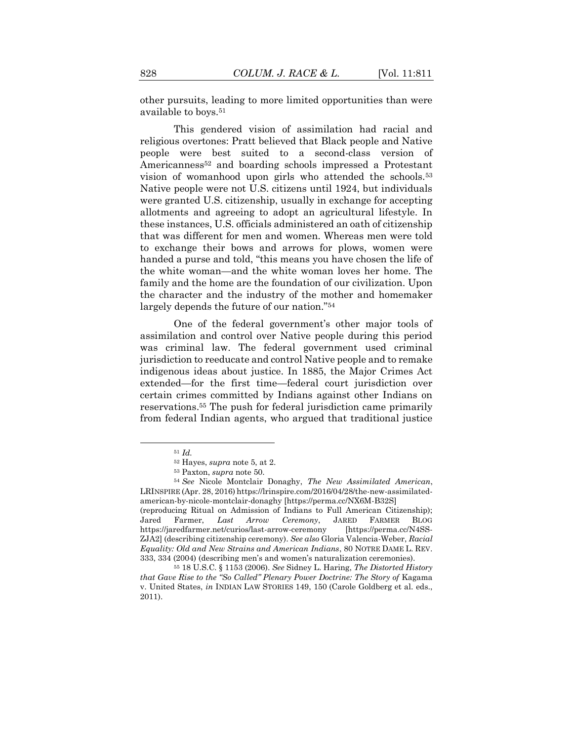other pursuits, leading to more limited opportunities than were available to boys.[51]

This gendered vision of assimilation had racial and religious overtones: Pratt believed that Black people and Native people were best suited to a second-class version of Americanness[52] and boarding schools impressed a Protestant vision of womanhood upon girls who attended the schools.[53] Native people were not U.S. citizens until 1924, but individuals were granted U.S. citizenship, usually in exchange for accepting allotments and agreeing to adopt an agricultural lifestyle. In these instances, U.S. officials administered an oath of citizenship that was different for men and women. Whereas men were told to exchange their bows and arrows for plows, women were handed a purse and told, "this means you have chosen the life of the white woman—and the white woman loves her home. The family and the home are the foundation of our civilization. Upon the character and the industry of the mother and homemaker largely depends the future of our nation."[54]

One of the federal government's other major tools of assimilation and control over Native people during this period was criminal law. The federal government used criminal jurisdiction to reeducate and control Native people and to remake indigenous ideas about justice. In 1885, the Major Crimes Act extended—for the first time—federal court jurisdiction over certain crimes committed by Indians against other Indians on reservations.[55] The push for federal jurisdiction came primarily from federal Indian agents, who argued that traditional justice

---

[51] *Id.*

[52] Hayes, *supra* note 5, at 2.

[53] Paxton, *supra* note 50.

[54] *See* Nicole Montclair Donaghy, *The New Assimilated American*, LRINSPIRE (Apr. 28, 2016) https://lrinspire.com/2016/04/28/the-new-assimilated-american-by-nicole-montclair-donaghy [https://perma.cc/NX6M-B32S] (reproducing Ritual on Admission of Indians to Full American Citizenship); Jared Farmer, *Last Arrow Ceremony*, JARED FARMER BLOG https://jaredfarmer.net/curios/last-arrow-ceremony [https://perma.cc/N4SS-ZJA2] (describing citizenship ceremony). *See also* Gloria Valencia-Weber, *Racial Equality: Old and New Strains and American Indians*, 80 NOTRE DAME L. REV. 333, 334 (2004) (describing men's and women's naturalization ceremonies).

[55] 18 U.S.C. § 1153 (2006). *See* Sidney L. Haring, *The Distorted History that Gave Rise to the "So Called" Plenary Power Doctrine: The Story of* Kagama v. United States, *in* INDIAN LAW STORIES 149, 150 (Carole Goldberg et al. eds., 2011).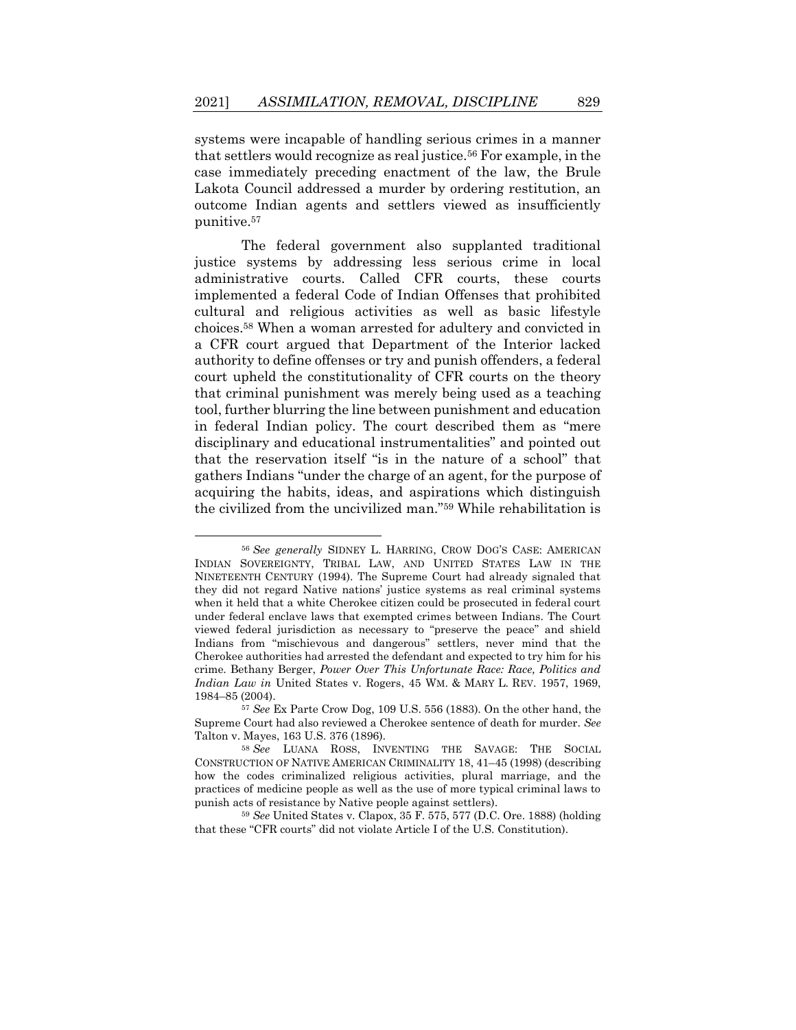systems were incapable of handling serious crimes in a manner that settlers would recognize as real justice.[56] For example, in the case immediately preceding enactment of the law, the Brule Lakota Council addressed a murder by ordering restitution, an outcome Indian agents and settlers viewed as insufficiently punitive.[57]

The federal government also supplanted traditional justice systems by addressing less serious crime in local administrative courts. Called CFR courts, these courts implemented a federal Code of Indian Offenses that prohibited cultural and religious activities as well as basic lifestyle choices.[58] When a woman arrested for adultery and convicted in a CFR court argued that Department of the Interior lacked authority to define offenses or try and punish offenders, a federal court upheld the constitutionality of CFR courts on the theory that criminal punishment was merely being used as a teaching tool, further blurring the line between punishment and education in federal Indian policy. The court described them as "mere disciplinary and educational instrumentalities" and pointed out that the reservation itself "is in the nature of a school" that gathers Indians "under the charge of an agent, for the purpose of acquiring the habits, ideas, and aspirations which distinguish the civilized from the uncivilized man."[59] While rehabilitation is

---

[56] *See generally* SIDNEY L. HARRING, CROW DOG'S CASE: AMERICAN INDIAN SOVEREIGNTY, TRIBAL LAW, AND UNITED STATES LAW IN THE NINETEENTH CENTURY (1994). The Supreme Court had already signaled that they did not regard Native nations' justice systems as real criminal systems when it held that a white Cherokee citizen could be prosecuted in federal court under federal enclave laws that exempted crimes between Indians. The Court viewed federal jurisdiction as necessary to "preserve the peace" and shield Indians from "mischievous and dangerous" settlers, never mind that the Cherokee authorities had arrested the defendant and expected to try him for his crime. Bethany Berger, *Power Over This Unfortunate Race: Race, Politics and Indian Law in* United States v. Rogers, 45 WM. & MARY L. REV. 1957, 1969, 1984–85 (2004).

[57] *See* Ex Parte Crow Dog, 109 U.S. 556 (1883). On the other hand, the Supreme Court had also reviewed a Cherokee sentence of death for murder. *See* Talton v. Mayes, 163 U.S. 376 (1896).

[58] *See* LUANA ROSS, INVENTING THE SAVAGE: THE SOCIAL CONSTRUCTION OF NATIVE AMERICAN CRIMINALITY 18, 41–45 (1998) (describing how the codes criminalized religious activities, plural marriage, and the practices of medicine people as well as the use of more typical criminal laws to punish acts of resistance by Native people against settlers).

[59] *See* United States v. Clapox, 35 F. 575, 577 (D.C. Ore. 1888) (holding that these "CFR courts" did not violate Article I of the U.S. Constitution).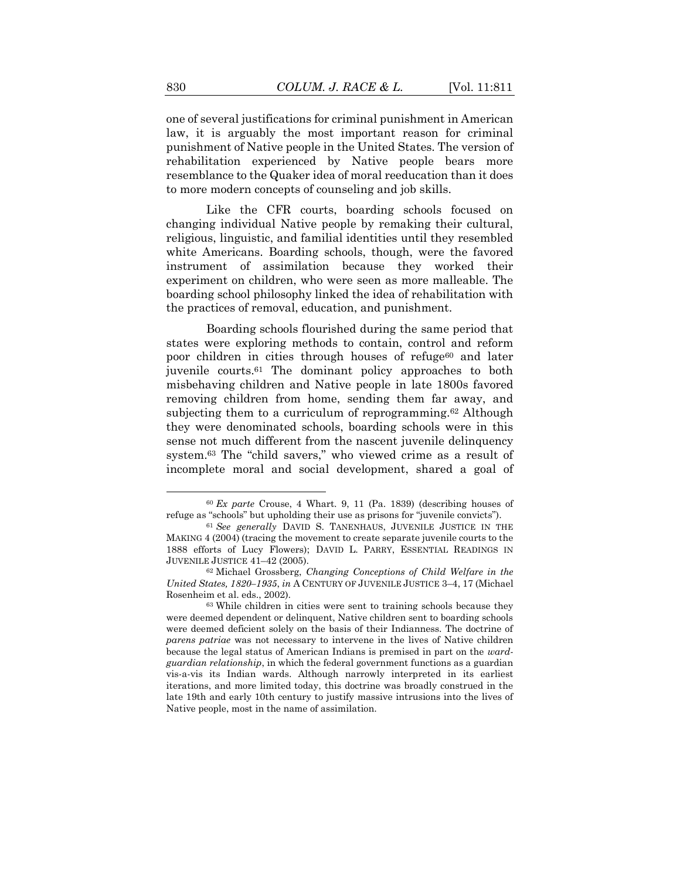one of several justifications for criminal punishment in American law, it is arguably the most important reason for criminal punishment of Native people in the United States. The version of rehabilitation experienced by Native people bears more resemblance to the Quaker idea of moral reeducation than it does to more modern concepts of counseling and job skills.

Like the CFR courts, boarding schools focused on changing individual Native people by remaking their cultural, religious, linguistic, and familial identities until they resembled white Americans. Boarding schools, though, were the favored instrument of assimilation because they worked their experiment on children, who were seen as more malleable. The boarding school philosophy linked the idea of rehabilitation with the practices of removal, education, and punishment.

Boarding schools flourished during the same period that states were exploring methods to contain, control and reform poor children in cities through houses of refuge[60] and later juvenile courts.[61] The dominant policy approaches to both misbehaving children and Native people in late 1800s favored removing children from home, sending them far away, and subjecting them to a curriculum of reprogramming.[62] Although they were denominated schools, boarding schools were in this sense not much different from the nascent juvenile delinquency system.[63] The "child savers," who viewed crime as a result of incomplete moral and social development, shared a goal of

---

[60] *Ex parte* Crouse, 4 Whart. 9, 11 (Pa. 1839) (describing houses of refuge as "schools" but upholding their use as prisons for "juvenile convicts").

[61] *See generally* DAVID S. TANENHAUS, JUVENILE JUSTICE IN THE MAKING 4 (2004) (tracing the movement to create separate juvenile courts to the 1888 efforts of Lucy Flowers); DAVID L. PARRY, ESSENTIAL READINGS IN JUVENILE JUSTICE 41–42 (2005).

[62] Michael Grossberg, *Changing Conceptions of Child Welfare in the United States, 1820–1935*, *in* A CENTURY OF JUVENILE JUSTICE 3–4, 17 (Michael Rosenheim et al. eds., 2002).

[63] While children in cities were sent to training schools because they were deemed dependent or delinquent, Native children sent to boarding schools were deemed deficient solely on the basis of their Indianness. The doctrine of *parens patriae* was not necessary to intervene in the lives of Native children because the legal status of American Indians is premised in part on the *ward-guardian relationship*, in which the federal government functions as a guardian vis-a-vis its Indian wards. Although narrowly interpreted in its earliest iterations, and more limited today, this doctrine was broadly construed in the late 19th and early 10th century to justify massive intrusions into the lives of Native people, most in the name of assimilation.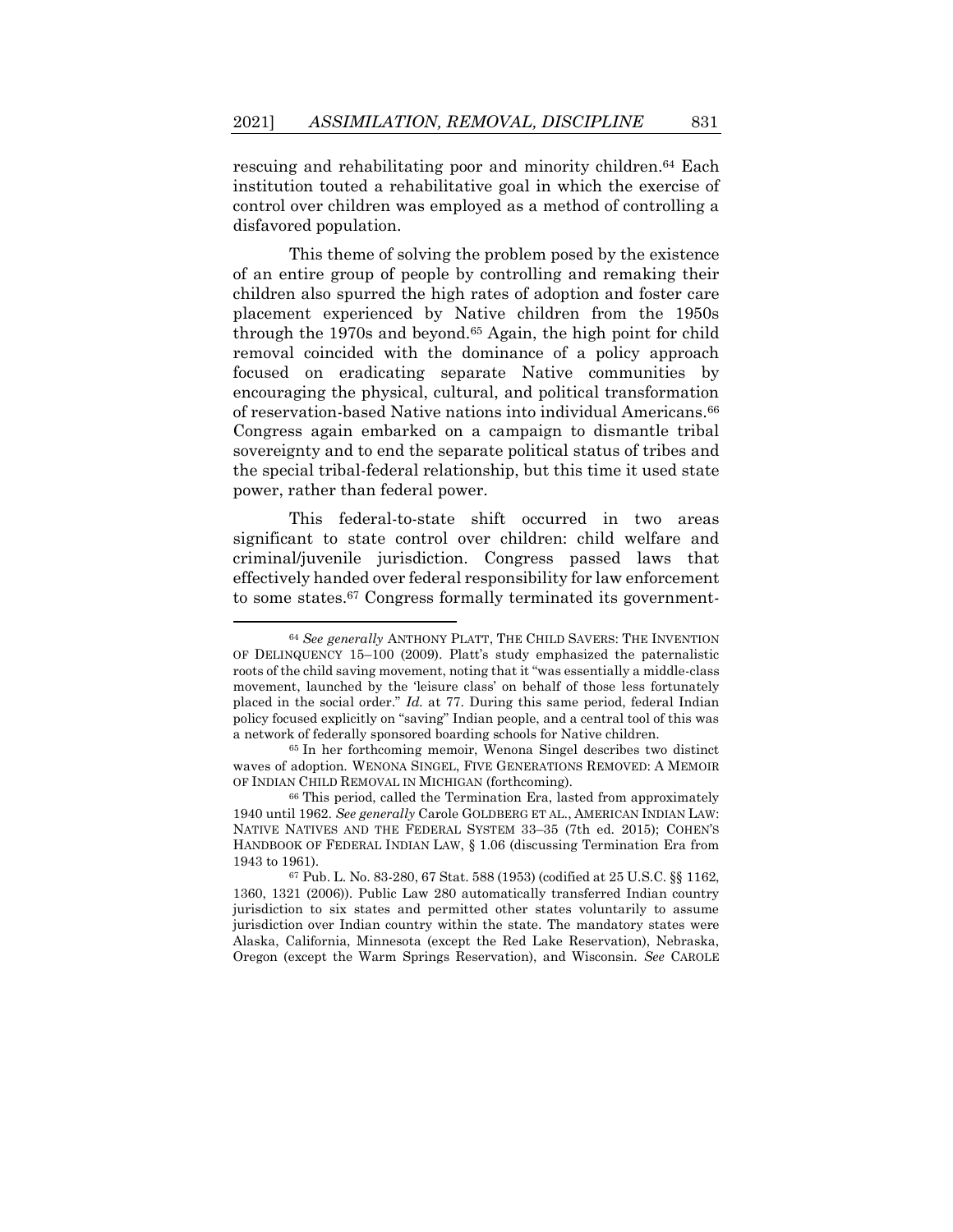rescuing and rehabilitating poor and minority children.[64] Each institution touted a rehabilitative goal in which the exercise of control over children was employed as a method of controlling a disfavored population.

This theme of solving the problem posed by the existence of an entire group of people by controlling and remaking their children also spurred the high rates of adoption and foster care placement experienced by Native children from the 1950s through the 1970s and beyond.[65] Again, the high point for child removal coincided with the dominance of a policy approach focused on eradicating separate Native communities by encouraging the physical, cultural, and political transformation of reservation-based Native nations into individual Americans.[66] Congress again embarked on a campaign to dismantle tribal sovereignty and to end the separate political status of tribes and the special tribal-federal relationship, but this time it used state power, rather than federal power.

This federal-to-state shift occurred in two areas significant to state control over children: child welfare and criminal/juvenile jurisdiction. Congress passed laws that effectively handed over federal responsibility for law enforcement to some states.[67] Congress formally terminated its government-

---

[64] *See generally* ANTHONY PLATT, THE CHILD SAVERS: THE INVENTION OF DELINQUENCY 15–100 (2009). Platt's study emphasized the paternalistic roots of the child saving movement, noting that it "was essentially a middle-class movement, launched by the 'leisure class' on behalf of those less fortunately placed in the social order." *Id.* at 77. During this same period, federal Indian policy focused explicitly on "saving" Indian people, and a central tool of this was a network of federally sponsored boarding schools for Native children.

[65] In her forthcoming memoir, Wenona Singel describes two distinct waves of adoption. WENONA SINGEL, FIVE GENERATIONS REMOVED: A MEMOIR OF INDIAN CHILD REMOVAL IN MICHIGAN (forthcoming).

[66] This period, called the Termination Era, lasted from approximately 1940 until 1962. *See generally* Carole GOLDBERG ET AL., AMERICAN INDIAN LAW: NATIVE NATIVES AND THE FEDERAL SYSTEM 33–35 (7th ed. 2015); COHEN'S HANDBOOK OF FEDERAL INDIAN LAW, § 1.06 (discussing Termination Era from 1943 to 1961).

[67] Pub. L. No. 83-280, 67 Stat. 588 (1953) (codified at 25 U.S.C. §§ 1162, 1360, 1321 (2006)). Public Law 280 automatically transferred Indian country jurisdiction to six states and permitted other states voluntarily to assume jurisdiction over Indian country within the state. The mandatory states were Alaska, California, Minnesota (except the Red Lake Reservation), Nebraska, Oregon (except the Warm Springs Reservation), and Wisconsin. *See* CAROLE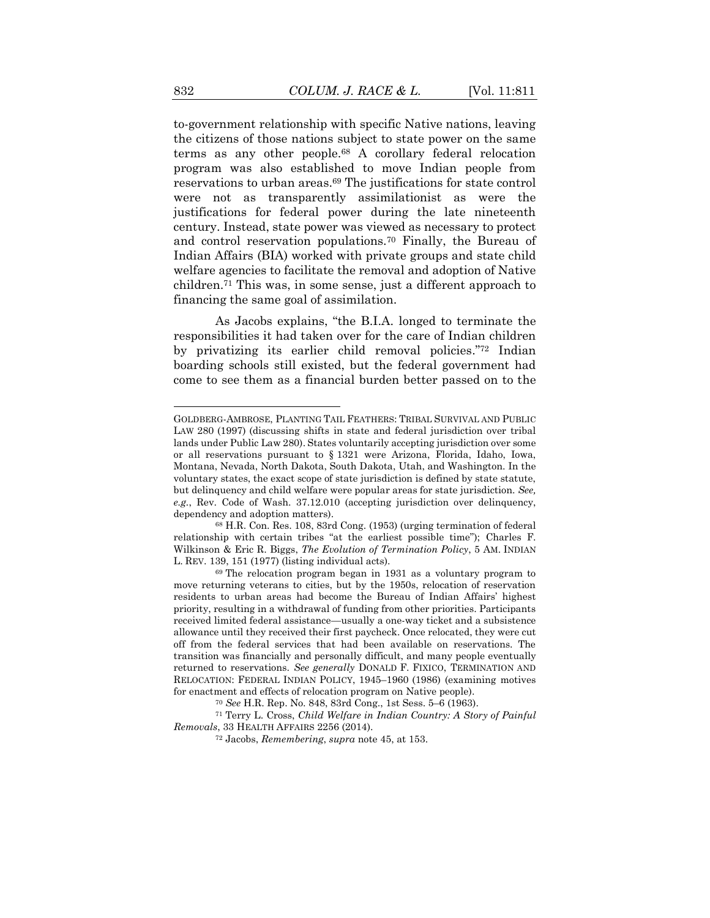to-government relationship with specific Native nations, leaving the citizens of those nations subject to state power on the same terms as any other people.[68] A corollary federal relocation program was also established to move Indian people from reservations to urban areas.[69] The justifications for state control were not as transparently assimilationist as were the justifications for federal power during the late nineteenth century. Instead, state power was viewed as necessary to protect and control reservation populations.[70] Finally, the Bureau of Indian Affairs (BIA) worked with private groups and state child welfare agencies to facilitate the removal and adoption of Native children.[71] This was, in some sense, just a different approach to financing the same goal of assimilation.

As Jacobs explains, "the B.I.A. longed to terminate the responsibilities it had taken over for the care of Indian children by privatizing its earlier child removal policies."[72] Indian boarding schools still existed, but the federal government had come to see them as a financial burden better passed on to the

---

GOLDBERG-AMBROSE, PLANTING TAIL FEATHERS: TRIBAL SURVIVAL AND PUBLIC LAW 280 (1997) (discussing shifts in state and federal jurisdiction over tribal lands under Public Law 280). States voluntarily accepting jurisdiction over some or all reservations pursuant to § 1321 were Arizona, Florida, Idaho, Iowa, Montana, Nevada, North Dakota, South Dakota, Utah, and Washington. In the voluntary states, the exact scope of state jurisdiction is defined by state statute, but delinquency and child welfare were popular areas for state jurisdiction. *See, e.g.*, Rev. Code of Wash. 37.12.010 (accepting jurisdiction over delinquency, dependency and adoption matters).

[68] H.R. Con. Res. 108, 83rd Cong. (1953) (urging termination of federal relationship with certain tribes "at the earliest possible time"); Charles F. Wilkinson & Eric R. Biggs, *The Evolution of Termination Policy*, 5 AM. INDIAN L. REV. 139, 151 (1977) (listing individual acts).

[69] The relocation program began in 1931 as a voluntary program to move returning veterans to cities, but by the 1950s, relocation of reservation residents to urban areas had become the Bureau of Indian Affairs' highest priority, resulting in a withdrawal of funding from other priorities. Participants received limited federal assistance—usually a one-way ticket and a subsistence allowance until they received their first paycheck. Once relocated, they were cut off from the federal services that had been available on reservations. The transition was financially and personally difficult, and many people eventually returned to reservations. *See generally* DONALD F. FIXICO, TERMINATION AND RELOCATION: FEDERAL INDIAN POLICY, 1945–1960 (1986) (examining motives for enactment and effects of relocation program on Native people).

[70] *See* H.R. Rep. No. 848, 83rd Cong., 1st Sess. 5–6 (1963).

[71] Terry L. Cross, *Child Welfare in Indian Country: A Story of Painful Removals*, 33 HEALTH AFFAIRS 2256 (2014).

[72] Jacobs, *Remembering*, *supra* note 45, at 153.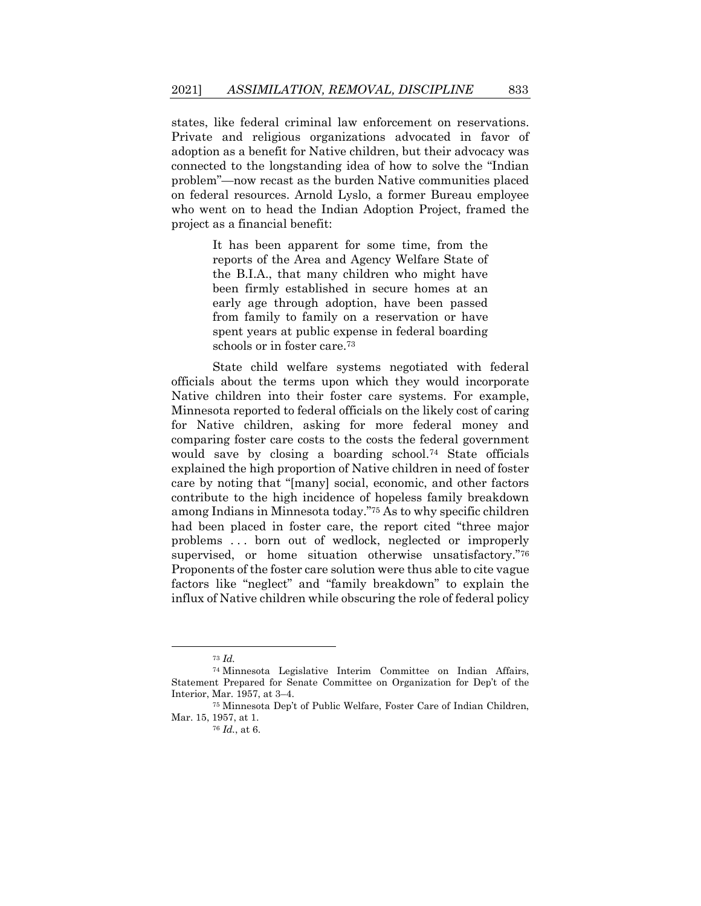states, like federal criminal law enforcement on reservations. Private and religious organizations advocated in favor of adoption as a benefit for Native children, but their advocacy was connected to the longstanding idea of how to solve the "Indian problem"—now recast as the burden Native communities placed on federal resources. Arnold Lyslo, a former Bureau employee who went on to head the Indian Adoption Project, framed the project as a financial benefit:

> It has been apparent for some time, from the reports of the Area and Agency Welfare State of the B.I.A., that many children who might have been firmly established in secure homes at an early age through adoption, have been passed from family to family on a reservation or have spent years at public expense in federal boarding schools or in foster care.[73]

State child welfare systems negotiated with federal officials about the terms upon which they would incorporate Native children into their foster care systems. For example, Minnesota reported to federal officials on the likely cost of caring for Native children, asking for more federal money and comparing foster care costs to the costs the federal government would save by closing a boarding school.[74] State officials explained the high proportion of Native children in need of foster care by noting that "[many] social, economic, and other factors contribute to the high incidence of hopeless family breakdown among Indians in Minnesota today."[75] As to why specific children had been placed in foster care, the report cited "three major problems . . . born out of wedlock, neglected or improperly supervised, or home situation otherwise unsatisfactory."[76] Proponents of the foster care solution were thus able to cite vague factors like "neglect" and "family breakdown" to explain the influx of Native children while obscuring the role of federal policy

---

[73] *Id.*

[74] Minnesota Legislative Interim Committee on Indian Affairs, Statement Prepared for Senate Committee on Organization for Dep't of the Interior, Mar. 1957, at 3–4.

[75] Minnesota Dep't of Public Welfare, Foster Care of Indian Children, Mar. 15, 1957, at 1.

[76] *Id.*, at 6.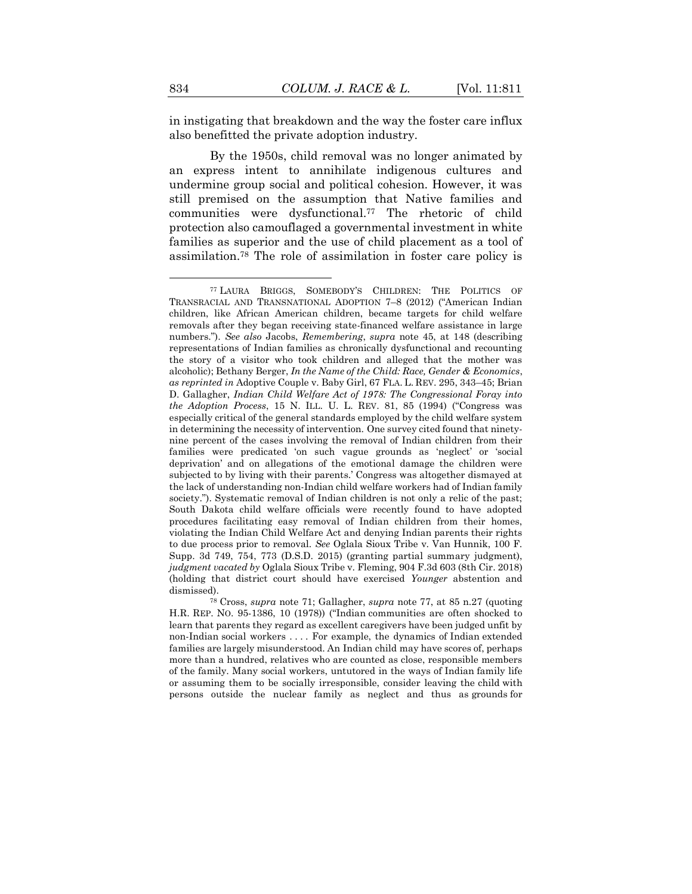in instigating that breakdown and the way the foster care influx also benefitted the private adoption industry.

By the 1950s, child removal was no longer animated by an express intent to annihilate indigenous cultures and undermine group social and political cohesion. However, it was still premised on the assumption that Native families and communities were dysfunctional.[77] The rhetoric of child protection also camouflaged a governmental investment in white families as superior and the use of child placement as a tool of assimilation.[78] The role of assimilation in foster care policy is

---

[77] LAURA BRIGGS, SOMEBODY'S CHILDREN: THE POLITICS OF TRANSRACIAL AND TRANSNATIONAL ADOPTION 7–8 (2012) ("American Indian children, like African American children, became targets for child welfare removals after they began receiving state-financed welfare assistance in large numbers."). *See also* Jacobs, *Remembering*, *supra* note 45, at 148 (describing representations of Indian families as chronically dysfunctional and recounting the story of a visitor who took children and alleged that the mother was alcoholic); Bethany Berger, *In the Name of the Child: Race, Gender & Economics*, *as reprinted in* Adoptive Couple v. Baby Girl, 67 FLA. L. REV. 295, 343–45; Brian D. Gallagher, *Indian Child Welfare Act of 1978: The Congressional Foray into the Adoption Process*, 15 N. ILL. U. L. REV. 81, 85 (1994) ("Congress was especially critical of the general standards employed by the child welfare system in determining the necessity of intervention. One survey cited found that ninety-nine percent of the cases involving the removal of Indian children from their families were predicated 'on such vague grounds as 'neglect' or 'social deprivation' and on allegations of the emotional damage the children were subjected to by living with their parents.' Congress was altogether dismayed at the lack of understanding non-Indian child welfare workers had of Indian family society."). Systematic removal of Indian children is not only a relic of the past; South Dakota child welfare officials were recently found to have adopted procedures facilitating easy removal of Indian children from their homes, violating the Indian Child Welfare Act and denying Indian parents their rights to due process prior to removal. *See* Oglala Sioux Tribe v. Van Hunnik, 100 F. Supp. 3d 749, 754, 773 (D.S.D. 2015) (granting partial summary judgment), *judgment vacated by* Oglala Sioux Tribe v. Fleming, 904 F.3d 603 (8th Cir. 2018) (holding that district court should have exercised *Younger* abstention and dismissed).

[78] Cross, *supra* note 71; Gallagher, *supra* note 77, at 85 n.27 (quoting H.R. REP. NO. 95-1386, 10 (1978)) ("Indian communities are often shocked to learn that parents they regard as excellent caregivers have been judged unfit by non-Indian social workers . . . . For example, the dynamics of Indian extended families are largely misunderstood. An Indian child may have scores of, perhaps more than a hundred, relatives who are counted as close, responsible members of the family. Many social workers, untutored in the ways of Indian family life or assuming them to be socially irresponsible, consider leaving the child with persons outside the nuclear family as neglect and thus as grounds for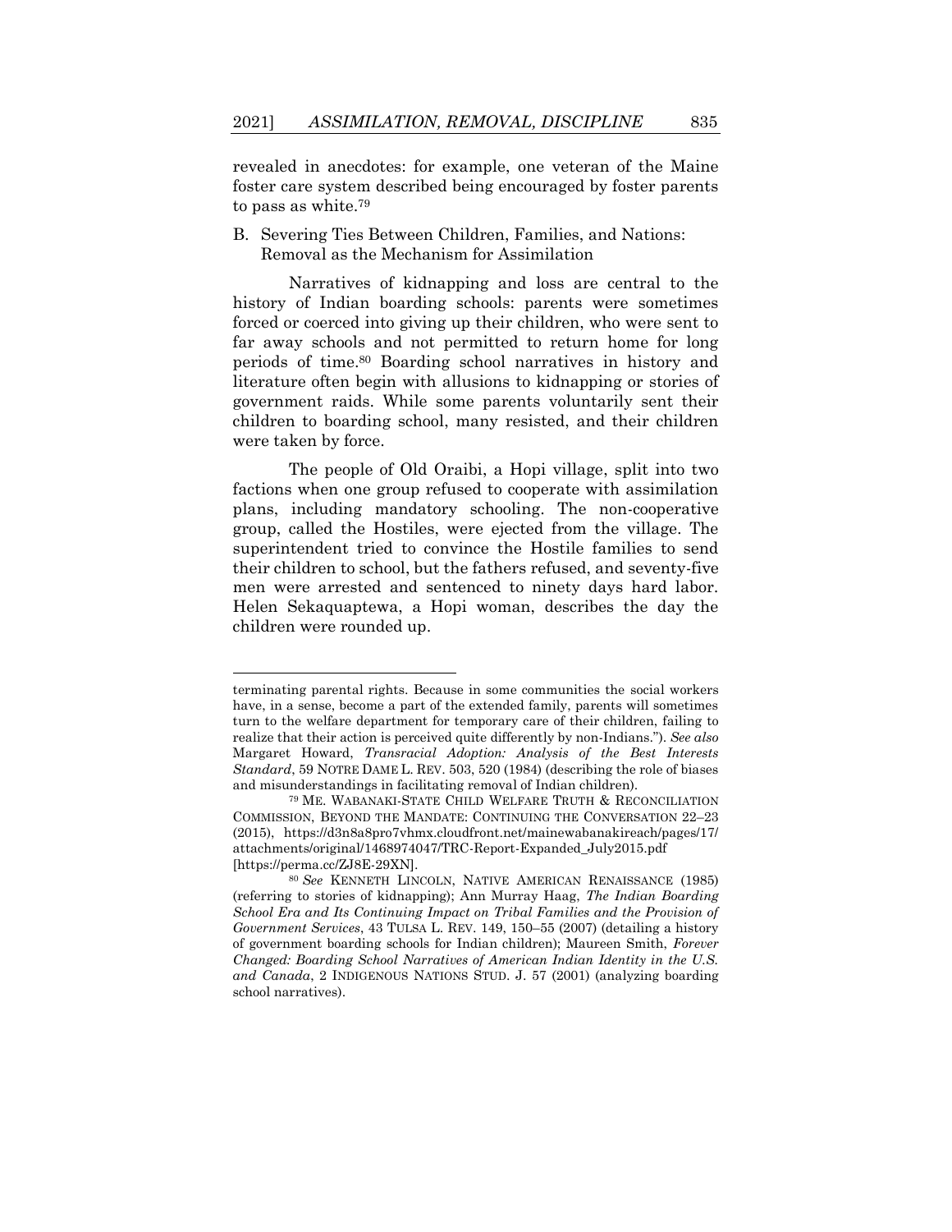revealed in anecdotes: for example, one veteran of the Maine foster care system described being encouraged by foster parents to pass as white.[79]

### B. Severing Ties Between Children, Families, and Nations: Removal as the Mechanism for Assimilation

Narratives of kidnapping and loss are central to the history of Indian boarding schools: parents were sometimes forced or coerced into giving up their children, who were sent to far away schools and not permitted to return home for long periods of time.[80] Boarding school narratives in history and literature often begin with allusions to kidnapping or stories of government raids. While some parents voluntarily sent their children to boarding school, many resisted, and their children were taken by force.

The people of Old Oraibi, a Hopi village, split into two factions when one group refused to cooperate with assimilation plans, including mandatory schooling. The non-cooperative group, called the Hostiles, were ejected from the village. The superintendent tried to convince the Hostile families to send their children to school, but the fathers refused, and seventy-five men were arrested and sentenced to ninety days hard labor. Helen Sekaquaptewa, a Hopi woman, describes the day the children were rounded up.

---

terminating parental rights. Because in some communities the social workers have, in a sense, become a part of the extended family, parents will sometimes turn to the welfare department for temporary care of their children, failing to realize that their action is perceived quite differently by non-Indians."). *See also* Margaret Howard, *Transracial Adoption: Analysis of the Best Interests Standard*, 59 NOTRE DAME L. REV. 503, 520 (1984) (describing the role of biases and misunderstandings in facilitating removal of Indian children).

[79] ME. WABANAKI-STATE CHILD WELFARE TRUTH & RECONCILIATION COMMISSION, BEYOND THE MANDATE: CONTINUING THE CONVERSATION 22–23 (2015), https://d3n8a8pro7vhmx.cloudfront.net/mainewabanakireach/pages/17/attachments/original/1468974047/TRC-Report-Expanded_July2015.pdf [https://perma.cc/ZJ8E-29XN].

[80] *See* KENNETH LINCOLN, NATIVE AMERICAN RENAISSANCE (1985) (referring to stories of kidnapping); Ann Murray Haag, *The Indian Boarding School Era and Its Continuing Impact on Tribal Families and the Provision of Government Services*, 43 TULSA L. REV. 149, 150–55 (2007) (detailing a history of government boarding schools for Indian children); Maureen Smith, *Forever Changed: Boarding School Narratives of American Indian Identity in the U.S. and Canada*, 2 INDIGENOUS NATIONS STUD. J. 57 (2001) (analyzing boarding school narratives).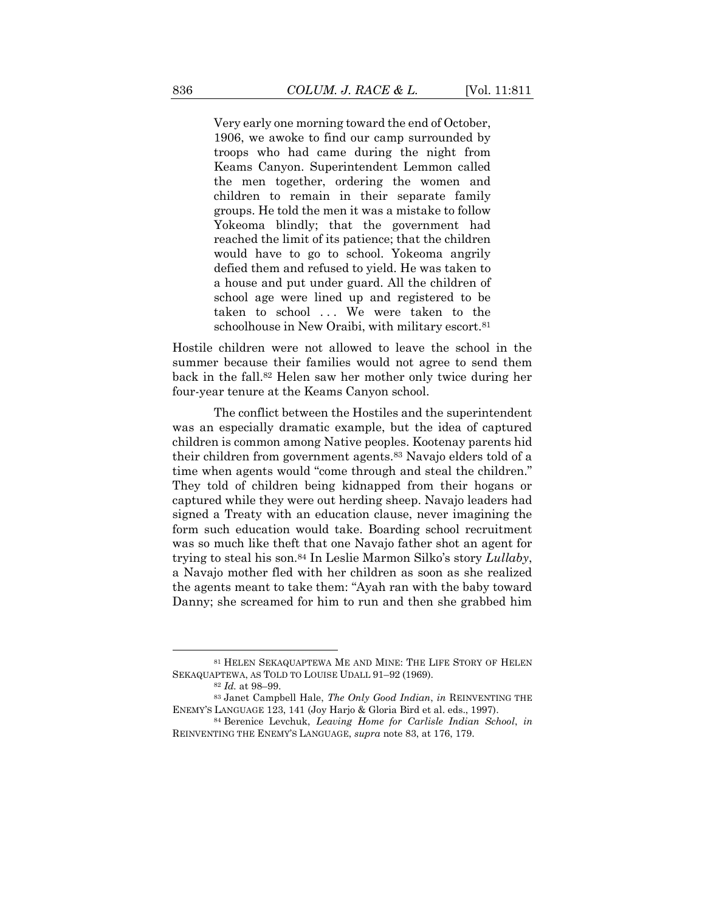> Very early one morning toward the end of October, 1906, we awoke to find our camp surrounded by troops who had came during the night from Keams Canyon. Superintendent Lemmon called the men together, ordering the women and children to remain in their separate family groups. He told the men it was a mistake to follow Yokeoma blindly; that the government had reached the limit of its patience; that the children would have to go to school. Yokeoma angrily defied them and refused to yield. He was taken to a house and put under guard. All the children of school age were lined up and registered to be taken to school . . . We were taken to the schoolhouse in New Oraibi, with military escort.[81]

Hostile children were not allowed to leave the school in the summer because their families would not agree to send them back in the fall.[82] Helen saw her mother only twice during her four-year tenure at the Keams Canyon school.

The conflict between the Hostiles and the superintendent was an especially dramatic example, but the idea of captured children is common among Native peoples. Kootenay parents hid their children from government agents.[83] Navajo elders told of a time when agents would "come through and steal the children." They told of children being kidnapped from their hogans or captured while they were out herding sheep. Navajo leaders had signed a Treaty with an education clause, never imagining the form such education would take. Boarding school recruitment was so much like theft that one Navajo father shot an agent for trying to steal his son.[84] In Leslie Marmon Silko's story *Lullaby*, a Navajo mother fled with her children as soon as she realized the agents meant to take them: "Ayah ran with the baby toward Danny; she screamed for him to run and then she grabbed him

---

[81] HELEN SEKAQUAPTEWA ME AND MINE: THE LIFE STORY OF HELEN SEKAQUAPTEWA, AS TOLD TO LOUISE UDALL 91–92 (1969).

[82] *Id.* at 98–99.

[83] Janet Campbell Hale, *The Only Good Indian*, *in* REINVENTING THE ENEMY'S LANGUAGE 123, 141 (Joy Harjo & Gloria Bird et al. eds., 1997).

[84] Berenice Levchuk, *Leaving Home for Carlisle Indian School*, *in* REINVENTING THE ENEMY'S LANGUAGE, *supra* note 83, at 176, 179.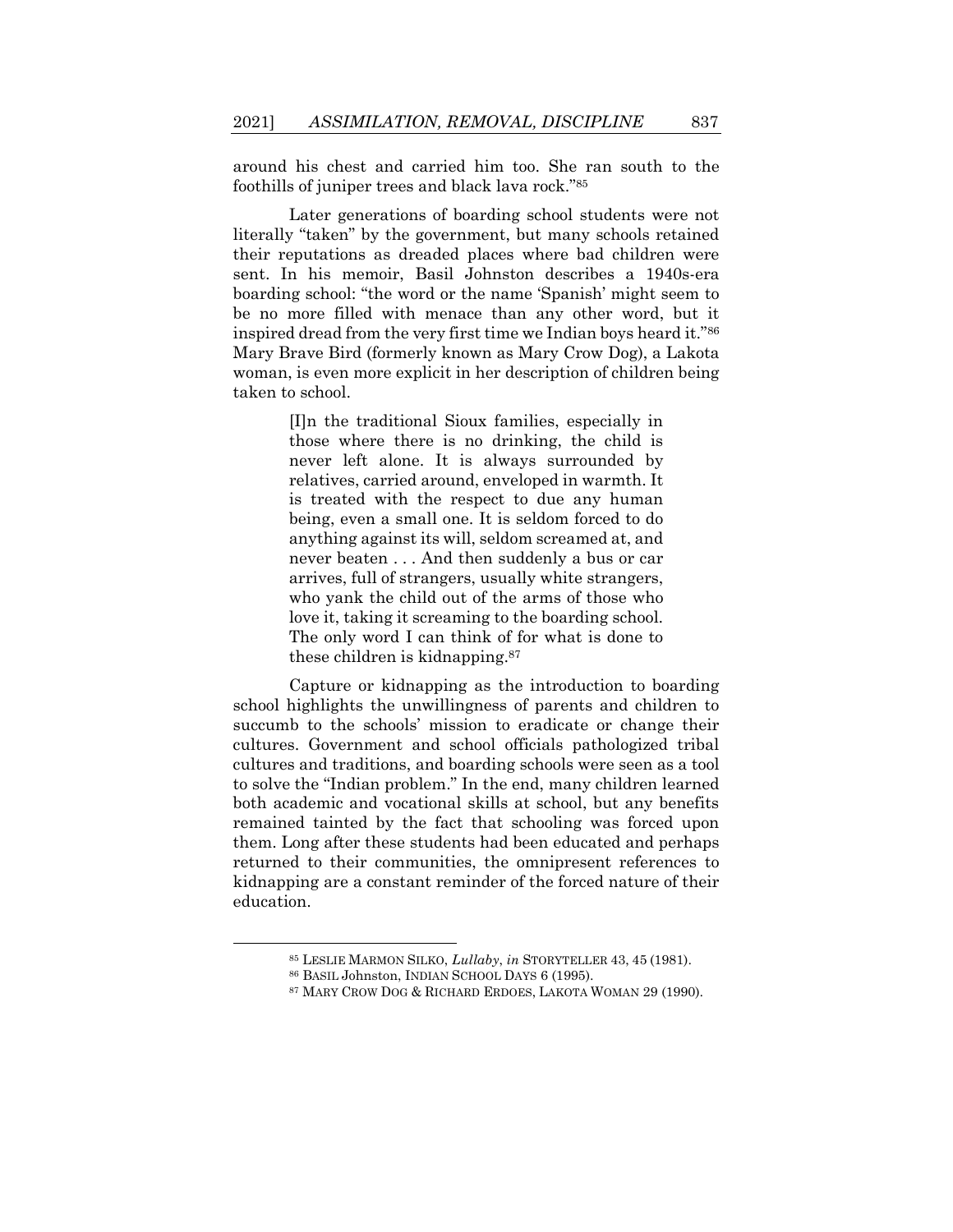around his chest and carried him too. She ran south to the foothills of juniper trees and black lava rock."[85]

Later generations of boarding school students were not literally "taken" by the government, but many schools retained their reputations as dreaded places where bad children were sent. In his memoir, Basil Johnston describes a 1940s-era boarding school: "the word or the name 'Spanish' might seem to be no more filled with menace than any other word, but it inspired dread from the very first time we Indian boys heard it."[86] Mary Brave Bird (formerly known as Mary Crow Dog), a Lakota woman, is even more explicit in her description of children being taken to school.

> [I]n the traditional Sioux families, especially in those where there is no drinking, the child is never left alone. It is always surrounded by relatives, carried around, enveloped in warmth. It is treated with the respect to due any human being, even a small one. It is seldom forced to do anything against its will, seldom screamed at, and never beaten . . . And then suddenly a bus or car arrives, full of strangers, usually white strangers, who yank the child out of the arms of those who love it, taking it screaming to the boarding school. The only word I can think of for what is done to these children is kidnapping.[87]

Capture or kidnapping as the introduction to boarding school highlights the unwillingness of parents and children to succumb to the schools' mission to eradicate or change their cultures. Government and school officials pathologized tribal cultures and traditions, and boarding schools were seen as a tool to solve the "Indian problem." In the end, many children learned both academic and vocational skills at school, but any benefits remained tainted by the fact that schooling was forced upon them. Long after these students had been educated and perhaps returned to their communities, the omnipresent references to kidnapping are a constant reminder of the forced nature of their education.

---

[85] LESLIE MARMON SILKO, *Lullaby*, *in* STORYTELLER 43, 45 (1981).

[86] BASIL Johnston, INDIAN SCHOOL DAYS 6 (1995).

[87] MARY CROW DOG & RICHARD ERDOES, LAKOTA WOMAN 29 (1990).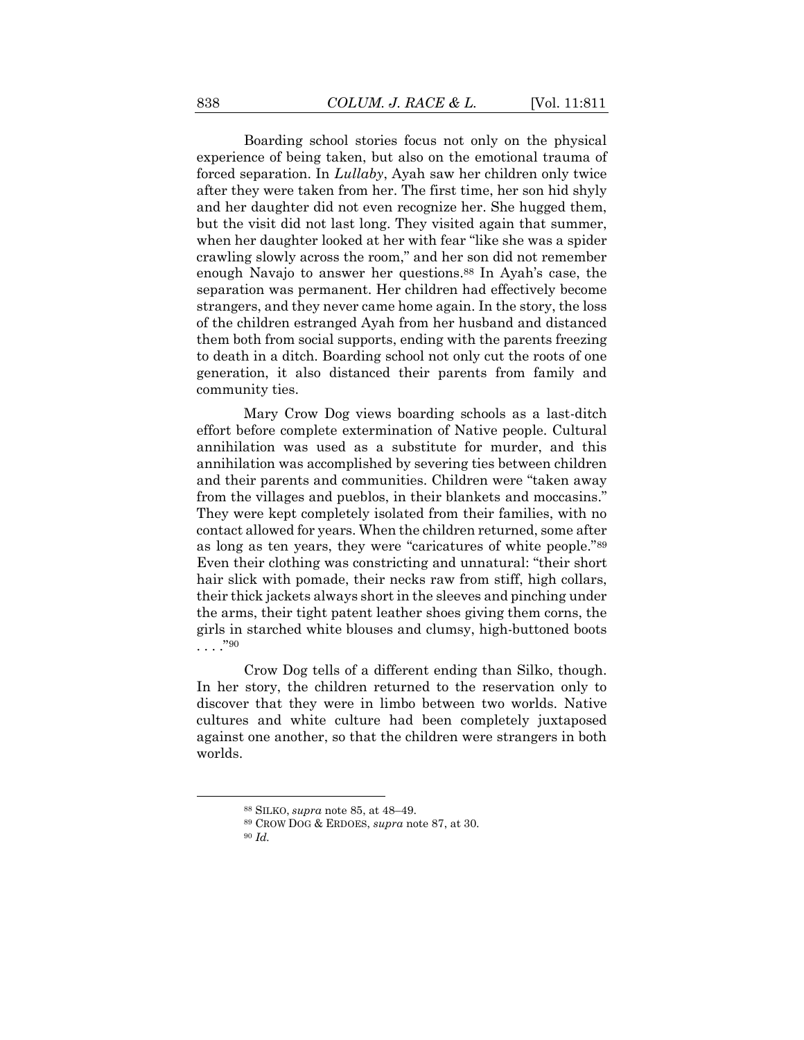Boarding school stories focus not only on the physical experience of being taken, but also on the emotional trauma of forced separation. In *Lullaby*, Ayah saw her children only twice after they were taken from her. The first time, her son hid shyly and her daughter did not even recognize her. She hugged them, but the visit did not last long. They visited again that summer, when her daughter looked at her with fear "like she was a spider crawling slowly across the room," and her son did not remember enough Navajo to answer her questions.[88] In Ayah's case, the separation was permanent. Her children had effectively become strangers, and they never came home again. In the story, the loss of the children estranged Ayah from her husband and distanced them both from social supports, ending with the parents freezing to death in a ditch. Boarding school not only cut the roots of one generation, it also distanced their parents from family and community ties.

Mary Crow Dog views boarding schools as a last-ditch effort before complete extermination of Native people. Cultural annihilation was used as a substitute for murder, and this annihilation was accomplished by severing ties between children and their parents and communities. Children were "taken away from the villages and pueblos, in their blankets and moccasins." They were kept completely isolated from their families, with no contact allowed for years. When the children returned, some after as long as ten years, they were "caricatures of white people."[89] Even their clothing was constricting and unnatural: "their short hair slick with pomade, their necks raw from stiff, high collars, their thick jackets always short in the sleeves and pinching under the arms, their tight patent leather shoes giving them corns, the girls in starched white blouses and clumsy, high-buttoned boots . . . ."[90]

Crow Dog tells of a different ending than Silko, though. In her story, the children returned to the reservation only to discover that they were in limbo between two worlds. Native cultures and white culture had been completely juxtaposed against one another, so that the children were strangers in both worlds.

---

[88] SILKO, *supra* note 85, at 48–49.

[89] CROW DOG & ERDOES, *supra* note 87, at 30.

[90] *Id.*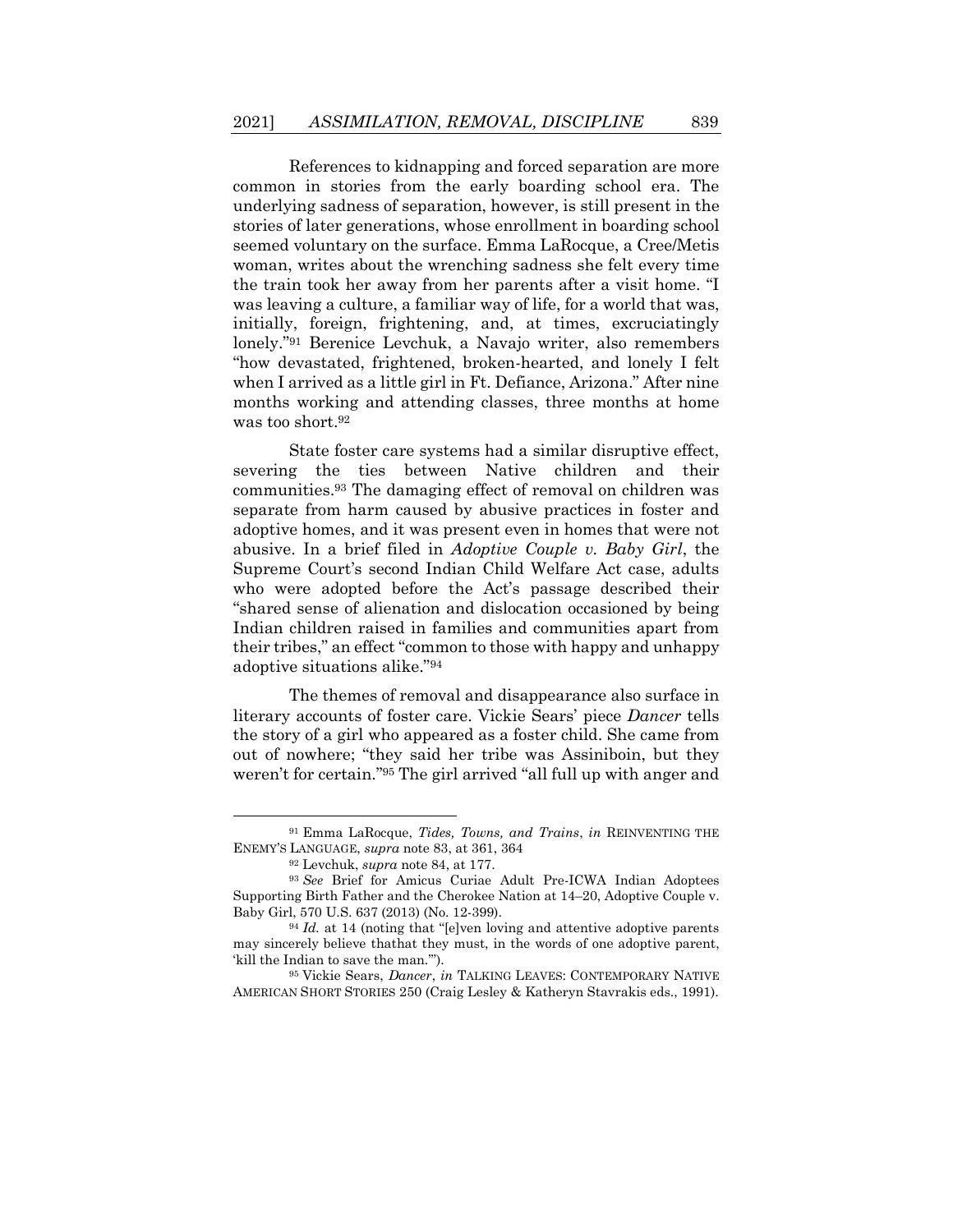References to kidnapping and forced separation are more common in stories from the early boarding school era. The underlying sadness of separation, however, is still present in the stories of later generations, whose enrollment in boarding school seemed voluntary on the surface. Emma LaRocque, a Cree/Metis woman, writes about the wrenching sadness she felt every time the train took her away from her parents after a visit home. "I was leaving a culture, a familiar way of life, for a world that was, initially, foreign, frightening, and, at times, excruciatingly lonely."[91] Berenice Levchuk, a Navajo writer, also remembers "how devastated, frightened, broken-hearted, and lonely I felt when I arrived as a little girl in Ft. Defiance, Arizona." After nine months working and attending classes, three months at home was too short.[92]

State foster care systems had a similar disruptive effect, severing the ties between Native children and their communities.[93] The damaging effect of removal on children was separate from harm caused by abusive practices in foster and adoptive homes, and it was present even in homes that were not abusive. In a brief filed in *Adoptive Couple v. Baby Girl*, the Supreme Court's second Indian Child Welfare Act case, adults who were adopted before the Act's passage described their "shared sense of alienation and dislocation occasioned by being Indian children raised in families and communities apart from their tribes," an effect "common to those with happy and unhappy adoptive situations alike."[94]

The themes of removal and disappearance also surface in literary accounts of foster care. Vickie Sears' piece *Dancer* tells the story of a girl who appeared as a foster child. She came from out of nowhere; "they said her tribe was Assiniboin, but they weren't for certain."[95] The girl arrived "all full up with anger and

---

[91] Emma LaRocque, *Tides, Towns, and Trains*, *in* REINVENTING THE ENEMY'S LANGUAGE, *supra* note 83, at 361, 364

[92] Levchuk, *supra* note 84, at 177.

[93] *See* Brief for Amicus Curiae Adult Pre-ICWA Indian Adoptees Supporting Birth Father and the Cherokee Nation at 14–20, Adoptive Couple v. Baby Girl, 570 U.S. 637 (2013) (No. 12-399).

[94] *Id.* at 14 (noting that "[e]ven loving and attentive adoptive parents may sincerely believe thathat they must, in the words of one adoptive parent, 'kill the Indian to save the man.'").

[95] Vickie Sears, *Dancer*, *in* TALKING LEAVES: CONTEMPORARY NATIVE AMERICAN SHORT STORIES 250 (Craig Lesley & Katheryn Stavrakis eds., 1991).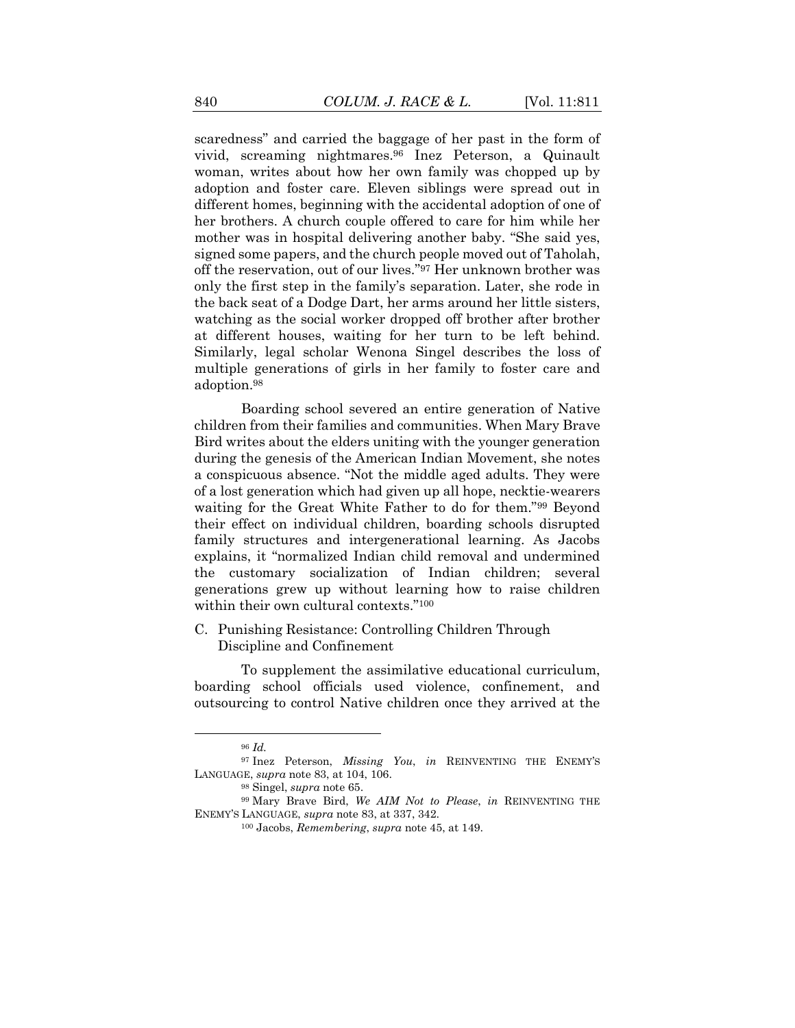scaredness" and carried the baggage of her past in the form of vivid, screaming nightmares.[96] Inez Peterson, a Quinault woman, writes about how her own family was chopped up by adoption and foster care. Eleven siblings were spread out in different homes, beginning with the accidental adoption of one of her brothers. A church couple offered to care for him while her mother was in hospital delivering another baby. "She said yes, signed some papers, and the church people moved out of Taholah, off the reservation, out of our lives."[97] Her unknown brother was only the first step in the family's separation. Later, she rode in the back seat of a Dodge Dart, her arms around her little sisters, watching as the social worker dropped off brother after brother at different houses, waiting for her turn to be left behind. Similarly, legal scholar Wenona Singel describes the loss of multiple generations of girls in her family to foster care and adoption.[98]

Boarding school severed an entire generation of Native children from their families and communities. When Mary Brave Bird writes about the elders uniting with the younger generation during the genesis of the American Indian Movement, she notes a conspicuous absence. "Not the middle aged adults. They were of a lost generation which had given up all hope, necktie-wearers waiting for the Great White Father to do for them."[99] Beyond their effect on individual children, boarding schools disrupted family structures and intergenerational learning. As Jacobs explains, it "normalized Indian child removal and undermined the customary socialization of Indian children; several generations grew up without learning how to raise children within their own cultural contexts."[100]

### C. Punishing Resistance: Controlling Children Through Discipline and Confinement

To supplement the assimilative educational curriculum, boarding school officials used violence, confinement, and outsourcing to control Native children once they arrived at the

---

[96] *Id.*

[97] Inez Peterson, *Missing You*, *in* REINVENTING THE ENEMY'S LANGUAGE, *supra* note 83, at 104, 106.

[98] Singel, *supra* note 65.

[99] Mary Brave Bird, *We AIM Not to Please*, *in* REINVENTING THE ENEMY'S LANGUAGE, *supra* note 83, at 337, 342.

[100] Jacobs, *Remembering*, *supra* note 45, at 149.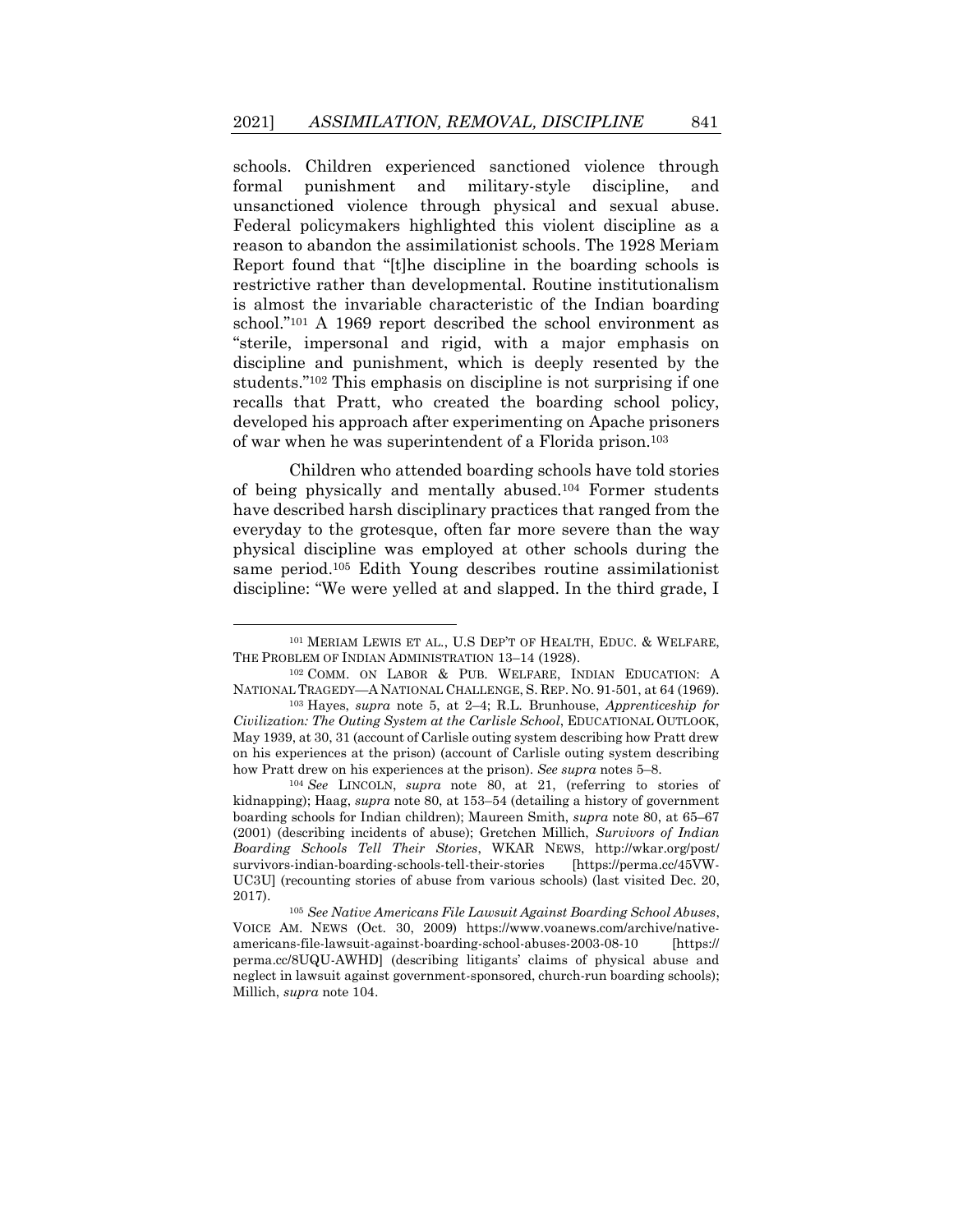schools. Children experienced sanctioned violence through formal punishment and military-style discipline, and unsanctioned violence through physical and sexual abuse. Federal policymakers highlighted this violent discipline as a reason to abandon the assimilationist schools. The 1928 Meriam Report found that "[t]he discipline in the boarding schools is restrictive rather than developmental. Routine institutionalism is almost the invariable characteristic of the Indian boarding school."[101] A 1969 report described the school environment as "sterile, impersonal and rigid, with a major emphasis on discipline and punishment, which is deeply resented by the students."[102] This emphasis on discipline is not surprising if one recalls that Pratt, who created the boarding school policy, developed his approach after experimenting on Apache prisoners of war when he was superintendent of a Florida prison.[103]

Children who attended boarding schools have told stories of being physically and mentally abused.[104] Former students have described harsh disciplinary practices that ranged from the everyday to the grotesque, often far more severe than the way physical discipline was employed at other schools during the same period.[105] Edith Young describes routine assimilationist discipline: "We were yelled at and slapped. In the third grade, I

---

[101] MERIAM LEWIS ET AL., U.S DEP'T OF HEALTH, EDUC. & WELFARE, THE PROBLEM OF INDIAN ADMINISTRATION 13–14 (1928).

[102] COMM. ON LABOR & PUB. WELFARE, INDIAN EDUCATION: A NATIONAL TRAGEDY—A NATIONAL CHALLENGE, S. REP. NO. 91-501, at 64 (1969).

[103] Hayes, *supra* note 5, at 2–4; R.L. Brunhouse, *Apprenticeship for Civilization: The Outing System at the Carlisle School*, EDUCATIONAL OUTLOOK, May 1939, at 30, 31 (account of Carlisle outing system describing how Pratt drew on his experiences at the prison) (account of Carlisle outing system describing how Pratt drew on his experiences at the prison). *See supra* notes 5–8.

[104] *See* LINCOLN, *supra* note 80, at 21, (referring to stories of kidnapping); Haag, *supra* note 80, at 153–54 (detailing a history of government boarding schools for Indian children); Maureen Smith, *supra* note 80, at 65–67 (2001) (describing incidents of abuse); Gretchen Millich, *Survivors of Indian Boarding Schools Tell Their Stories*, WKAR NEWS, http://wkar.org/post/survivors-indian-boarding-schools-tell-their-stories [https://perma.cc/45VW-UC3U] (recounting stories of abuse from various schools) (last visited Dec. 20, 2017).

[105] *See Native Americans File Lawsuit Against Boarding School Abuses*, VOICE AM. NEWS (Oct. 30, 2009) https://www.voanews.com/archive/native-americans-file-lawsuit-against-boarding-school-abuses-2003-08-10 [https://perma.cc/8UQU-AWHD] (describing litigants' claims of physical abuse and neglect in lawsuit against government-sponsored, church-run boarding schools); Millich, *supra* note 104.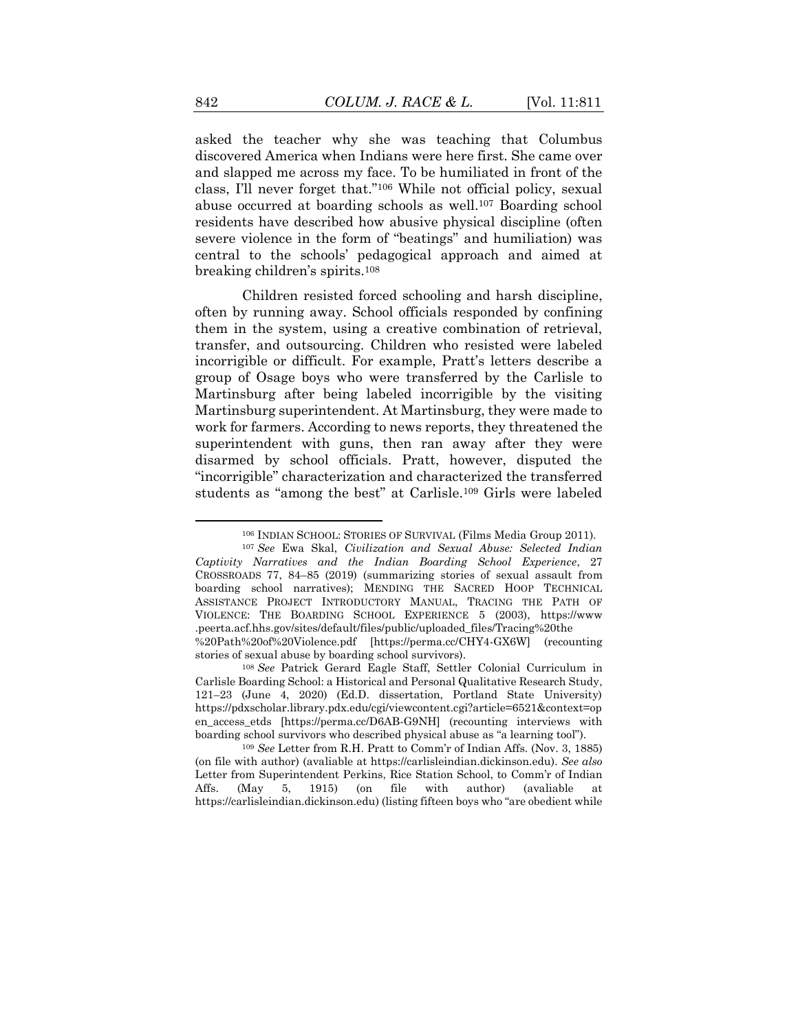asked the teacher why she was teaching that Columbus discovered America when Indians were here first. She came over and slapped me across my face. To be humiliated in front of the class, I'll never forget that."[106] While not official policy, sexual abuse occurred at boarding schools as well.[107] Boarding school residents have described how abusive physical discipline (often severe violence in the form of "beatings" and humiliation) was central to the schools' pedagogical approach and aimed at breaking children's spirits.[108]

Children resisted forced schooling and harsh discipline, often by running away. School officials responded by confining them in the system, using a creative combination of retrieval, transfer, and outsourcing. Children who resisted were labeled incorrigible or difficult. For example, Pratt's letters describe a group of Osage boys who were transferred by the Carlisle to Martinsburg after being labeled incorrigible by the visiting Martinsburg superintendent. At Martinsburg, they were made to work for farmers. According to news reports, they threatened the superintendent with guns, then ran away after they were disarmed by school officials. Pratt, however, disputed the "incorrigible" characterization and characterized the transferred students as "among the best" at Carlisle.[109] Girls were labeled

---

[106] INDIAN SCHOOL: STORIES OF SURVIVAL (Films Media Group 2011).

[107] *See* Ewa Skal, *Civilization and Sexual Abuse: Selected Indian Captivity Narratives and the Indian Boarding School Experience*, 27 CROSSROADS 77, 84–85 (2019) (summarizing stories of sexual assault from boarding school narratives); MENDING THE SACRED HOOP TECHNICAL ASSISTANCE PROJECT INTRODUCTORY MANUAL, TRACING THE PATH OF VIOLENCE: THE BOARDING SCHOOL EXPERIENCE 5 (2003), https://www.peerta.acf.hhs.gov/sites/default/files/public/uploaded_files/Tracing%20the%20Path%20of%20Violence.pdf [https://perma.cc/CHY4-GX6W] (recounting stories of sexual abuse by boarding school survivors).

[108] *See* Patrick Gerard Eagle Staff, Settler Colonial Curriculum in Carlisle Boarding School: a Historical and Personal Qualitative Research Study, 121–23 (June 4, 2020) (Ed.D. dissertation, Portland State University) https://pdxscholar.library.pdx.edu/cgi/viewcontent.cgi?article=6521&context=open_access_etds [https://perma.cc/D6AB-G9NH] (recounting interviews with boarding school survivors who described physical abuse as "a learning tool").

[109] *See* Letter from R.H. Pratt to Comm'r of Indian Affs. (Nov. 3, 1885) (on file with author) (avaliable at https://carlisleindian.dickinson.edu). *See also* Letter from Superintendent Perkins, Rice Station School, to Comm'r of Indian Affs. (May 5, 1915) (on file with author) (avaliable at https://carlisleindian.dickinson.edu) (listing fifteen boys who "are obedient while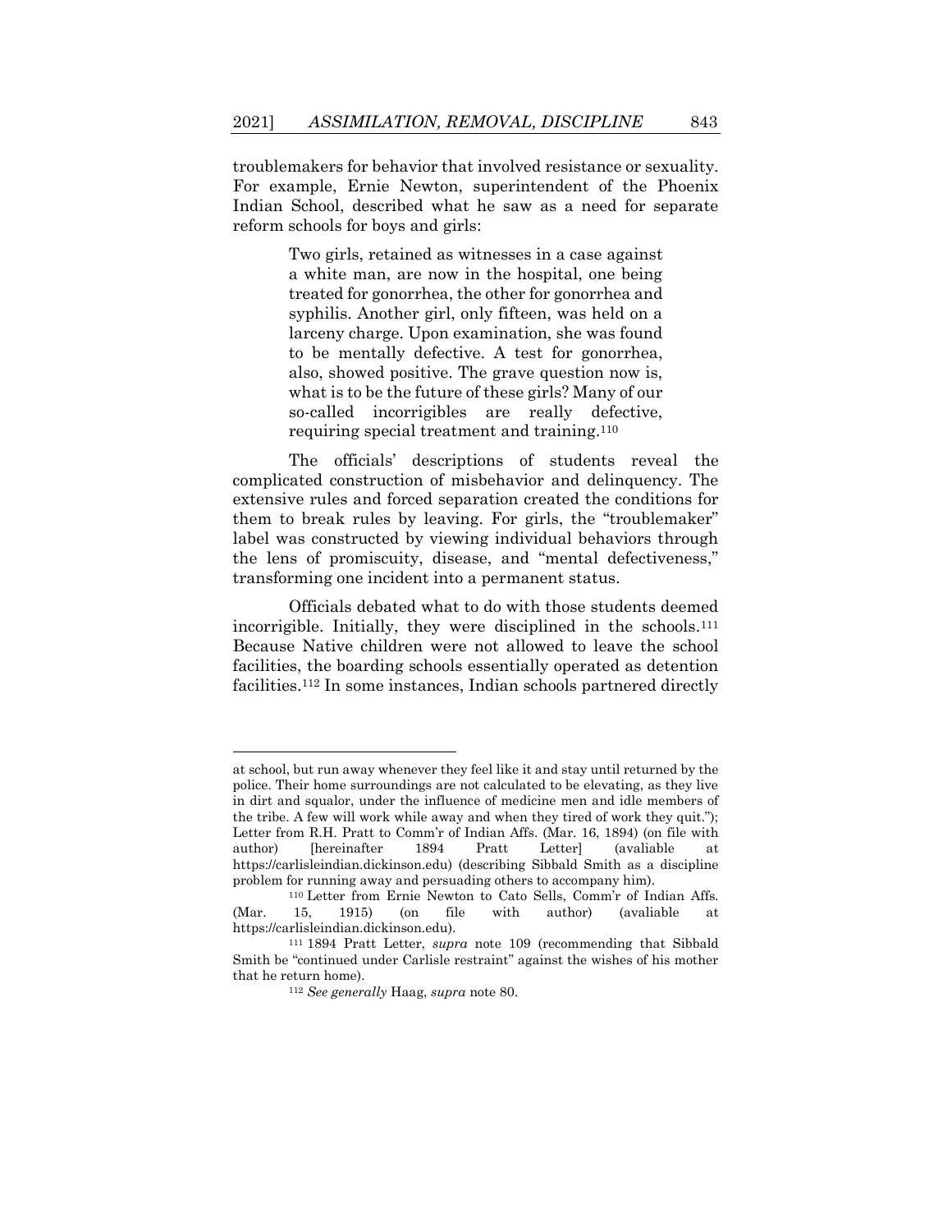troublemakers for behavior that involved resistance or sexuality. For example, Ernie Newton, superintendent of the Phoenix Indian School, described what he saw as a need for separate reform schools for boys and girls:

> Two girls, retained as witnesses in a case against a white man, are now in the hospital, one being treated for gonorrhea, the other for gonorrhea and syphilis. Another girl, only fifteen, was held on a larceny charge. Upon examination, she was found to be mentally defective. A test for gonorrhea, also, showed positive. The grave question now is, what is to be the future of these girls? Many of our so-called incorrigibles are really defective, requiring special treatment and training.[110]

The officials' descriptions of students reveal the complicated construction of misbehavior and delinquency. The extensive rules and forced separation created the conditions for them to break rules by leaving. For girls, the "troublemaker" label was constructed by viewing individual behaviors through the lens of promiscuity, disease, and "mental defectiveness," transforming one incident into a permanent status.

Officials debated what to do with those students deemed incorrigible. Initially, they were disciplined in the schools.[111] Because Native children were not allowed to leave the school facilities, the boarding schools essentially operated as detention facilities.[112] In some instances, Indian schools partnered directly

---

at school, but run away whenever they feel like it and stay until returned by the police. Their home surroundings are not calculated to be elevating, as they live in dirt and squalor, under the influence of medicine men and idle members of the tribe. A few will work while away and when they tired of work they quit."); Letter from R.H. Pratt to Comm'r of Indian Affs. (Mar. 16, 1894) (on file with author) [hereinafter 1894 Pratt Letter] (avaliable at https://carlisleindian.dickinson.edu) (describing Sibbald Smith as a discipline problem for running away and persuading others to accompany him).

[110] Letter from Ernie Newton to Cato Sells, Comm'r of Indian Affs. (Mar. 15, 1915) (on file with author) (avaliable at https://carlisleindian.dickinson.edu).

[111] 1894 Pratt Letter, *supra* note 109 (recommending that Sibbald Smith be "continued under Carlisle restraint" against the wishes of his mother that he return home).

[112] *See generally* Haag, *supra* note 80.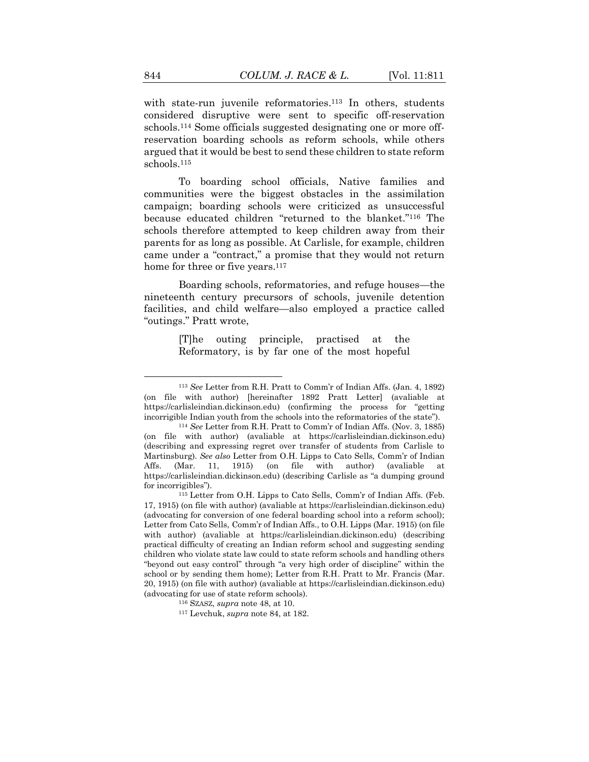with state-run juvenile reformatories.[113] In others, students considered disruptive were sent to specific off-reservation schools.[114] Some officials suggested designating one or more off-reservation boarding schools as reform schools, while others argued that it would be best to send these children to state reform schools.[115]

To boarding school officials, Native families and communities were the biggest obstacles in the assimilation campaign; boarding schools were criticized as unsuccessful because educated children "returned to the blanket."[116] The schools therefore attempted to keep children away from their parents for as long as possible. At Carlisle, for example, children came under a "contract," a promise that they would not return home for three or five years.[117]

Boarding schools, reformatories, and refuge houses—the nineteenth century precursors of schools, juvenile detention facilities, and child welfare—also employed a practice called "outings." Pratt wrote,

> [T]he outing principle, practised at the Reformatory, is by far one of the most hopeful

---

[113] *See* Letter from R.H. Pratt to Comm'r of Indian Affs. (Jan. 4, 1892) (on file with author) [hereinafter 1892 Pratt Letter] (avaliable at https://carlisleindian.dickinson.edu) (confirming the process for "getting incorrigible Indian youth from the schools into the reformatories of the state").

[114] *See* Letter from R.H. Pratt to Comm'r of Indian Affs. (Nov. 3, 1885) (on file with author) (avaliable at https://carlisleindian.dickinson.edu) (describing and expressing regret over transfer of students from Carlisle to Martinsburg). *See also* Letter from O.H. Lipps to Cato Sells, Comm'r of Indian Affs. (Mar. 11, 1915) (on file with author) (avaliable at https://carlisleindian.dickinson.edu) (describing Carlisle as "a dumping ground for incorrigibles").

[115] Letter from O.H. Lipps to Cato Sells, Comm'r of Indian Affs. (Feb. 17, 1915) (on file with author) (avaliable at https://carlisleindian.dickinson.edu) (advocating for conversion of one federal boarding school into a reform school); Letter from Cato Sells, Comm'r of Indian Affs., to O.H. Lipps (Mar. 1915) (on file with author) (avaliable at https://carlisleindian.dickinson.edu) (describing practical difficulty of creating an Indian reform school and suggesting sending children who violate state law could to state reform schools and handling others "beyond out easy control" through "a very high order of discipline" within the school or by sending them home); Letter from R.H. Pratt to Mr. Francis (Mar. 20, 1915) (on file with author) (avaliable at https://carlisleindian.dickinson.edu) (advocating for use of state reform schools).

[116] SZASZ, *supra* note 48, at 10.

[117] Levchuk, *supra* note 84, at 182.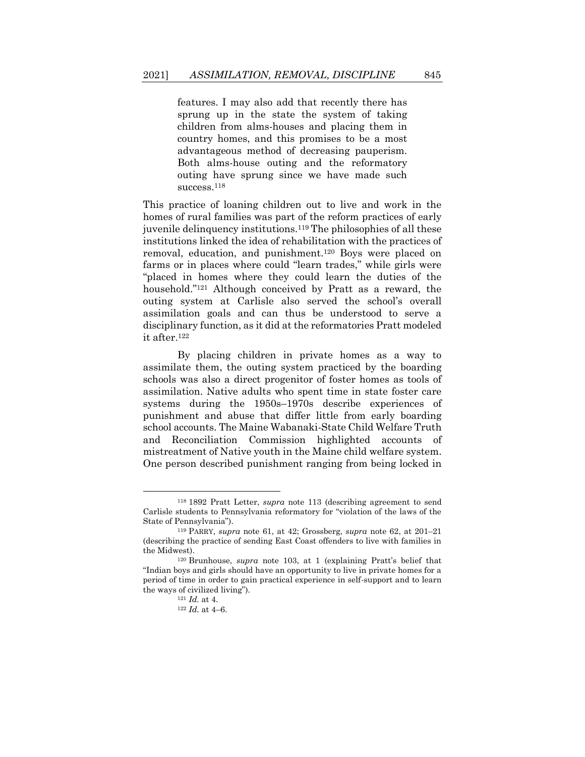> features. I may also add that recently there has sprung up in the state the system of taking children from alms-houses and placing them in country homes, and this promises to be a most advantageous method of decreasing pauperism. Both alms-house outing and the reformatory outing have sprung since we have made such success.[118]

This practice of loaning children out to live and work in the homes of rural families was part of the reform practices of early juvenile delinquency institutions.[119] The philosophies of all these institutions linked the idea of rehabilitation with the practices of removal, education, and punishment.[120] Boys were placed on farms or in places where could "learn trades," while girls were "placed in homes where they could learn the duties of the household."[121] Although conceived by Pratt as a reward, the outing system at Carlisle also served the school's overall assimilation goals and can thus be understood to serve a disciplinary function, as it did at the reformatories Pratt modeled it after.[122]

By placing children in private homes as a way to assimilate them, the outing system practiced by the boarding schools was also a direct progenitor of foster homes as tools of assimilation. Native adults who spent time in state foster care systems during the 1950s–1970s describe experiences of punishment and abuse that differ little from early boarding school accounts. The Maine Wabanaki-State Child Welfare Truth and Reconciliation Commission highlighted accounts of mistreatment of Native youth in the Maine child welfare system. One person described punishment ranging from being locked in

---

[118] 1892 Pratt Letter, *supra* note 113 (describing agreement to send Carlisle students to Pennsylvania reformatory for "violation of the laws of the State of Pennsylvania").

[119] PARRY, *supra* note 61, at 42; Grossberg, *supra* note 62, at 201–21 (describing the practice of sending East Coast offenders to live with families in the Midwest).

[120] Brunhouse, *supra* note 103, at 1 (explaining Pratt's belief that "Indian boys and girls should have an opportunity to live in private homes for a period of time in order to gain practical experience in self-support and to learn the ways of civilized living").

[121] *Id.* at 4.

[122] *Id.* at 4–6.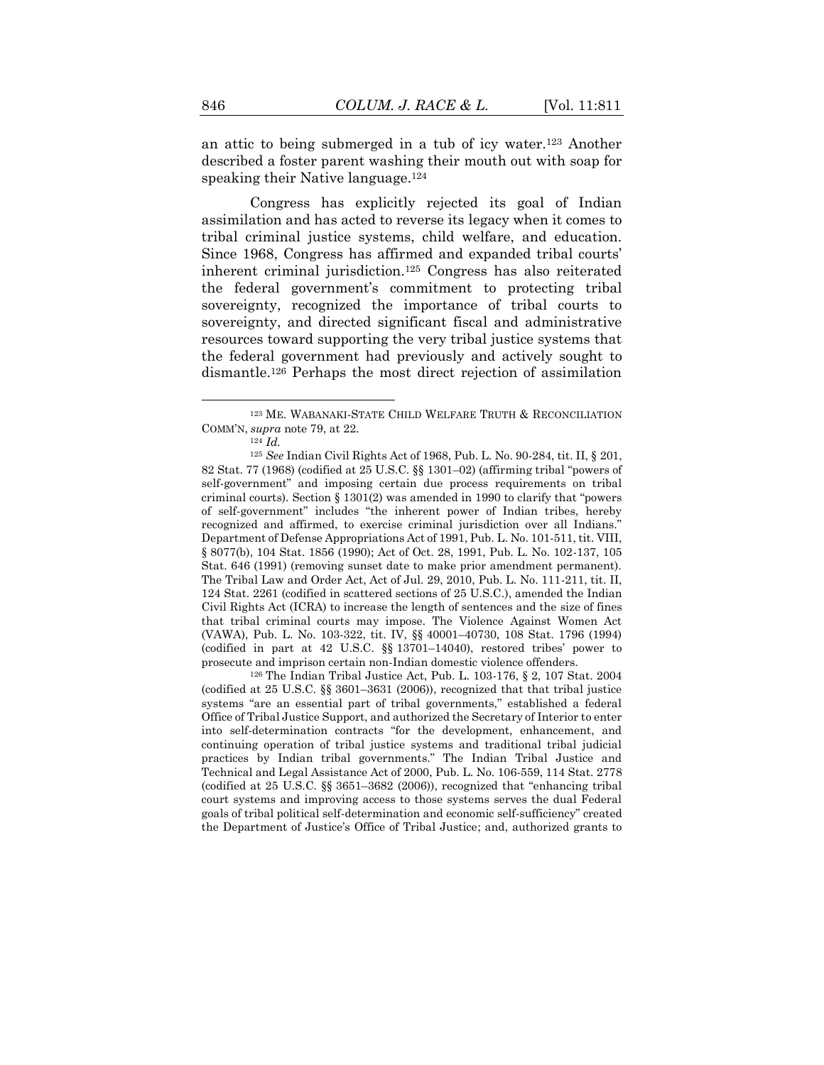an attic to being submerged in a tub of icy water.[123] Another described a foster parent washing their mouth out with soap for speaking their Native language.[124]

Congress has explicitly rejected its goal of Indian assimilation and has acted to reverse its legacy when it comes to tribal criminal justice systems, child welfare, and education. Since 1968, Congress has affirmed and expanded tribal courts' inherent criminal jurisdiction.[125] Congress has also reiterated the federal government's commitment to protecting tribal sovereignty, recognized the importance of tribal courts to sovereignty, and directed significant fiscal and administrative resources toward supporting the very tribal justice systems that the federal government had previously and actively sought to dismantle.[126] Perhaps the most direct rejection of assimilation

---

[123] ME. WABANAKI-STATE CHILD WELFARE TRUTH & RECONCILIATION COMM'N, *supra* note 79, at 22.

[124] *Id.*

[125] *See* Indian Civil Rights Act of 1968, Pub. L. No. 90-284, tit. II, § 201, 82 Stat. 77 (1968) (codified at 25 U.S.C. §§ 1301–02) (affirming tribal "powers of self-government" and imposing certain due process requirements on tribal criminal courts). Section § 1301(2) was amended in 1990 to clarify that "powers of self-government" includes "the inherent power of Indian tribes, hereby recognized and affirmed, to exercise criminal jurisdiction over all Indians." Department of Defense Appropriations Act of 1991, Pub. L. No. 101-511, tit. VIII, § 8077(b), 104 Stat. 1856 (1990); Act of Oct. 28, 1991, Pub. L. No. 102-137, 105 Stat. 646 (1991) (removing sunset date to make prior amendment permanent). The Tribal Law and Order Act, Act of Jul. 29, 2010, Pub. L. No. 111-211, tit. II, 124 Stat. 2261 (codified in scattered sections of 25 U.S.C.), amended the Indian Civil Rights Act (ICRA) to increase the length of sentences and the size of fines that tribal criminal courts may impose. The Violence Against Women Act (VAWA), Pub. L. No. 103-322, tit. IV, §§ 40001–40730, 108 Stat. 1796 (1994) (codified in part at 42 U.S.C. §§ 13701–14040), restored tribes' power to prosecute and imprison certain non-Indian domestic violence offenders.

[126] The Indian Tribal Justice Act, Pub. L. 103-176, § 2, 107 Stat. 2004 (codified at 25 U.S.C. §§ 3601–3631 (2006)), recognized that that tribal justice systems "are an essential part of tribal governments," established a federal Office of Tribal Justice Support, and authorized the Secretary of Interior to enter into self-determination contracts "for the development, enhancement, and continuing operation of tribal justice systems and traditional tribal judicial practices by Indian tribal governments." The Indian Tribal Justice and Technical and Legal Assistance Act of 2000, Pub. L. No. 106-559, 114 Stat. 2778 (codified at 25 U.S.C. §§ 3651–3682 (2006)), recognized that "enhancing tribal court systems and improving access to those systems serves the dual Federal goals of tribal political self-determination and economic self-sufficiency" created the Department of Justice's Office of Tribal Justice; and, authorized grants to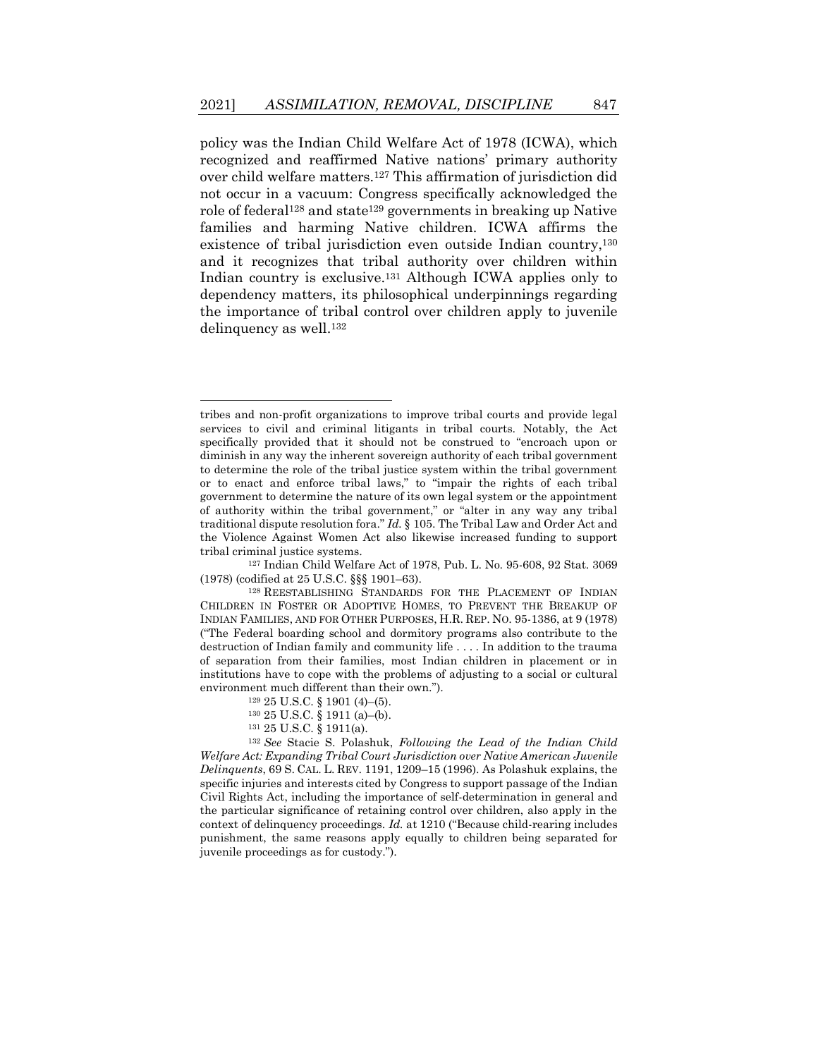policy was the Indian Child Welfare Act of 1978 (ICWA), which recognized and reaffirmed Native nations' primary authority over child welfare matters.[127] This affirmation of jurisdiction did not occur in a vacuum: Congress specifically acknowledged the role of federal[128] and state[129] governments in breaking up Native families and harming Native children. ICWA affirms the existence of tribal jurisdiction even outside Indian country,[130] and it recognizes that tribal authority over children within Indian country is exclusive.[131] Although ICWA applies only to dependency matters, its philosophical underpinnings regarding the importance of tribal control over children apply to juvenile delinquency as well.[132]

---

tribes and non-profit organizations to improve tribal courts and provide legal services to civil and criminal litigants in tribal courts. Notably, the Act specifically provided that it should not be construed to "encroach upon or diminish in any way the inherent sovereign authority of each tribal government to determine the role of the tribal justice system within the tribal government or to enact and enforce tribal laws," to "impair the rights of each tribal government to determine the nature of its own legal system or the appointment of authority within the tribal government," or "alter in any way any tribal traditional dispute resolution fora." *Id.* § 105. The Tribal Law and Order Act and the Violence Against Women Act also likewise increased funding to support tribal criminal justice systems.

[127] Indian Child Welfare Act of 1978, Pub. L. No. 95-608, 92 Stat. 3069 (1978) (codified at 25 U.S.C. §§§ 1901–63).

[128] REESTABLISHING STANDARDS FOR THE PLACEMENT OF INDIAN CHILDREN IN FOSTER OR ADOPTIVE HOMES, TO PREVENT THE BREAKUP OF INDIAN FAMILIES, AND FOR OTHER PURPOSES, H.R. REP. NO. 95-1386, at 9 (1978) ("The Federal boarding school and dormitory programs also contribute to the destruction of Indian family and community life . . . . In addition to the trauma of separation from their families, most Indian children in placement or in institutions have to cope with the problems of adjusting to a social or cultural environment much different than their own.").

[129] 25 U.S.C. § 1901 (4)–(5).

[130] 25 U.S.C. § 1911 (a)–(b).

[131] 25 U.S.C. § 1911(a).

[132] *See* Stacie S. Polashuk, *Following the Lead of the Indian Child Welfare Act: Expanding Tribal Court Jurisdiction over Native American Juvenile Delinquents*, 69 S. CAL. L. REV. 1191, 1209–15 (1996). As Polashuk explains, the specific injuries and interests cited by Congress to support passage of the Indian Civil Rights Act, including the importance of self-determination in general and the particular significance of retaining control over children, also apply in the context of delinquency proceedings. *Id.* at 1210 ("Because child-rearing includes punishment, the same reasons apply equally to children being separated for juvenile proceedings as for custody.").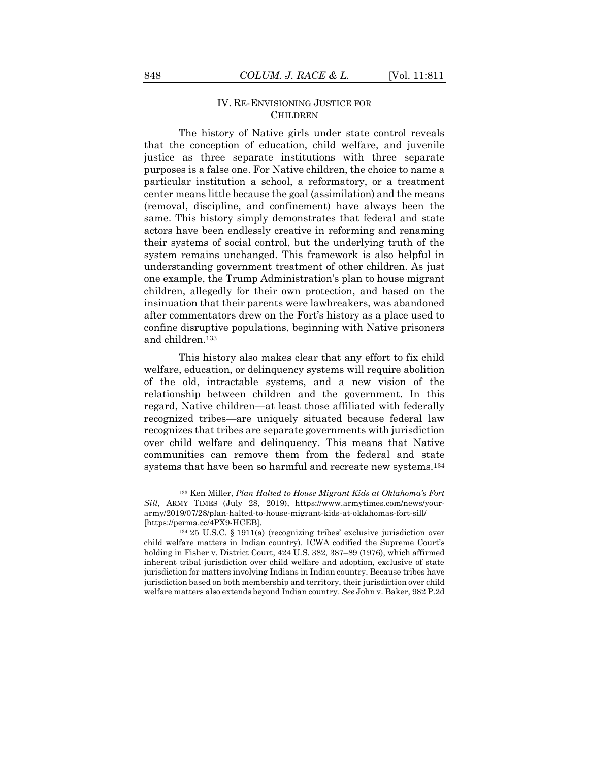## IV. RE-ENVISIONING JUSTICE FOR CHILDREN

The history of Native girls under state control reveals that the conception of education, child welfare, and juvenile justice as three separate institutions with three separate purposes is a false one. For Native children, the choice to name a particular institution a school, a reformatory, or a treatment center means little because the goal (assimilation) and the means (removal, discipline, and confinement) have always been the same. This history simply demonstrates that federal and state actors have been endlessly creative in reforming and renaming their systems of social control, but the underlying truth of the system remains unchanged. This framework is also helpful in understanding government treatment of other children. As just one example, the Trump Administration's plan to house migrant children, allegedly for their own protection, and based on the insinuation that their parents were lawbreakers, was abandoned after commentators drew on the Fort's history as a place used to confine disruptive populations, beginning with Native prisoners and children.[133]

This history also makes clear that any effort to fix child welfare, education, or delinquency systems will require abolition of the old, intractable systems, and a new vision of the relationship between children and the government. In this regard, Native children—at least those affiliated with federally recognized tribes—are uniquely situated because federal law recognizes that tribes are separate governments with jurisdiction over child welfare and delinquency. This means that Native communities can remove them from the federal and state systems that have been so harmful and recreate new systems.[134]

---

[133] Ken Miller, *Plan Halted to House Migrant Kids at Oklahoma's Fort Sill*, ARMY TIMES (July 28, 2019), https://www.armytimes.com/news/your-army/2019/07/28/plan-halted-to-house-migrant-kids-at-oklahomas-fort-sill/ [https://perma.cc/4PX9-HCEB].

[134] 25 U.S.C. § 1911(a) (recognizing tribes' exclusive jurisdiction over child welfare matters in Indian country). ICWA codified the Supreme Court's holding in Fisher v. District Court, 424 U.S. 382, 387–89 (1976), which affirmed inherent tribal jurisdiction over child welfare and adoption, exclusive of state jurisdiction for matters involving Indians in Indian country. Because tribes have jurisdiction based on both membership and territory, their jurisdiction over child welfare matters also extends beyond Indian country. *See* John v. Baker, 982 P.2d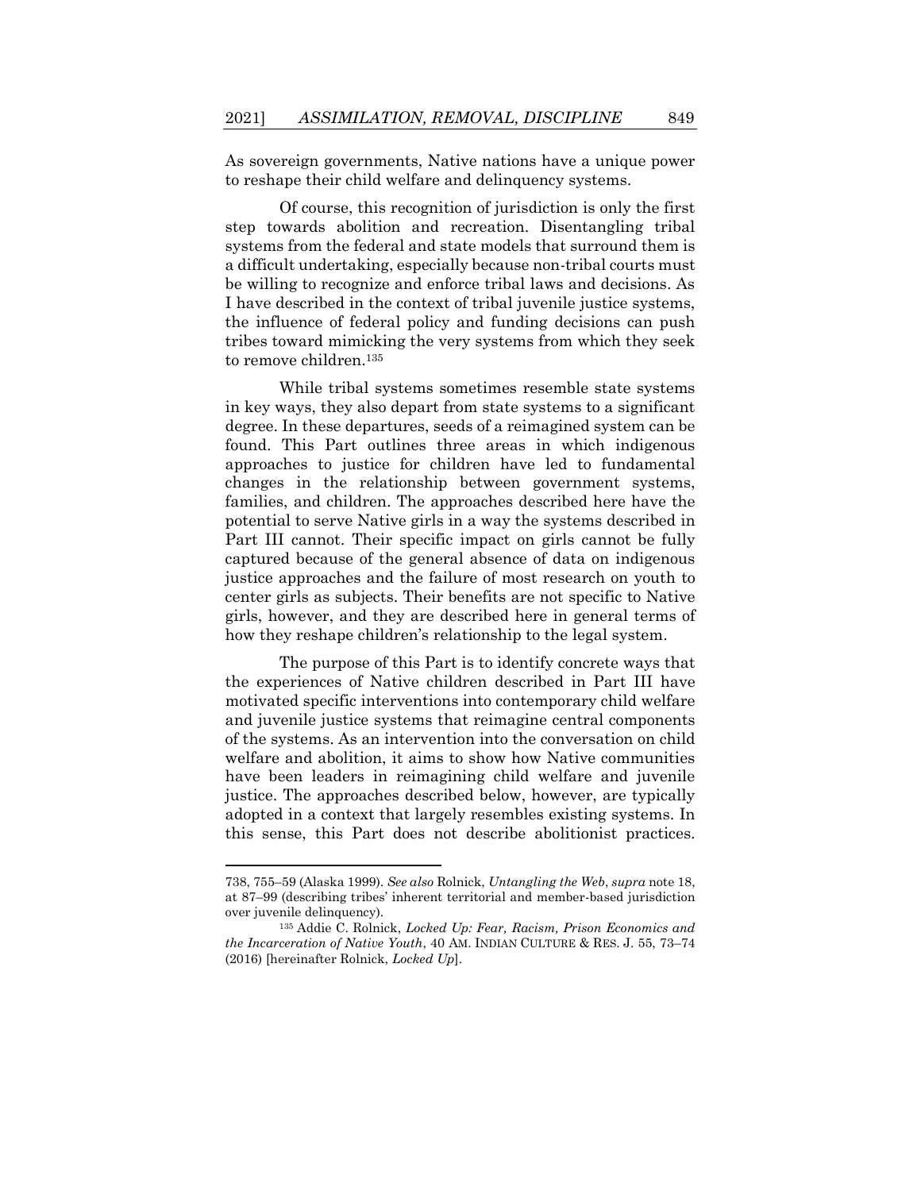As sovereign governments, Native nations have a unique power to reshape their child welfare and delinquency systems.

Of course, this recognition of jurisdiction is only the first step towards abolition and recreation. Disentangling tribal systems from the federal and state models that surround them is a difficult undertaking, especially because non-tribal courts must be willing to recognize and enforce tribal laws and decisions. As I have described in the context of tribal juvenile justice systems, the influence of federal policy and funding decisions can push tribes toward mimicking the very systems from which they seek to remove children.[135]

While tribal systems sometimes resemble state systems in key ways, they also depart from state systems to a significant degree. In these departures, seeds of a reimagined system can be found. This Part outlines three areas in which indigenous approaches to justice for children have led to fundamental changes in the relationship between government systems, families, and children. The approaches described here have the potential to serve Native girls in a way the systems described in Part III cannot. Their specific impact on girls cannot be fully captured because of the general absence of data on indigenous justice approaches and the failure of most research on youth to center girls as subjects. Their benefits are not specific to Native girls, however, and they are described here in general terms of how they reshape children's relationship to the legal system.

The purpose of this Part is to identify concrete ways that the experiences of Native children described in Part III have motivated specific interventions into contemporary child welfare and juvenile justice systems that reimagine central components of the systems. As an intervention into the conversation on child welfare and abolition, it aims to show how Native communities have been leaders in reimagining child welfare and juvenile justice. The approaches described below, however, are typically adopted in a context that largely resembles existing systems. In this sense, this Part does not describe abolitionist practices.

---

738, 755–59 (Alaska 1999). *See also* Rolnick, *Untangling the Web*, *supra* note 18, at 87–99 (describing tribes' inherent territorial and member-based jurisdiction over juvenile delinquency).

[135] Addie C. Rolnick, *Locked Up: Fear, Racism, Prison Economics and the Incarceration of Native Youth*, 40 AM. INDIAN CULTURE & RES. J. 55, 73–74 (2016) [hereinafter Rolnick, *Locked Up*].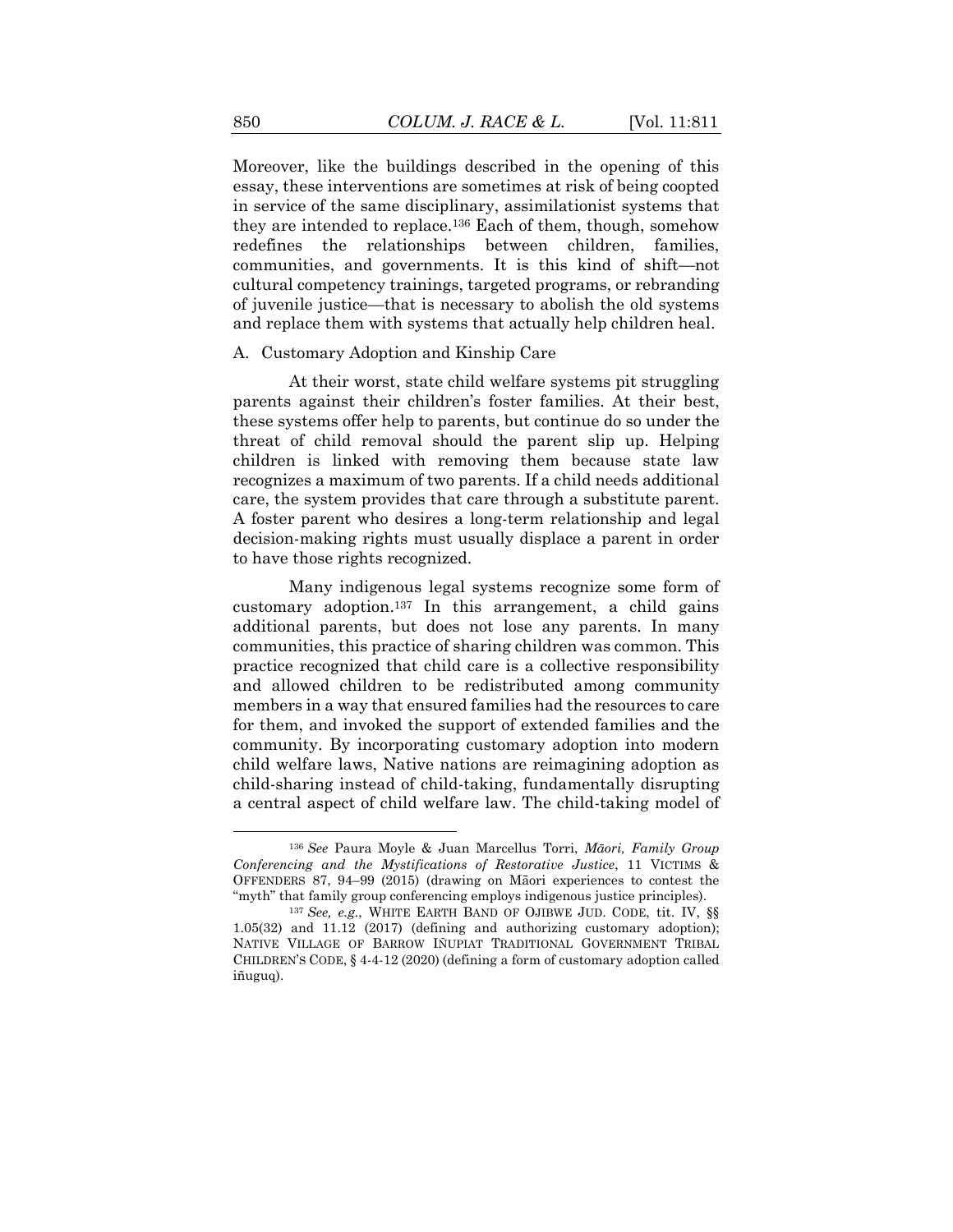Moreover, like the buildings described in the opening of this essay, these interventions are sometimes at risk of being coopted in service of the same disciplinary, assimilationist systems that they are intended to replace.[136] Each of them, though, somehow redefines the relationships between children, families, communities, and governments. It is this kind of shift—not cultural competency trainings, targeted programs, or rebranding of juvenile justice—that is necessary to abolish the old systems and replace them with systems that actually help children heal.

### A. Customary Adoption and Kinship Care

At their worst, state child welfare systems pit struggling parents against their children's foster families. At their best, these systems offer help to parents, but continue do so under the threat of child removal should the parent slip up. Helping children is linked with removing them because state law recognizes a maximum of two parents. If a child needs additional care, the system provides that care through a substitute parent. A foster parent who desires a long-term relationship and legal decision-making rights must usually displace a parent in order to have those rights recognized.

Many indigenous legal systems recognize some form of customary adoption.[137] In this arrangement, a child gains additional parents, but does not lose any parents. In many communities, this practice of sharing children was common. This practice recognized that child care is a collective responsibility and allowed children to be redistributed among community members in a way that ensured families had the resources to care for them, and invoked the support of extended families and the community. By incorporating customary adoption into modern child welfare laws, Native nations are reimagining adoption as child-sharing instead of child-taking, fundamentally disrupting a central aspect of child welfare law. The child-taking model of

---

[136] *See* Paura Moyle & Juan Marcellus Torri, *Māori, Family Group Conferencing and the Mystifications of Restorative Justice*, 11 VICTIMS & OFFENDERS 87, 94–99 (2015) (drawing on Māori experiences to contest the "myth" that family group conferencing employs indigenous justice principles).

[137] *See, e.g.*, WHITE EARTH BAND OF OJIBWE JUD. CODE, tit. IV, §§ 1.05(32) and 11.12 (2017) (defining and authorizing customary adoption); NATIVE VILLAGE OF BARROW IÑUPIAT TRADITIONAL GOVERNMENT TRIBAL CHILDREN'S CODE, § 4-4-12 (2020) (defining a form of customary adoption called iñuguq).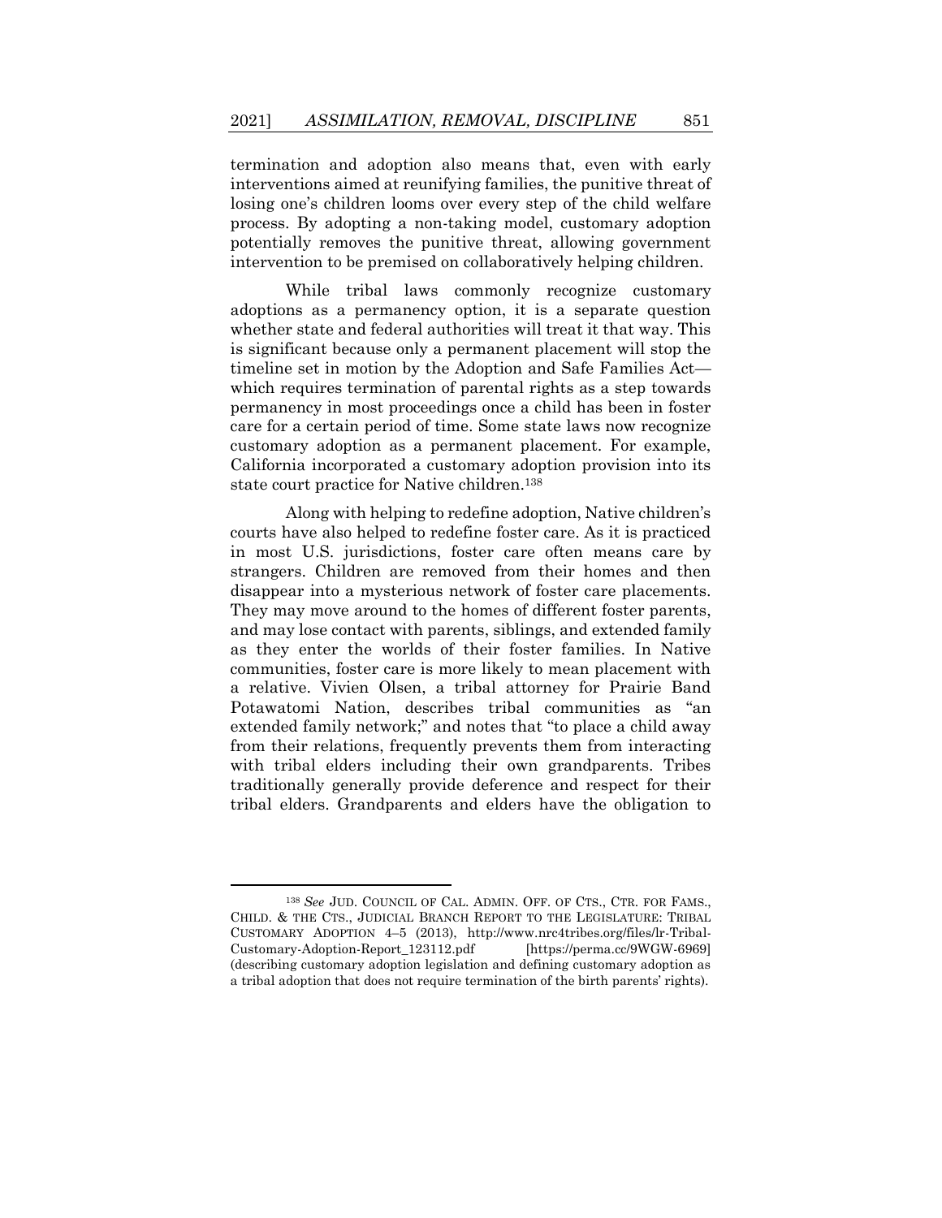termination and adoption also means that, even with early interventions aimed at reunifying families, the punitive threat of losing one's children looms over every step of the child welfare process. By adopting a non-taking model, customary adoption potentially removes the punitive threat, allowing government intervention to be premised on collaboratively helping children.

While tribal laws commonly recognize customary adoptions as a permanency option, it is a separate question whether state and federal authorities will treat it that way. This is significant because only a permanent placement will stop the timeline set in motion by the Adoption and Safe Families Act—which requires termination of parental rights as a step towards permanency in most proceedings once a child has been in foster care for a certain period of time. Some state laws now recognize customary adoption as a permanent placement. For example, California incorporated a customary adoption provision into its state court practice for Native children.[138]

Along with helping to redefine adoption, Native children's courts have also helped to redefine foster care. As it is practiced in most U.S. jurisdictions, foster care often means care by strangers. Children are removed from their homes and then disappear into a mysterious network of foster care placements. They may move around to the homes of different foster parents, and may lose contact with parents, siblings, and extended family as they enter the worlds of their foster families. In Native communities, foster care is more likely to mean placement with a relative. Vivien Olsen, a tribal attorney for Prairie Band Potawatomi Nation, describes tribal communities as "an extended family network;" and notes that "to place a child away from their relations, frequently prevents them from interacting with tribal elders including their own grandparents. Tribes traditionally generally provide deference and respect for their tribal elders. Grandparents and elders have the obligation to

---

[138] *See* JUD. COUNCIL OF CAL. ADMIN. OFF. OF CTS., CTR. FOR FAMS., CHILD. & THE CTS., JUDICIAL BRANCH REPORT TO THE LEGISLATURE: TRIBAL CUSTOMARY ADOPTION 4–5 (2013), http://www.nrc4tribes.org/files/lr-Tribal-Customary-Adoption-Report_123112.pdf [https://perma.cc/9WGW-6969] (describing customary adoption legislation and defining customary adoption as a tribal adoption that does not require termination of the birth parents' rights).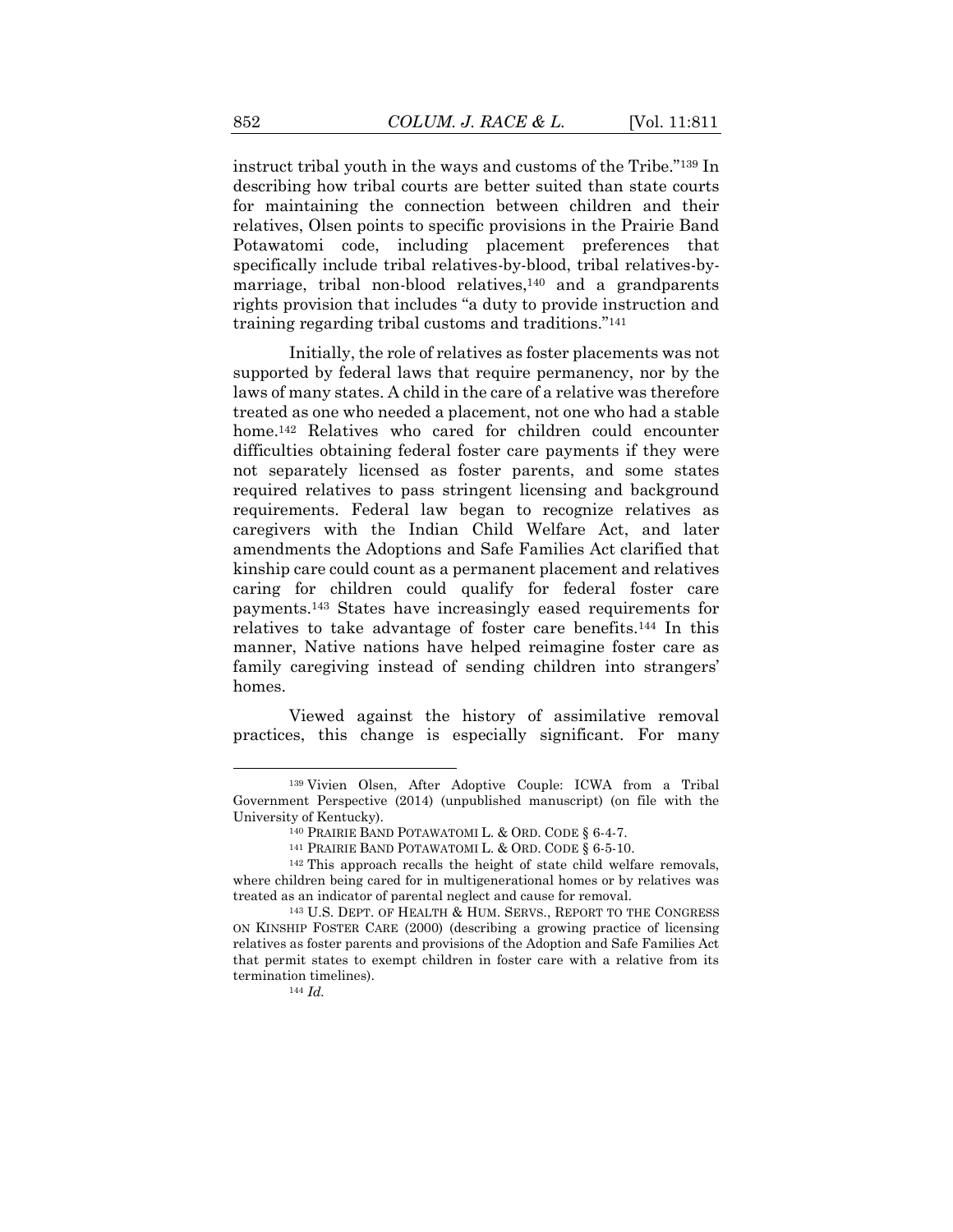instruct tribal youth in the ways and customs of the Tribe."[139] In describing how tribal courts are better suited than state courts for maintaining the connection between children and their relatives, Olsen points to specific provisions in the Prairie Band Potawatomi code, including placement preferences that specifically include tribal relatives-by-blood, tribal relatives-by-marriage, tribal non-blood relatives,[140] and a grandparents rights provision that includes "a duty to provide instruction and training regarding tribal customs and traditions."[141]

Initially, the role of relatives as foster placements was not supported by federal laws that require permanency, nor by the laws of many states. A child in the care of a relative was therefore treated as one who needed a placement, not one who had a stable home.[142] Relatives who cared for children could encounter difficulties obtaining federal foster care payments if they were not separately licensed as foster parents, and some states required relatives to pass stringent licensing and background requirements. Federal law began to recognize relatives as caregivers with the Indian Child Welfare Act, and later amendments the Adoptions and Safe Families Act clarified that kinship care could count as a permanent placement and relatives caring for children could qualify for federal foster care payments.[143] States have increasingly eased requirements for relatives to take advantage of foster care benefits.[144] In this manner, Native nations have helped reimagine foster care as family caregiving instead of sending children into strangers' homes.

Viewed against the history of assimilative removal practices, this change is especially significant. For many

---

[139] Vivien Olsen, After Adoptive Couple: ICWA from a Tribal Government Perspective (2014) (unpublished manuscript) (on file with the University of Kentucky).

[140] PRAIRIE BAND POTAWATOMI L. & ORD. CODE § 6-4-7.

[141] PRAIRIE BAND POTAWATOMI L. & ORD. CODE § 6-5-10.

[142] This approach recalls the height of state child welfare removals, where children being cared for in multigenerational homes or by relatives was treated as an indicator of parental neglect and cause for removal.

[143] U.S. DEPT. OF HEALTH & HUM. SERVS., REPORT TO THE CONGRESS ON KINSHIP FOSTER CARE (2000) (describing a growing practice of licensing relatives as foster parents and provisions of the Adoption and Safe Families Act that permit states to exempt children in foster care with a relative from its termination timelines).

[144] *Id.*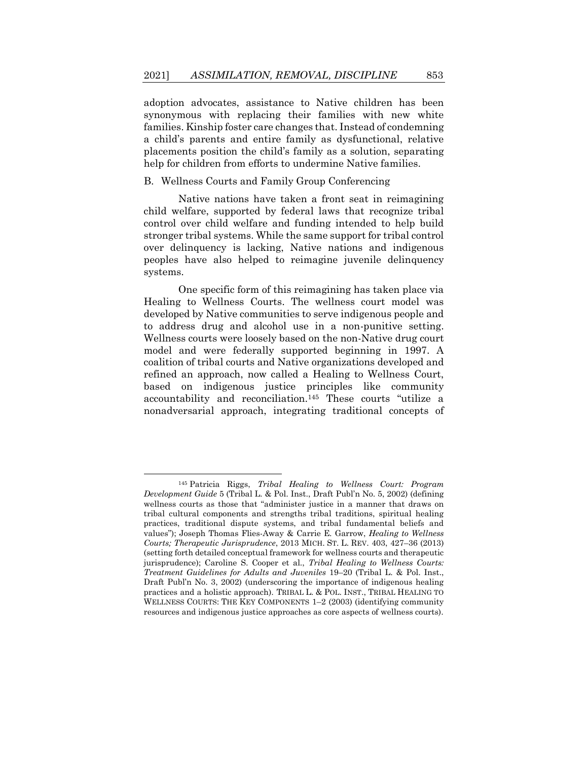adoption advocates, assistance to Native children has been synonymous with replacing their families with new white families. Kinship foster care changes that. Instead of condemning a child's parents and entire family as dysfunctional, relative placements position the child's family as a solution, separating help for children from efforts to undermine Native families.

### B. Wellness Courts and Family Group Conferencing

Native nations have taken a front seat in reimagining child welfare, supported by federal laws that recognize tribal control over child welfare and funding intended to help build stronger tribal systems. While the same support for tribal control over delinquency is lacking, Native nations and indigenous peoples have also helped to reimagine juvenile delinquency systems.

One specific form of this reimagining has taken place via Healing to Wellness Courts. The wellness court model was developed by Native communities to serve indigenous people and to address drug and alcohol use in a non-punitive setting. Wellness courts were loosely based on the non-Native drug court model and were federally supported beginning in 1997. A coalition of tribal courts and Native organizations developed and refined an approach, now called a Healing to Wellness Court, based on indigenous justice principles like community accountability and reconciliation.[145] These courts "utilize a nonadversarial approach, integrating traditional concepts of

---

[145] Patricia Riggs, *Tribal Healing to Wellness Court: Program Development Guide* 5 (Tribal L. & Pol. Inst., Draft Publ'n No. 5, 2002) (defining wellness courts as those that "administer justice in a manner that draws on tribal cultural components and strengths tribal traditions, spiritual healing practices, traditional dispute systems, and tribal fundamental beliefs and values"); Joseph Thomas Flies-Away & Carrie E. Garrow, *Healing to Wellness Courts; Therapeutic Jurisprudence*, 2013 MICH. ST. L. REV. 403, 427–36 (2013) (setting forth detailed conceptual framework for wellness courts and therapeutic jurisprudence); Caroline S. Cooper et al., *Tribal Healing to Wellness Courts: Treatment Guidelines for Adults and Juveniles* 19–20 (Tribal L. & Pol. Inst., Draft Publ'n No. 3, 2002) (underscoring the importance of indigenous healing practices and a holistic approach). TRIBAL L. & POL. INST., TRIBAL HEALING TO WELLNESS COURTS: THE KEY COMPONENTS 1–2 (2003) (identifying community resources and indigenous justice approaches as core aspects of wellness courts).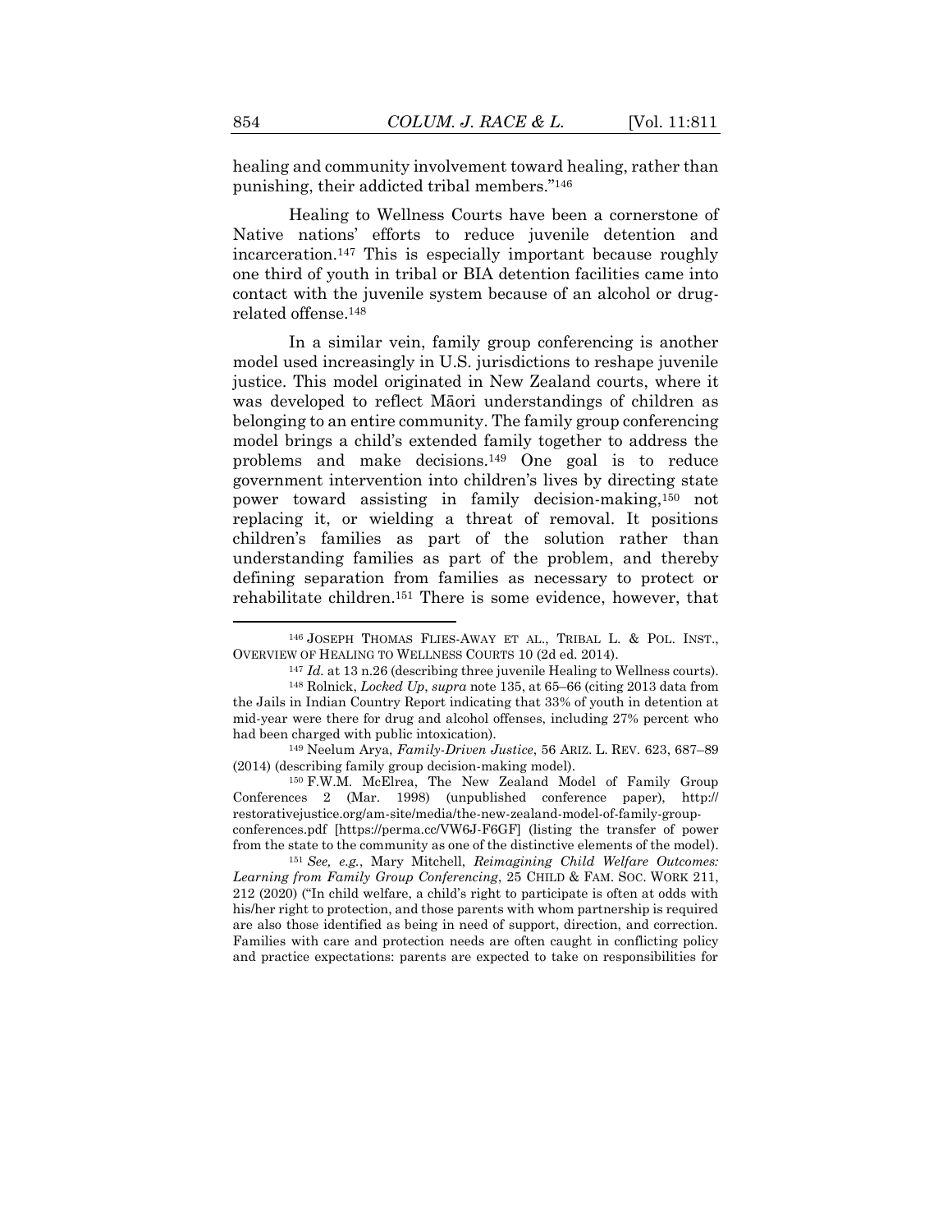healing and community involvement toward healing, rather than punishing, their addicted tribal members."[146]

Healing to Wellness Courts have been a cornerstone of Native nations' efforts to reduce juvenile detention and incarceration.[147] This is especially important because roughly one third of youth in tribal or BIA detention facilities came into contact with the juvenile system because of an alcohol or drug-related offense.[148]

In a similar vein, family group conferencing is another model used increasingly in U.S. jurisdictions to reshape juvenile justice. This model originated in New Zealand courts, where it was developed to reflect Māori understandings of children as belonging to an entire community. The family group conferencing model brings a child's extended family together to address the problems and make decisions.[149] One goal is to reduce government intervention into children's lives by directing state power toward assisting in family decision-making,[150] not replacing it, or wielding a threat of removal. It positions children's families as part of the solution rather than understanding families as part of the problem, and thereby defining separation from families as necessary to protect or rehabilitate children.[151] There is some evidence, however, that

---

[146] JOSEPH THOMAS FLIES-AWAY ET AL., TRIBAL L. & POL. INST., OVERVIEW OF HEALING TO WELLNESS COURTS 10 (2d ed. 2014).

[147] *Id.* at 13 n.26 (describing three juvenile Healing to Wellness courts).

[148] Rolnick, *Locked Up*, *supra* note 135, at 65–66 (citing 2013 data from the Jails in Indian Country Report indicating that 33% of youth in detention at mid-year were there for drug and alcohol offenses, including 27% percent who had been charged with public intoxication).

[149] Neelum Arya, *Family-Driven Justice*, 56 ARIZ. L. REV. 623, 687–89 (2014) (describing family group decision-making model).

[150] F.W.M. McElrea, The New Zealand Model of Family Group Conferences 2 (Mar. 1998) (unpublished conference paper), http://restorativejustice.org/am-site/media/the-new-zealand-model-of-family-group-conferences.pdf [https://perma.cc/VW6J-F6GF] (listing the transfer of power from the state to the community as one of the distinctive elements of the model).

[151] *See, e.g.*, Mary Mitchell, *Reimagining Child Welfare Outcomes: Learning from Family Group Conferencing*, 25 CHILD & FAM. SOC. WORK 211, 212 (2020) ("In child welfare, a child's right to participate is often at odds with his/her right to protection, and those parents with whom partnership is required are also those identified as being in need of support, direction, and correction. Families with care and protection needs are often caught in conflicting policy and practice expectations: parents are expected to take on responsibilities for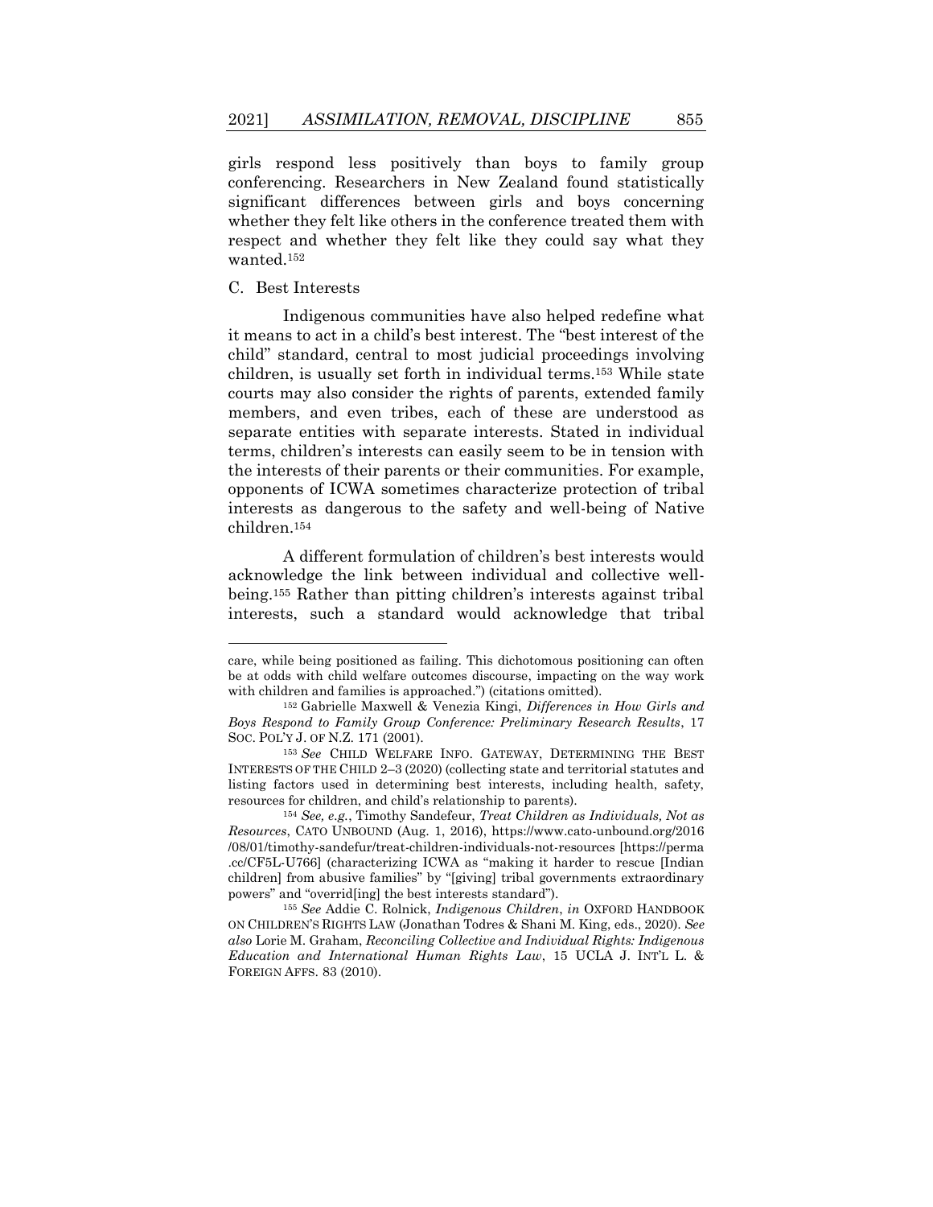girls respond less positively than boys to family group conferencing. Researchers in New Zealand found statistically significant differences between girls and boys concerning whether they felt like others in the conference treated them with respect and whether they felt like they could say what they wanted.[152]

### C. Best Interests

Indigenous communities have also helped redefine what it means to act in a child's best interest. The "best interest of the child" standard, central to most judicial proceedings involving children, is usually set forth in individual terms.[153] While state courts may also consider the rights of parents, extended family members, and even tribes, each of these are understood as separate entities with separate interests. Stated in individual terms, children's interests can easily seem to be in tension with the interests of their parents or their communities. For example, opponents of ICWA sometimes characterize protection of tribal interests as dangerous to the safety and well-being of Native children.[154]

A different formulation of children's best interests would acknowledge the link between individual and collective well-being.[155] Rather than pitting children's interests against tribal interests, such a standard would acknowledge that tribal

---

care, while being positioned as failing. This dichotomous positioning can often be at odds with child welfare outcomes discourse, impacting on the way work with children and families is approached.") (citations omitted).

[152] Gabrielle Maxwell & Venezia Kingi, *Differences in How Girls and Boys Respond to Family Group Conference: Preliminary Research Results*, 17 SOC. POL'Y J. OF N.Z. 171 (2001).

[153] *See* CHILD WELFARE INFO. GATEWAY, DETERMINING THE BEST INTERESTS OF THE CHILD 2–3 (2020) (collecting state and territorial statutes and listing factors used in determining best interests, including health, safety, resources for children, and child's relationship to parents).

[154] *See, e.g.*, Timothy Sandefeur, *Treat Children as Individuals, Not as Resources*, CATO UNBOUND (Aug. 1, 2016), https://www.cato-unbound.org/2016/08/01/timothy-sandefur/treat-children-individuals-not-resources [https://perma.cc/CF5L-U766] (characterizing ICWA as "making it harder to rescue [Indian children] from abusive families" by "[giving] tribal governments extraordinary powers" and "overrid[ing] the best interests standard").

[155] *See* Addie C. Rolnick, *Indigenous Children*, *in* OXFORD HANDBOOK ON CHILDREN'S RIGHTS LAW (Jonathan Todres & Shani M. King, eds., 2020). *See also* Lorie M. Graham, *Reconciling Collective and Individual Rights: Indigenous Education and International Human Rights Law*, 15 UCLA J. INT'L L. & FOREIGN AFFS. 83 (2010).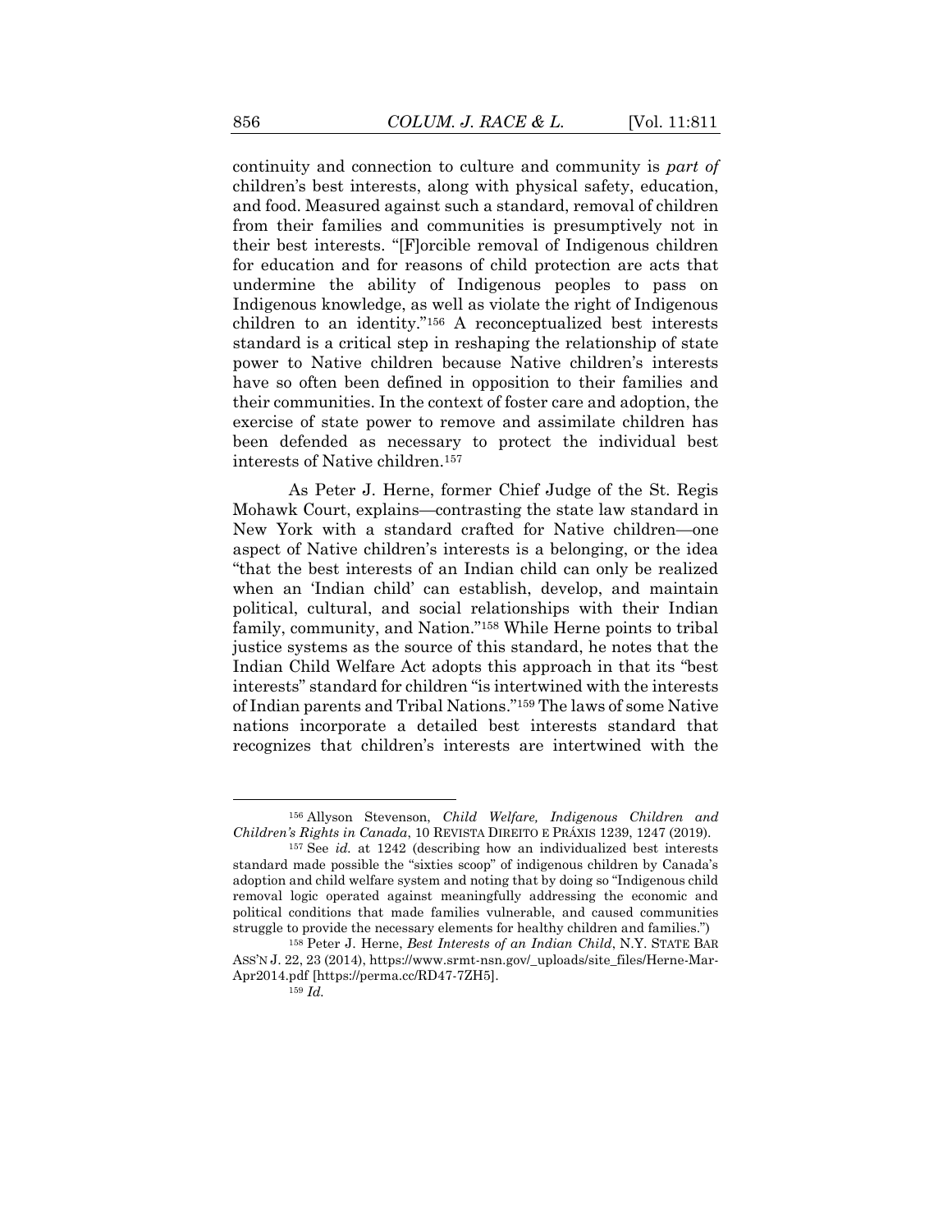continuity and connection to culture and community is *part of* children's best interests, along with physical safety, education, and food. Measured against such a standard, removal of children from their families and communities is presumptively not in their best interests. "[F]orcible removal of Indigenous children for education and for reasons of child protection are acts that undermine the ability of Indigenous peoples to pass on Indigenous knowledge, as well as violate the right of Indigenous children to an identity."[156] A reconceptualized best interests standard is a critical step in reshaping the relationship of state power to Native children because Native children's interests have so often been defined in opposition to their families and their communities. In the context of foster care and adoption, the exercise of state power to remove and assimilate children has been defended as necessary to protect the individual best interests of Native children.[157]

As Peter J. Herne, former Chief Judge of the St. Regis Mohawk Court, explains—contrasting the state law standard in New York with a standard crafted for Native children—one aspect of Native children's interests is a belonging, or the idea "that the best interests of an Indian child can only be realized when an 'Indian child' can establish, develop, and maintain political, cultural, and social relationships with their Indian family, community, and Nation."[158] While Herne points to tribal justice systems as the source of this standard, he notes that the Indian Child Welfare Act adopts this approach in that its "best interests" standard for children "is intertwined with the interests of Indian parents and Tribal Nations."[159] The laws of some Native nations incorporate a detailed best interests standard that recognizes that children's interests are intertwined with the

---

[156] Allyson Stevenson, *Child Welfare, Indigenous Children and Children's Rights in Canada*, 10 REVISTA DIREITO E PRÁXIS 1239, 1247 (2019).

[157] See *id.* at 1242 (describing how an individualized best interests standard made possible the "sixties scoop" of indigenous children by Canada's adoption and child welfare system and noting that by doing so "Indigenous child removal logic operated against meaningfully addressing the economic and political conditions that made families vulnerable, and caused communities struggle to provide the necessary elements for healthy children and families.")

[158] Peter J. Herne, *Best Interests of an Indian Child*, N.Y. STATE BAR ASS'N J. 22, 23 (2014), https://www.srmt-nsn.gov/_uploads/site_files/Herne-Mar-Apr2014.pdf [https://perma.cc/RD47-7ZH5].

[159] *Id.*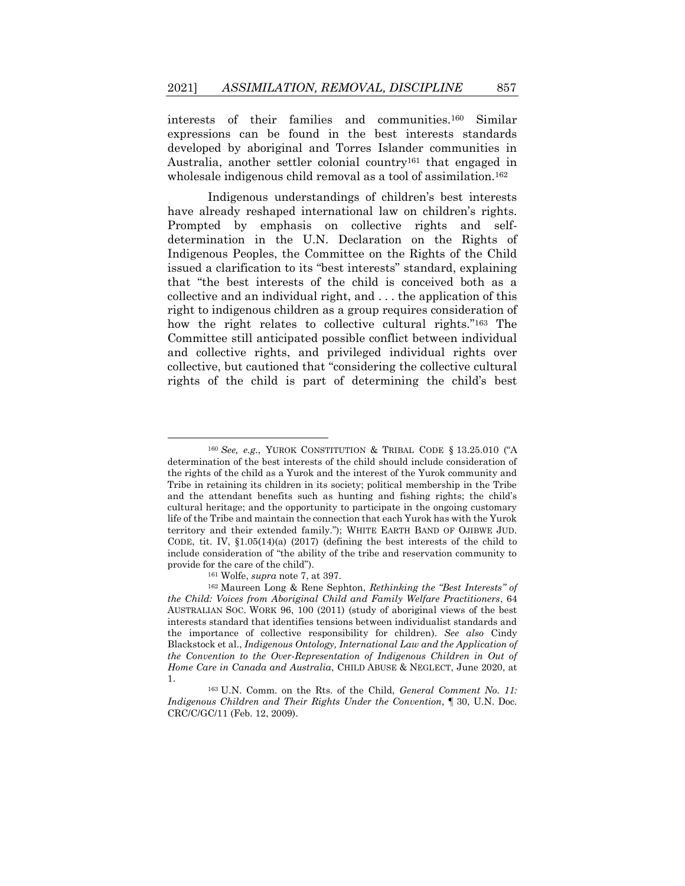interests of their families and communities.[160] Similar expressions can be found in the best interests standards developed by aboriginal and Torres Islander communities in Australia, another settler colonial country[161] that engaged in wholesale indigenous child removal as a tool of assimilation.[162]

Indigenous understandings of children's best interests have already reshaped international law on children's rights. Prompted by emphasis on collective rights and self-determination in the U.N. Declaration on the Rights of Indigenous Peoples, the Committee on the Rights of the Child issued a clarification to its "best interests" standard, explaining that "the best interests of the child is conceived both as a collective and an individual right, and . . . the application of this right to indigenous children as a group requires consideration of how the right relates to collective cultural rights."[163] The Committee still anticipated possible conflict between individual and collective rights, and privileged individual rights over collective, but cautioned that "considering the collective cultural rights of the child is part of determining the child's best

---

[160] *See, e.g.*, YUROK CONSTITUTION & TRIBAL CODE § 13.25.010 ("A determination of the best interests of the child should include consideration of the rights of the child as a Yurok and the interest of the Yurok community and Tribe in retaining its children in its society; political membership in the Tribe and the attendant benefits such as hunting and fishing rights; the child's cultural heritage; and the opportunity to participate in the ongoing customary life of the Tribe and maintain the connection that each Yurok has with the Yurok territory and their extended family."); WHITE EARTH BAND OF OJIBWE JUD. CODE, tit. IV, §1.05(14)(a) (2017) (defining the best interests of the child to include consideration of "the ability of the tribe and reservation community to provide for the care of the child").

[161] Wolfe, *supra* note 7, at 397.

[162] Maureen Long & Rene Sephton, *Rethinking the "Best Interests" of the Child: Voices from Aboriginal Child and Family Welfare Practitioners*, 64 AUSTRALIAN SOC. WORK 96, 100 (2011) (study of aboriginal views of the best interests standard that identifies tensions between individualist standards and the importance of collective responsibility for children). *See also* Cindy Blackstock et al., *Indigenous Ontology, International Law and the Application of the Convention to the Over-Representation of Indigenous Children in Out of Home Care in Canada and Australia*, CHILD ABUSE & NEGLECT, June 2020, at 1.

[163] U.N. Comm. on the Rts. of the Child, *General Comment No. 11: Indigenous Children and Their Rights Under the Convention*, ¶ 30, U.N. Doc. CRC/C/GC/11 (Feb. 12, 2009).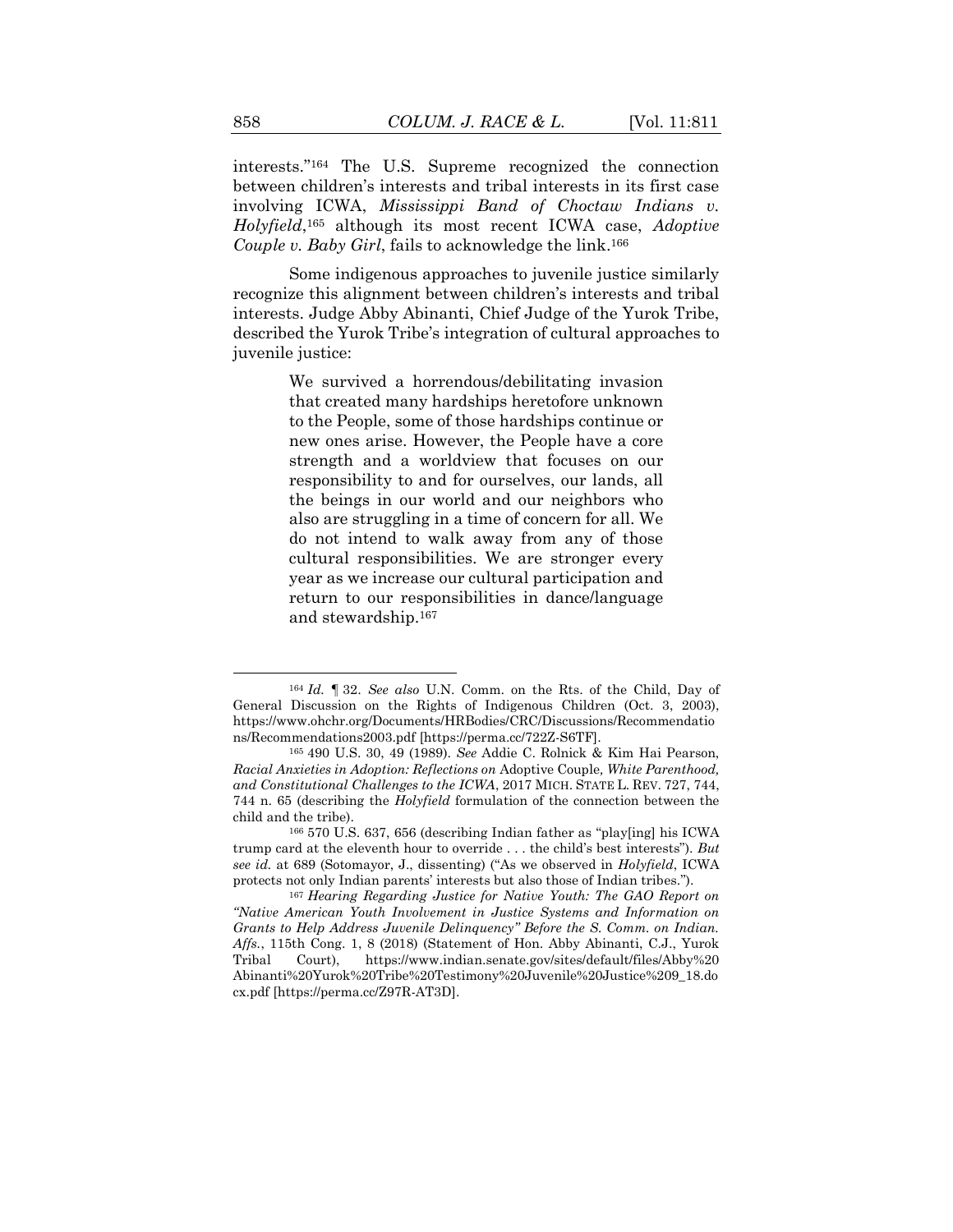interests."[164] The U.S. Supreme recognized the connection between children's interests and tribal interests in its first case involving ICWA, *Mississippi Band of Choctaw Indians v. Holyfield*,[165] although its most recent ICWA case, *Adoptive Couple v. Baby Girl*, fails to acknowledge the link.[166]

Some indigenous approaches to juvenile justice similarly recognize this alignment between children's interests and tribal interests. Judge Abby Abinanti, Chief Judge of the Yurok Tribe, described the Yurok Tribe's integration of cultural approaches to juvenile justice:

> We survived a horrendous/debilitating invasion that created many hardships heretofore unknown to the People, some of those hardships continue or new ones arise. However, the People have a core strength and a worldview that focuses on our responsibility to and for ourselves, our lands, all the beings in our world and our neighbors who also are struggling in a time of concern for all. We do not intend to walk away from any of those cultural responsibilities. We are stronger every year as we increase our cultural participation and return to our responsibilities in dance/language and stewardship.[167]

---

[164] *Id.* ¶ 32. *See also* U.N. Comm. on the Rts. of the Child, Day of General Discussion on the Rights of Indigenous Children (Oct. 3, 2003), https://www.ohchr.org/Documents/HRBodies/CRC/Discussions/Recommendations/Recommendations2003.pdf [https://perma.cc/722Z-S6TF].

[165] 490 U.S. 30, 49 (1989). *See* Addie C. Rolnick & Kim Hai Pearson, *Racial Anxieties in Adoption: Reflections on* Adoptive Couple*, White Parenthood, and Constitutional Challenges to the ICWA*, 2017 MICH. STATE L. REV. 727, 744, 744 n. 65 (describing the *Holyfield* formulation of the connection between the child and the tribe).

[166] 570 U.S. 637, 656 (describing Indian father as "play[ing] his ICWA trump card at the eleventh hour to override . . . the child's best interests"). *But see id.* at 689 (Sotomayor, J., dissenting) ("As we observed in *Holyfield*, ICWA protects not only Indian parents' interests but also those of Indian tribes.").

[167] *Hearing Regarding Justice for Native Youth: The GAO Report on "Native American Youth Involvement in Justice Systems and Information on Grants to Help Address Juvenile Delinquency" Before the S. Comm. on Indian. Affs.*, 115th Cong. 1, 8 (2018) (Statement of Hon. Abby Abinanti, C.J., Yurok Tribal Court), https://www.indian.senate.gov/sites/default/files/Abby%20Abinanti%20Yurok%20Tribe%20Testimony%20Juvenile%20Justice%209_18.docx.pdf [https://perma.cc/Z97R-AT3D].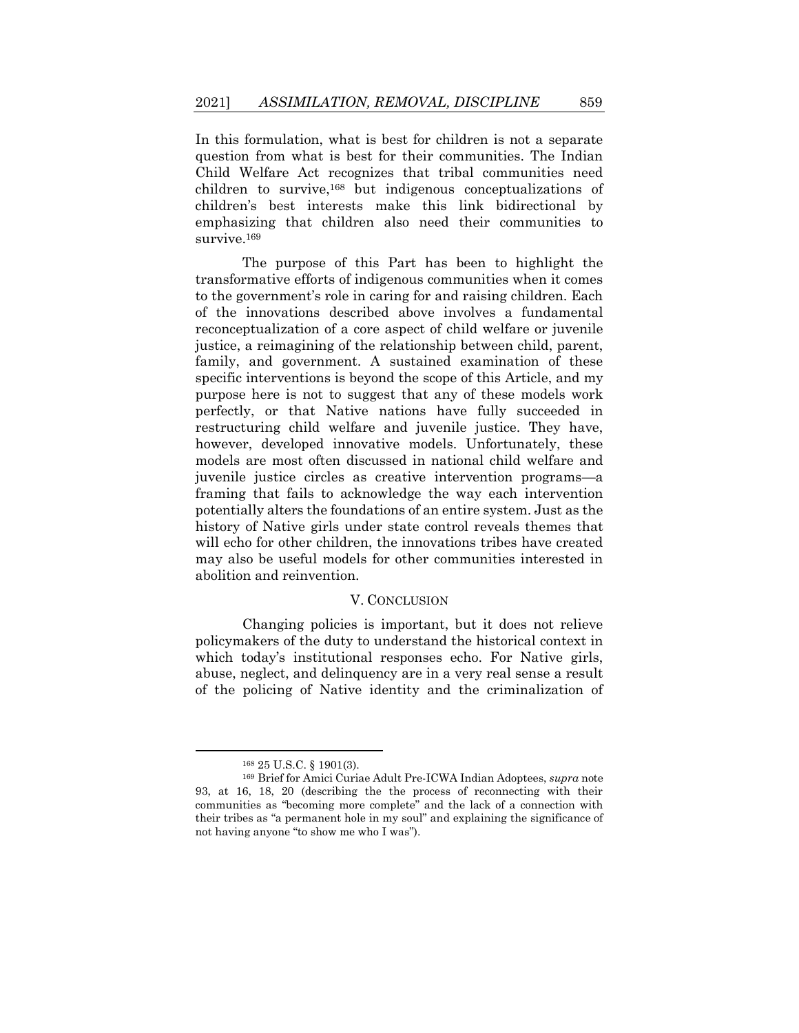In this formulation, what is best for children is not a separate question from what is best for their communities. The Indian Child Welfare Act recognizes that tribal communities need children to survive,[168] but indigenous conceptualizations of children's best interests make this link bidirectional by emphasizing that children also need their communities to survive.[169]

The purpose of this Part has been to highlight the transformative efforts of indigenous communities when it comes to the government's role in caring for and raising children. Each of the innovations described above involves a fundamental reconceptualization of a core aspect of child welfare or juvenile justice, a reimagining of the relationship between child, parent, family, and government. A sustained examination of these specific interventions is beyond the scope of this Article, and my purpose here is not to suggest that any of these models work perfectly, or that Native nations have fully succeeded in restructuring child welfare and juvenile justice. They have, however, developed innovative models. Unfortunately, these models are most often discussed in national child welfare and juvenile justice circles as creative intervention programs—a framing that fails to acknowledge the way each intervention potentially alters the foundations of an entire system. Just as the history of Native girls under state control reveals themes that will echo for other children, the innovations tribes have created may also be useful models for other communities interested in abolition and reinvention.

## V. CONCLUSION

Changing policies is important, but it does not relieve policymakers of the duty to understand the historical context in which today's institutional responses echo. For Native girls, abuse, neglect, and delinquency are in a very real sense a result of the policing of Native identity and the criminalization of

---

[168] 25 U.S.C. § 1901(3).

[169] Brief for Amici Curiae Adult Pre-ICWA Indian Adoptees, *supra* note 93, at 16, 18, 20 (describing the the process of reconnecting with their communities as "becoming more complete" and the lack of a connection with their tribes as "a permanent hole in my soul" and explaining the significance of not having anyone "to show me who I was").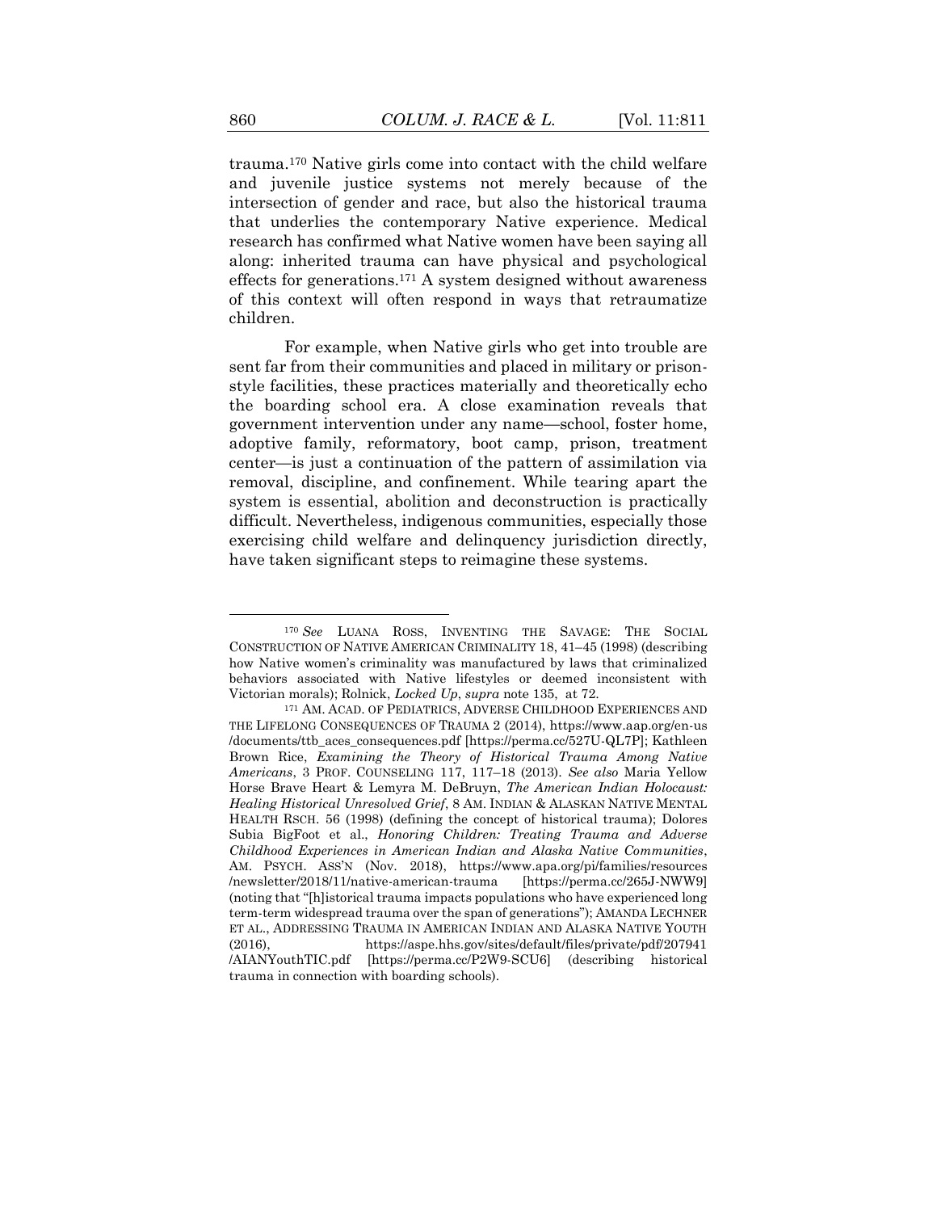trauma.[170] Native girls come into contact with the child welfare and juvenile justice systems not merely because of the intersection of gender and race, but also the historical trauma that underlies the contemporary Native experience. Medical research has confirmed what Native women have been saying all along: inherited trauma can have physical and psychological effects for generations.[171] A system designed without awareness of this context will often respond in ways that retraumatize children.

For example, when Native girls who get into trouble are sent far from their communities and placed in military or prison-style facilities, these practices materially and theoretically echo the boarding school era. A close examination reveals that government intervention under any name—school, foster home, adoptive family, reformatory, boot camp, prison, treatment center—is just a continuation of the pattern of assimilation via removal, discipline, and confinement. While tearing apart the system is essential, abolition and deconstruction is practically difficult. Nevertheless, indigenous communities, especially those exercising child welfare and delinquency jurisdiction directly, have taken significant steps to reimagine these systems.

---

[170] *See* LUANA ROSS, INVENTING THE SAVAGE: THE SOCIAL CONSTRUCTION OF NATIVE AMERICAN CRIMINALITY 18, 41–45 (1998) (describing how Native women's criminality was manufactured by laws that criminalized behaviors associated with Native lifestyles or deemed inconsistent with Victorian morals); Rolnick, *Locked Up*, *supra* note 135, at 72.

[171] AM. ACAD. OF PEDIATRICS, ADVERSE CHILDHOOD EXPERIENCES AND THE LIFELONG CONSEQUENCES OF TRAUMA 2 (2014), https://www.aap.org/en-us/documents/ttb_aces_consequences.pdf [https://perma.cc/527U-QL7P]; Kathleen Brown Rice, *Examining the Theory of Historical Trauma Among Native Americans*, 3 PROF. COUNSELING 117, 117–18 (2013). *See also* Maria Yellow Horse Brave Heart & Lemyra M. DeBruyn, *The American Indian Holocaust: Healing Historical Unresolved Grief*, 8 AM. INDIAN & ALASKAN NATIVE MENTAL HEALTH RSCH. 56 (1998) (defining the concept of historical trauma); Dolores Subia BigFoot et al., *Honoring Children: Treating Trauma and Adverse Childhood Experiences in American Indian and Alaska Native Communities*, AM. PSYCH. ASS'N (Nov. 2018), https://www.apa.org/pi/families/resources/newsletter/2018/11/native-american-trauma [https://perma.cc/265J-NWW9] (noting that "[h]istorical trauma impacts populations who have experienced long term-term widespread trauma over the span of generations"); AMANDA LECHNER ET AL., ADDRESSING TRAUMA IN AMERICAN INDIAN AND ALASKA NATIVE YOUTH (2016), https://aspe.hhs.gov/sites/default/files/private/pdf/207941/AIANYouthTIC.pdf [https://perma.cc/P2W9-SCU6] (describing historical trauma in connection with boarding schools).